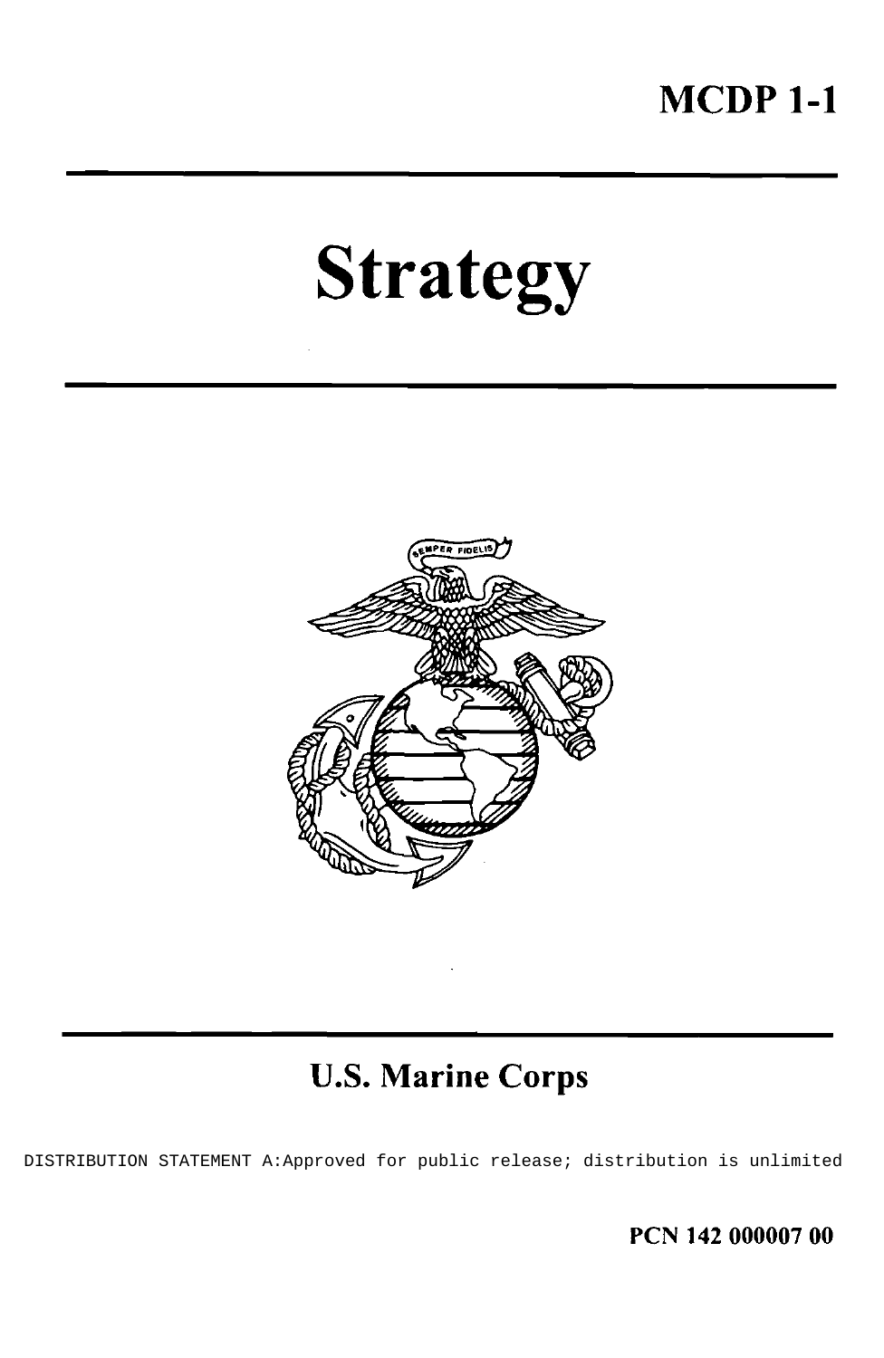MCDP 1-1

# Strategy

U.S. Marine Corps

DISTRIBUTION STATEMENT A:Approved for public release; distribution is unlimited

PCN 142 000007 00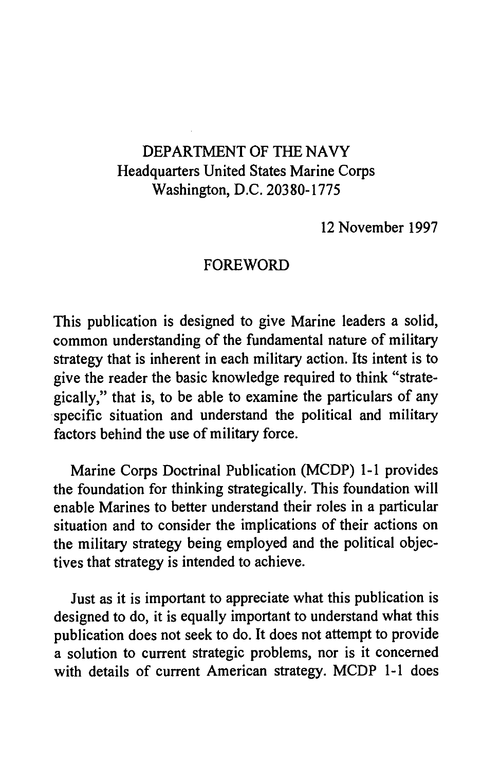DEPARTMENT OF THE NAVY
Headquarters United States Marine Corps
Washington, D.C. 20380-1775

12 November 1997

## FOREWORD

This publication is designed to give Marine leaders a solid, common understanding of the fundamental nature of military strategy that is inherent in each military action. Its intent is to give the reader the basic knowledge required to think "strategically," that is, to be able to examine the particulars of any specific situation and understand the political and military factors behind the use of military force.

Marine Corps Doctrinal Publication (MCDP) 1-1 provides the foundation for thinking strategically. This foundation will enable Marines to better understand their roles in a particular situation and to consider the implications of their actions on the military strategy being employed and the political objectives that strategy is intended to achieve.

Just as it is important to appreciate what this publication is designed to do, it is equally important to understand what this publication does not seek to do. It does not attempt to provide a solution to current strategic problems, nor is it concerned with details of current American strategy. MCDP 1-1 does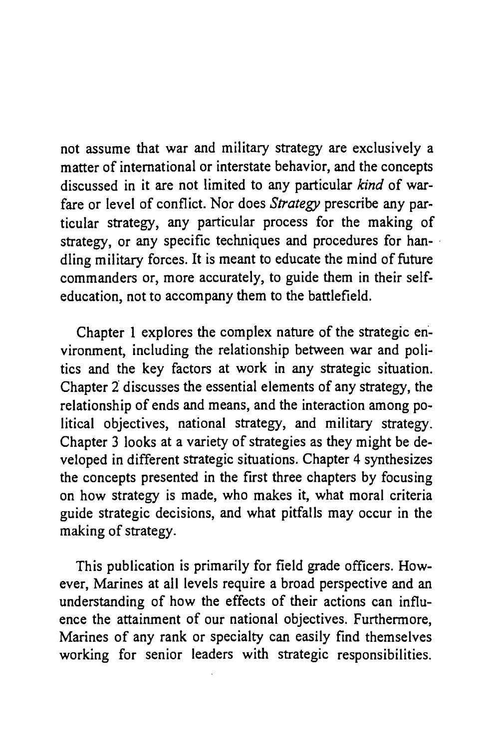not assume that war and military strategy are exclusively a matter of international or interstate behavior, and the concepts discussed in it are not limited to any particular *kind* of warfare or level of conflict. Nor does *Strategy* prescribe any particular strategy, any particular process for the making of strategy, or any specific techniques and procedures for handling military forces. It is meant to educate the mind of future commanders or, more accurately, to guide them in their self-education, not to accompany them to the battlefield.

Chapter 1 explores the complex nature of the strategic environment, including the relationship between war and politics and the key factors at work in any strategic situation. Chapter 2 discusses the essential elements of any strategy, the relationship of ends and means, and the interaction among political objectives, national strategy, and military strategy. Chapter 3 looks at a variety of strategies as they might be developed in different strategic situations. Chapter 4 synthesizes the concepts presented in the first three chapters by focusing on how strategy is made, who makes it, what moral criteria guide strategic decisions, and what pitfalls may occur in the making of strategy.

This publication is primarily for field grade officers. However, Marines at all levels require a broad perspective and an understanding of how the effects of their actions can influence the attainment of our national objectives. Furthermore, Marines of any rank or specialty can easily find themselves working for senior leaders with strategic responsibilities.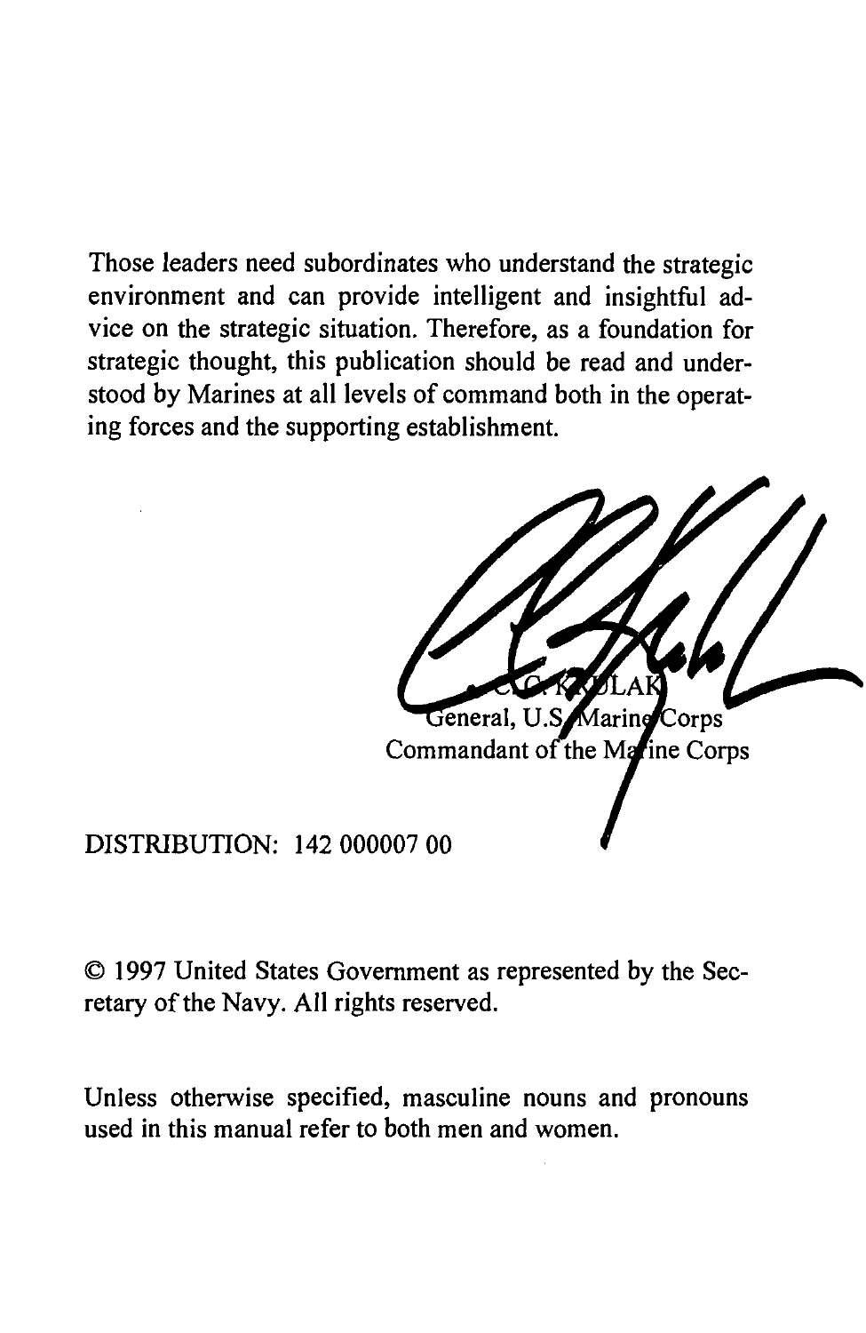Those leaders need subordinates who understand the strategic environment and can provide intelligent and insightful advice on the strategic situation. Therefore, as a foundation for strategic thought, this publication should be read and understood by Marines at all levels of command both in the operating forces and the supporting establishment.

C. C. KRULAK
General, U.S. Marine Corps
Commandant of the Marine Corps

DISTRIBUTION: 142 000007 00

© 1997 United States Government as represented by the Secretary of the Navy. All rights reserved.

Unless otherwise specified, masculine nouns and pronouns used in this manual refer to both men and women.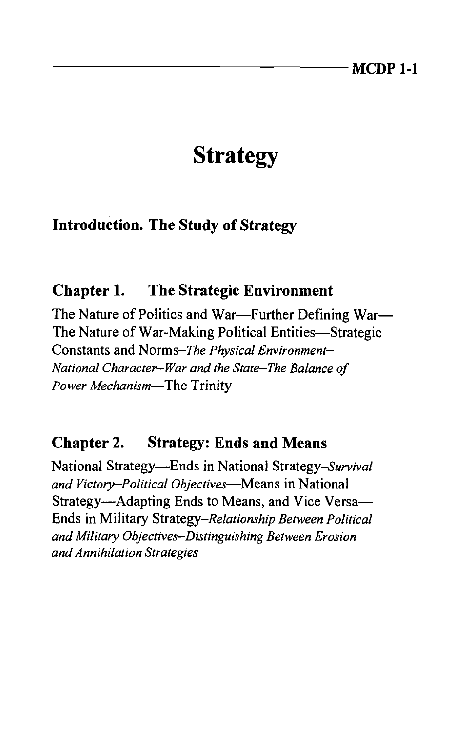# Strategy

## Introduction. The Study of Strategy

## Chapter 1. The Strategic Environment

The Nature of Politics and War—Further Defining War—The Nature of War-Making Political Entities—Strategic Constants and Norms–*The Physical Environment–National Character–War and the State–The Balance of Power Mechanism*—The Trinity

## Chapter 2. Strategy: Ends and Means

National Strategy—Ends in National Strategy–*Survival and Victory–Political Objectives*—Means in National Strategy—Adapting Ends to Means, and Vice Versa—Ends in Military Strategy–*Relationship Between Political and Military Objectives–Distinguishing Between Erosion and Annihilation Strategies*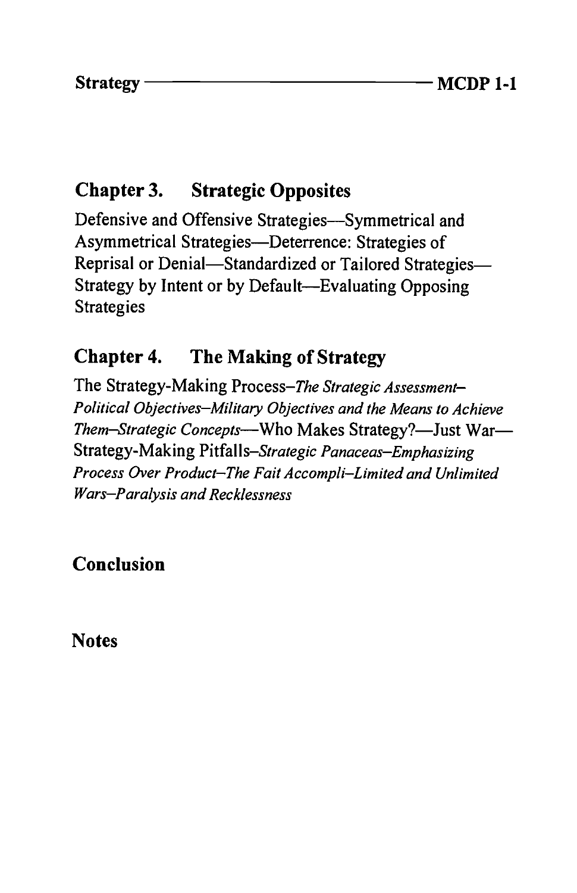## Chapter 3. Strategic Opposites

Defensive and Offensive Strategies—Symmetrical and Asymmetrical Strategies—Deterrence: Strategies of Reprisal or Denial—Standardized or Tailored Strategies—Strategy by Intent or by Default—Evaluating Opposing Strategies

## Chapter 4. The Making of Strategy

The Strategy-Making Process–*The Strategic Assessment–Political Objectives–Military Objectives and the Means to Achieve Them–Strategic Concepts*—Who Makes Strategy?—Just War—Strategy-Making Pitfalls–*Strategic Panaceas–Emphasizing Process Over Product–The Fait Accompli–Limited and Unlimited Wars–Paralysis and Recklessness*

## Conclusion

## Notes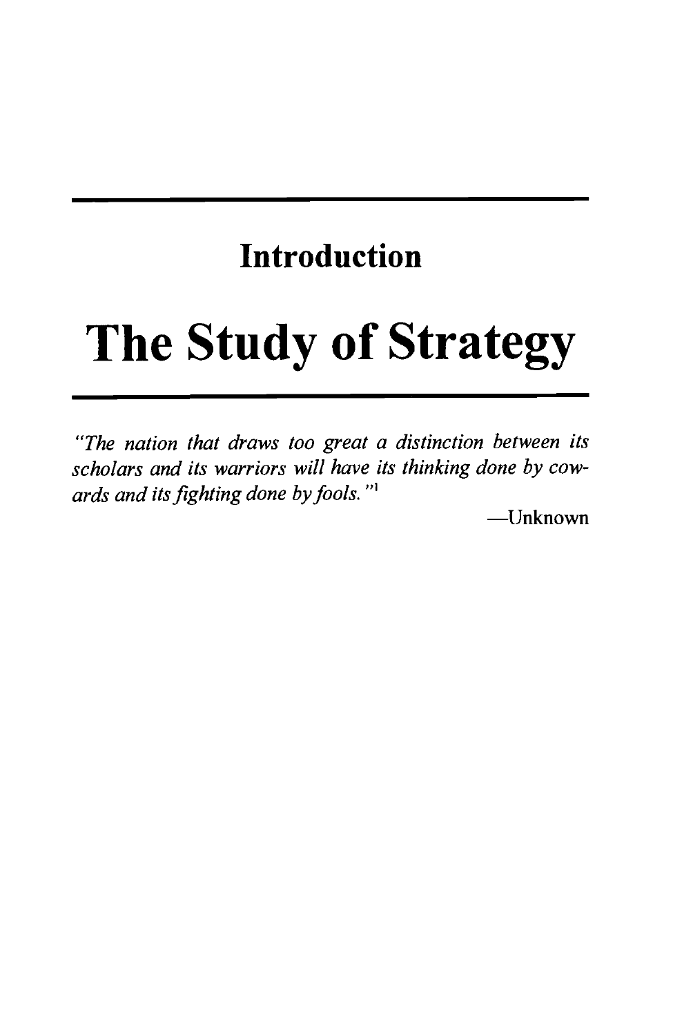# Introduction

# The Study of Strategy

*"The nation that draws too great a distinction between its scholars and its warriors will have its thinking done by cowards and its fighting done by fools."*[1]

—Unknown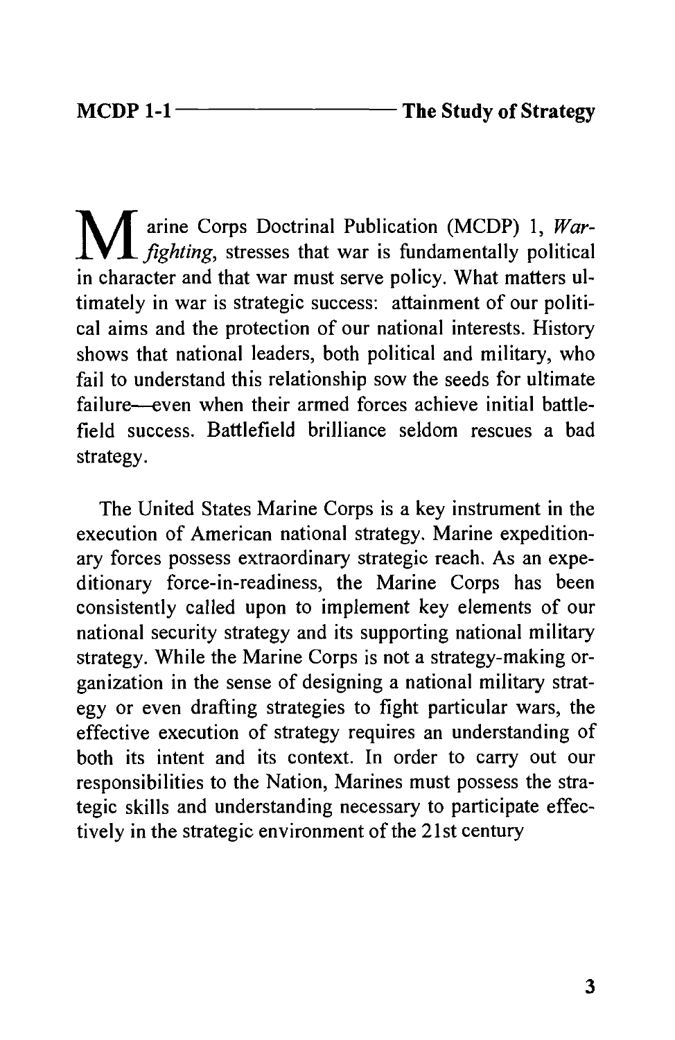Marine Corps Doctrinal Publication (MCDP) 1, *Warfighting*, stresses that war is fundamentally political in character and that war must serve policy. What matters ultimately in war is strategic success: attainment of our political aims and the protection of our national interests. History shows that national leaders, both political and military, who fail to understand this relationship sow the seeds for ultimate failure—even when their armed forces achieve initial battlefield success. Battlefield brilliance seldom rescues a bad strategy.

The United States Marine Corps is a key instrument in the execution of American national strategy. Marine expeditionary forces possess extraordinary strategic reach. As an expeditionary force-in-readiness, the Marine Corps has been consistently called upon to implement key elements of our national security strategy and its supporting national military strategy. While the Marine Corps is not a strategy-making organization in the sense of designing a national military strategy or even drafting strategies to fight particular wars, the effective execution of strategy requires an understanding of both its intent and its context. In order to carry out our responsibilities to the Nation, Marines must possess the strategic skills and understanding necessary to participate effectively in the strategic environment of the 21st century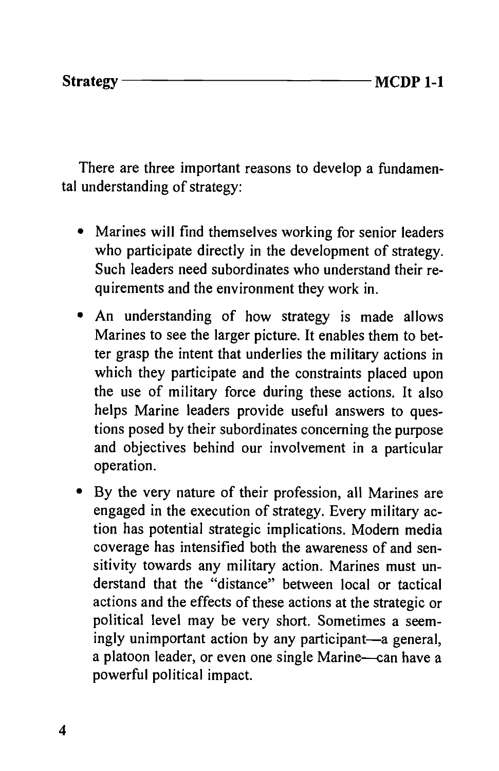There are three important reasons to develop a fundamental understanding of strategy:

- Marines will find themselves working for senior leaders who participate directly in the development of strategy. Such leaders need subordinates who understand their requirements and the environment they work in.
- An understanding of how strategy is made allows Marines to see the larger picture. It enables them to better grasp the intent that underlies the military actions in which they participate and the constraints placed upon the use of military force during these actions. It also helps Marine leaders provide useful answers to questions posed by their subordinates concerning the purpose and objectives behind our involvement in a particular operation.
- By the very nature of their profession, all Marines are engaged in the execution of strategy. Every military action has potential strategic implications. Modern media coverage has intensified both the awareness of and sensitivity towards any military action. Marines must understand that the "distance" between local or tactical actions and the effects of these actions at the strategic or political level may be very short. Sometimes a seemingly unimportant action by any participant—a general, a platoon leader, or even one single Marine—can have a powerful political impact.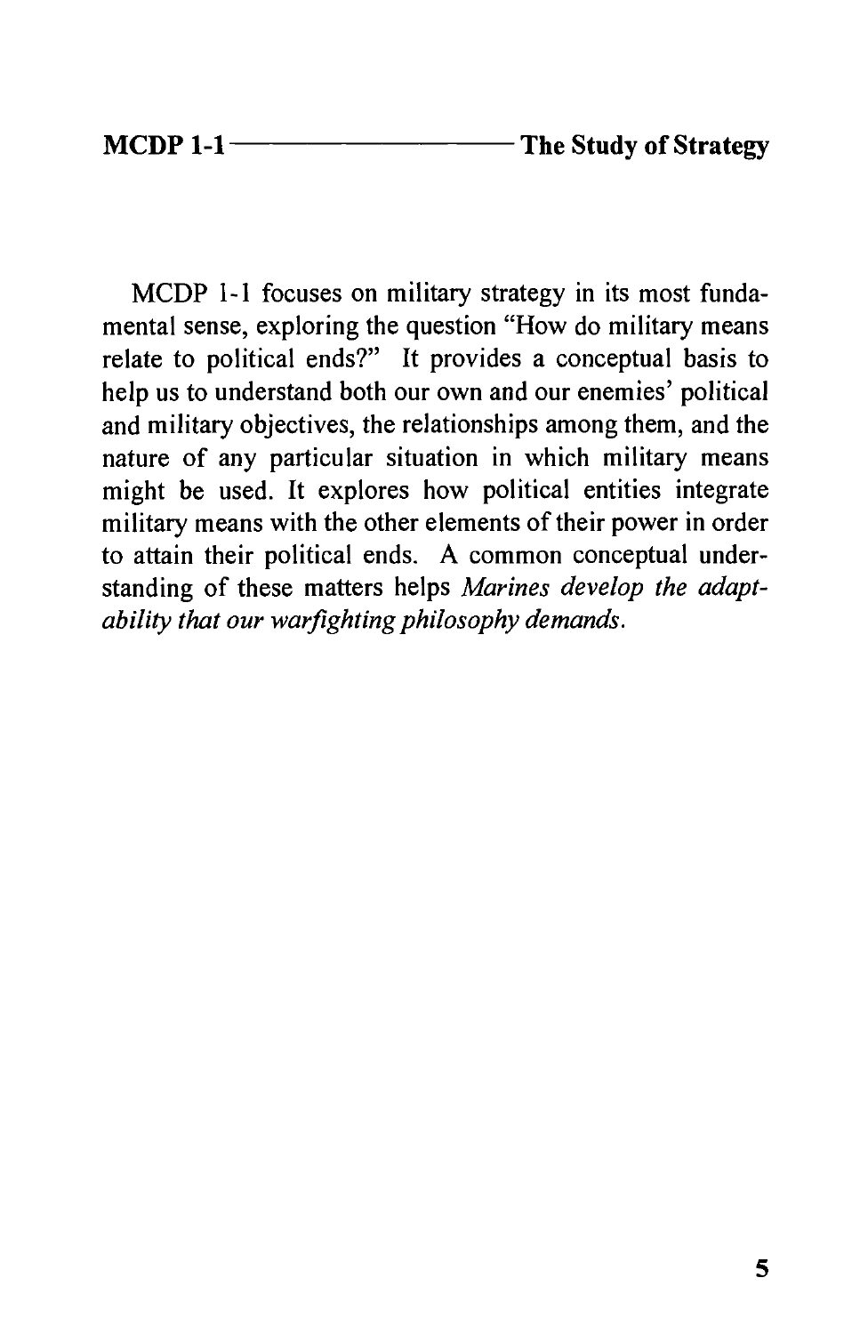MCDP 1-1 focuses on military strategy in its most fundamental sense, exploring the question "How do military means relate to political ends?" It provides a conceptual basis to help us to understand both our own and our enemies' political and military objectives, the relationships among them, and the nature of any particular situation in which military means might be used. It explores how political entities integrate military means with the other elements of their power in order to attain their political ends. A common conceptual understanding of these matters helps *Marines develop the adaptability that our warfighting philosophy demands.*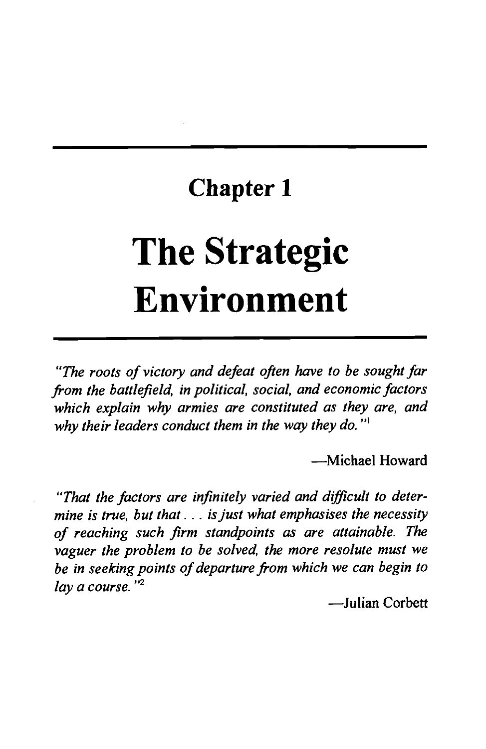# Chapter 1

# The Strategic Environment

*"The roots of victory and defeat often have to be sought far from the battlefield, in political, social, and economic factors which explain why armies are constituted as they are, and why their leaders conduct them in the way they do."*[1]

—Michael Howard

*"That the factors are infinitely varied and difficult to determine is true, but that . . . is just what emphasises the necessity of reaching such firm standpoints as are attainable. The vaguer the problem to be solved, the more resolute must we be in seeking points of departure from which we can begin to lay a course."*[2]

—Julian Corbett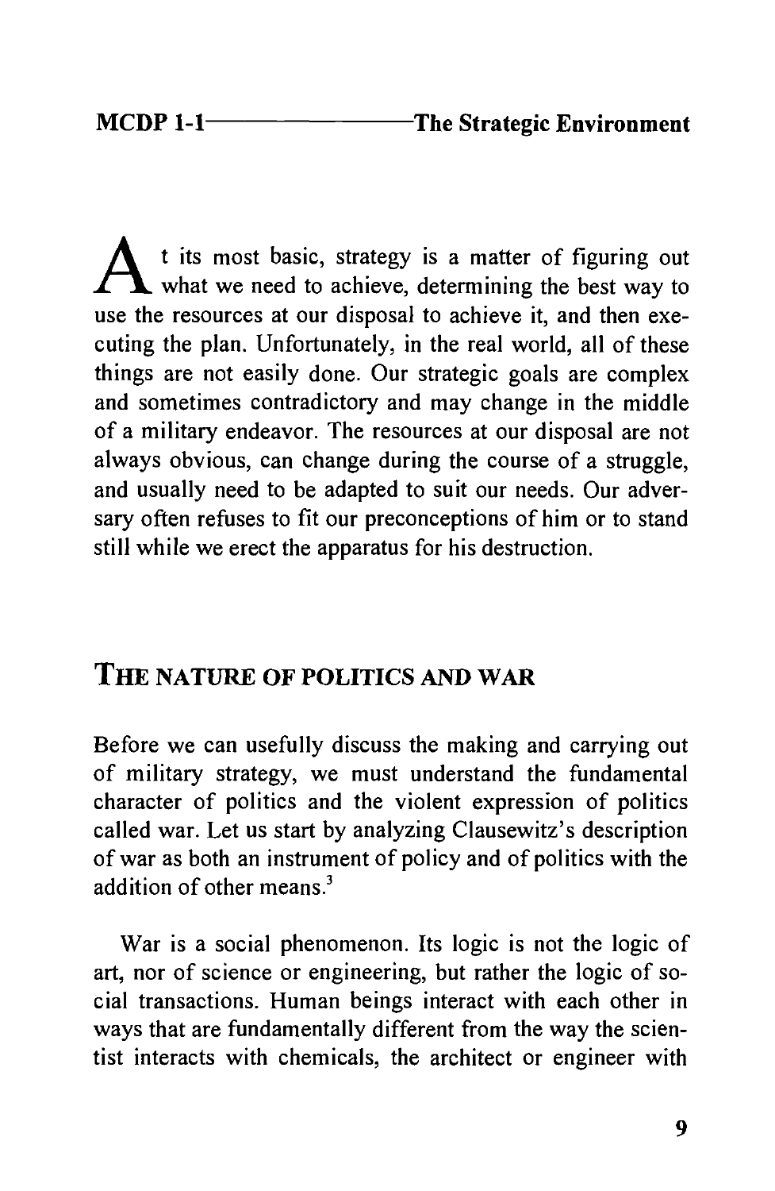At its most basic, strategy is a matter of figuring out what we need to achieve, determining the best way to use the resources at our disposal to achieve it, and then executing the plan. Unfortunately, in the real world, all of these things are not easily done. Our strategic goals are complex and sometimes contradictory and may change in the middle of a military endeavor. The resources at our disposal are not always obvious, can change during the course of a struggle, and usually need to be adapted to suit our needs. Our adversary often refuses to fit our preconceptions of him or to stand still while we erect the apparatus for his destruction.

## The Nature of Politics and War

Before we can usefully discuss the making and carrying out of military strategy, we must understand the fundamental character of politics and the violent expression of politics called war. Let us start by analyzing Clausewitz's description of war as both an instrument of policy and of politics with the addition of other means.[3]

War is a social phenomenon. Its logic is not the logic of art, nor of science or engineering, but rather the logic of social transactions. Human beings interact with each other in ways that are fundamentally different from the way the scientist interacts with chemicals, the architect or engineer with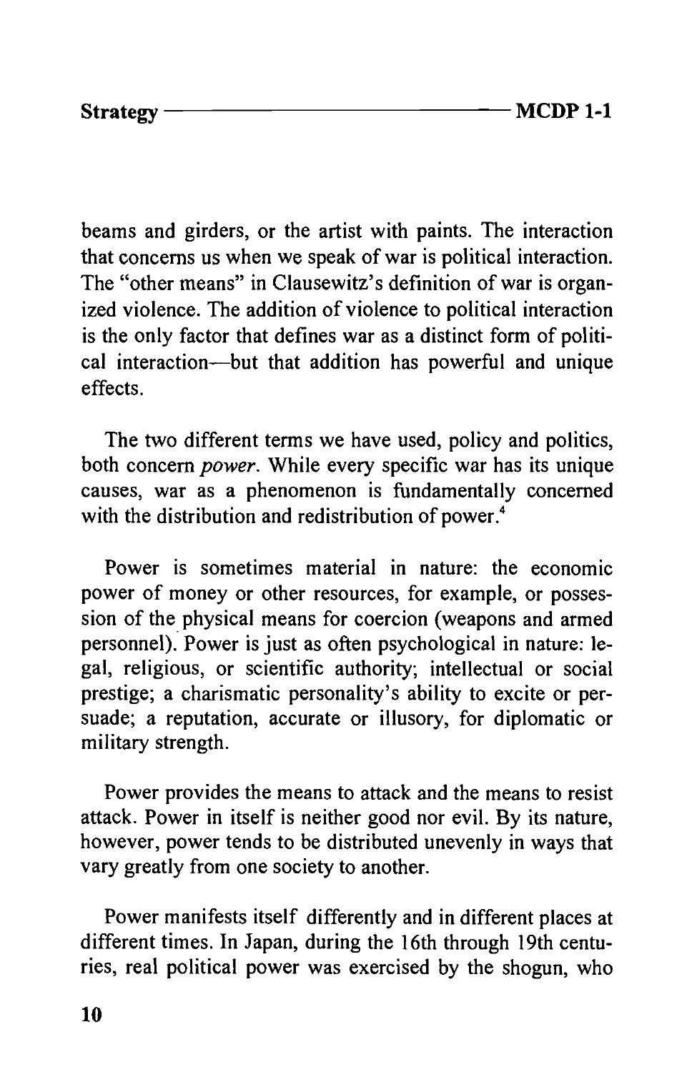beams and girders, or the artist with paints. The interaction that concerns us when we speak of war is political interaction. The "other means" in Clausewitz's definition of war is organized violence. The addition of violence to political interaction is the only factor that defines war as a distinct form of political interaction—but that addition has powerful and unique effects.

The two different terms we have used, policy and politics, both concern *power*. While every specific war has its unique causes, war as a phenomenon is fundamentally concerned with the distribution and redistribution of power.[4]

Power is sometimes material in nature: the economic power of money or other resources, for example, or possession of the physical means for coercion (weapons and armed personnel). Power is just as often psychological in nature: legal, religious, or scientific authority; intellectual or social prestige; a charismatic personality's ability to excite or persuade; a reputation, accurate or illusory, for diplomatic or military strength.

Power provides the means to attack and the means to resist attack. Power in itself is neither good nor evil. By its nature, however, power tends to be distributed unevenly in ways that vary greatly from one society to another.

Power manifests itself differently and in different places at different times. In Japan, during the 16th through 19th centuries, real political power was exercised by the shogun, who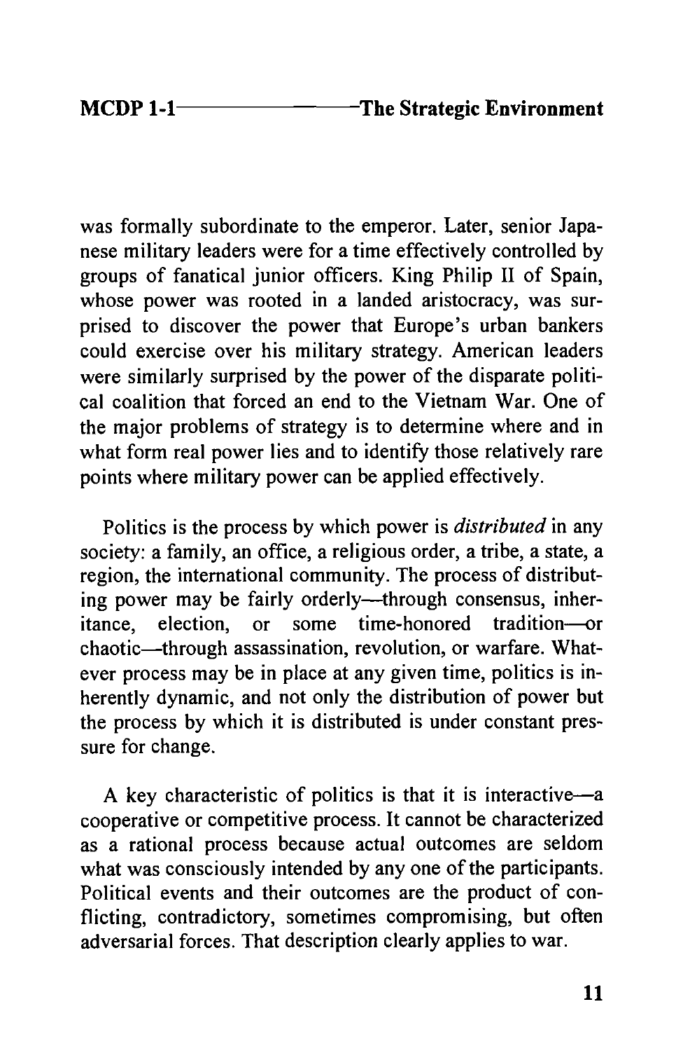was formally subordinate to the emperor. Later, senior Japanese military leaders were for a time effectively controlled by groups of fanatical junior officers. King Philip II of Spain, whose power was rooted in a landed aristocracy, was surprised to discover the power that Europe's urban bankers could exercise over his military strategy. American leaders were similarly surprised by the power of the disparate political coalition that forced an end to the Vietnam War. One of the major problems of strategy is to determine where and in what form real power lies and to identify those relatively rare points where military power can be applied effectively.

Politics is the process by which power is *distributed* in any society: a family, an office, a religious order, a tribe, a state, a region, the international community. The process of distributing power may be fairly orderly—through consensus, inheritance, election, or some time-honored tradition—or chaotic—through assassination, revolution, or warfare. Whatever process may be in place at any given time, politics is inherently dynamic, and not only the distribution of power but the process by which it is distributed is under constant pressure for change.

A key characteristic of politics is that it is interactive—a cooperative or competitive process. It cannot be characterized as a rational process because actual outcomes are seldom what was consciously intended by any one of the participants. Political events and their outcomes are the product of conflicting, contradictory, sometimes compromising, but often adversarial forces. That description clearly applies to war.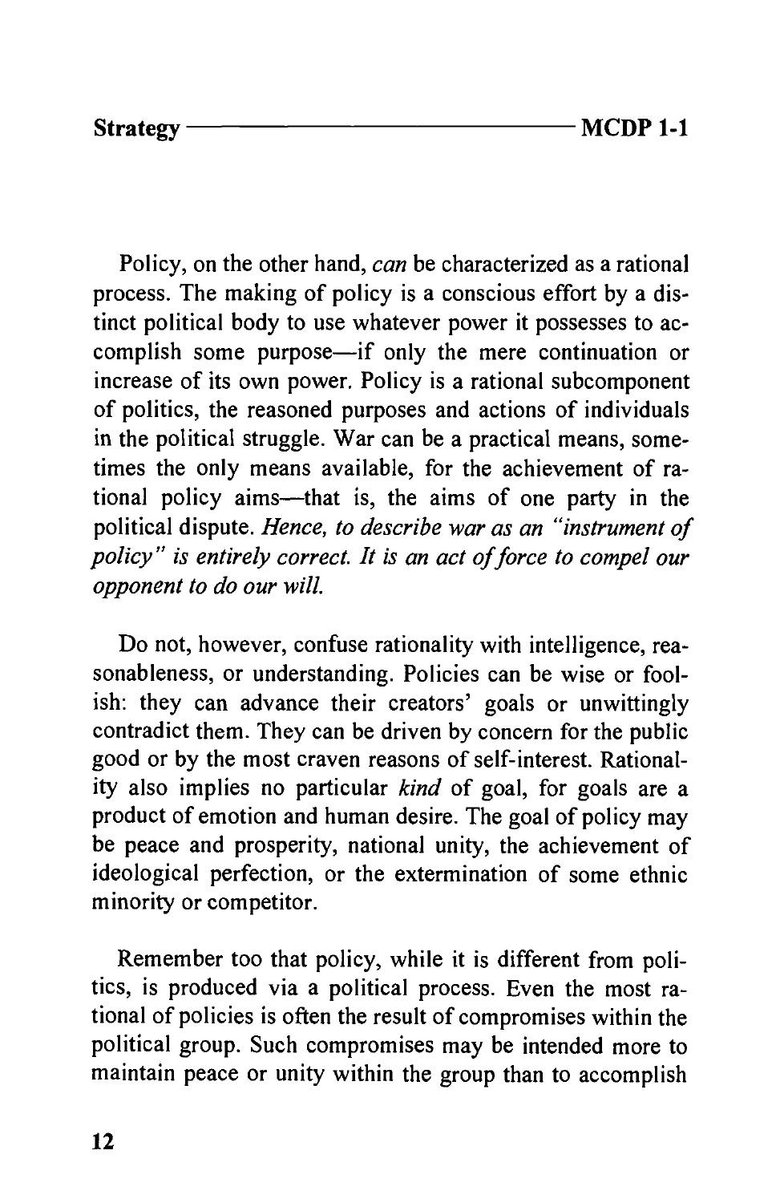Policy, on the other hand, *can* be characterized as a rational process. The making of policy is a conscious effort by a distinct political body to use whatever power it possesses to accomplish some purpose—if only the mere continuation or increase of its own power. Policy is a rational subcomponent of politics, the reasoned purposes and actions of individuals in the political struggle. War can be a practical means, sometimes the only means available, for the achievement of rational policy aims—that is, the aims of one party in the political dispute. *Hence, to describe war as an "instrument of policy" is entirely correct. It is an act of force to compel our opponent to do our will.*

Do not, however, confuse rationality with intelligence, reasonableness, or understanding. Policies can be wise or foolish: they can advance their creators' goals or unwittingly contradict them. They can be driven by concern for the public good or by the most craven reasons of self-interest. Rationality also implies no particular *kind* of goal, for goals are a product of emotion and human desire. The goal of policy may be peace and prosperity, national unity, the achievement of ideological perfection, or the extermination of some ethnic minority or competitor.

Remember too that policy, while it is different from politics, is produced via a political process. Even the most rational of policies is often the result of compromises within the political group. Such compromises may be intended more to maintain peace or unity within the group than to accomplish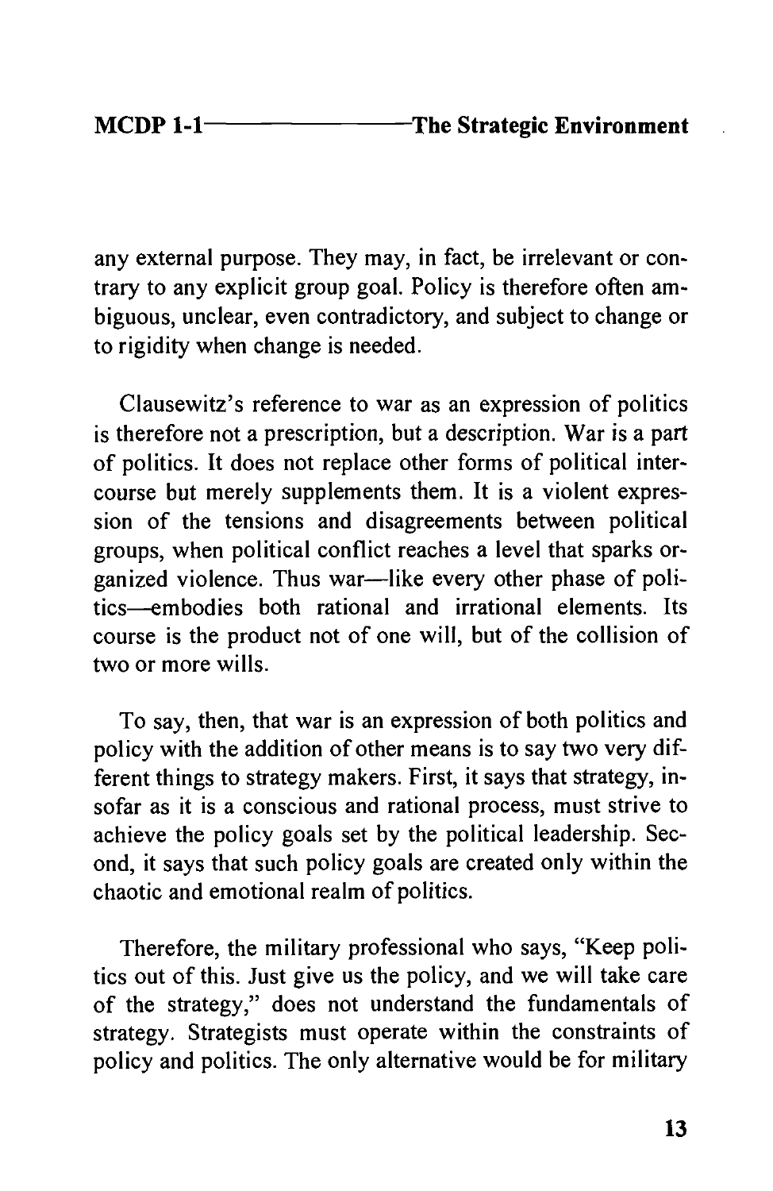any external purpose. They may, in fact, be irrelevant or contrary to any explicit group goal. Policy is therefore often ambiguous, unclear, even contradictory, and subject to change or to rigidity when change is needed.

Clausewitz's reference to war as an expression of politics is therefore not a prescription, but a description. War is a part of politics. It does not replace other forms of political intercourse but merely supplements them. It is a violent expression of the tensions and disagreements between political groups, when political conflict reaches a level that sparks organized violence. Thus war—like every other phase of politics—embodies both rational and irrational elements. Its course is the product not of one will, but of the collision of two or more wills.

To say, then, that war is an expression of both politics and policy with the addition of other means is to say two very different things to strategy makers. First, it says that strategy, insofar as it is a conscious and rational process, must strive to achieve the policy goals set by the political leadership. Second, it says that such policy goals are created only within the chaotic and emotional realm of politics.

Therefore, the military professional who says, "Keep politics out of this. Just give us the policy, and we will take care of the strategy," does not understand the fundamentals of strategy. Strategists must operate within the constraints of policy and politics. The only alternative would be for military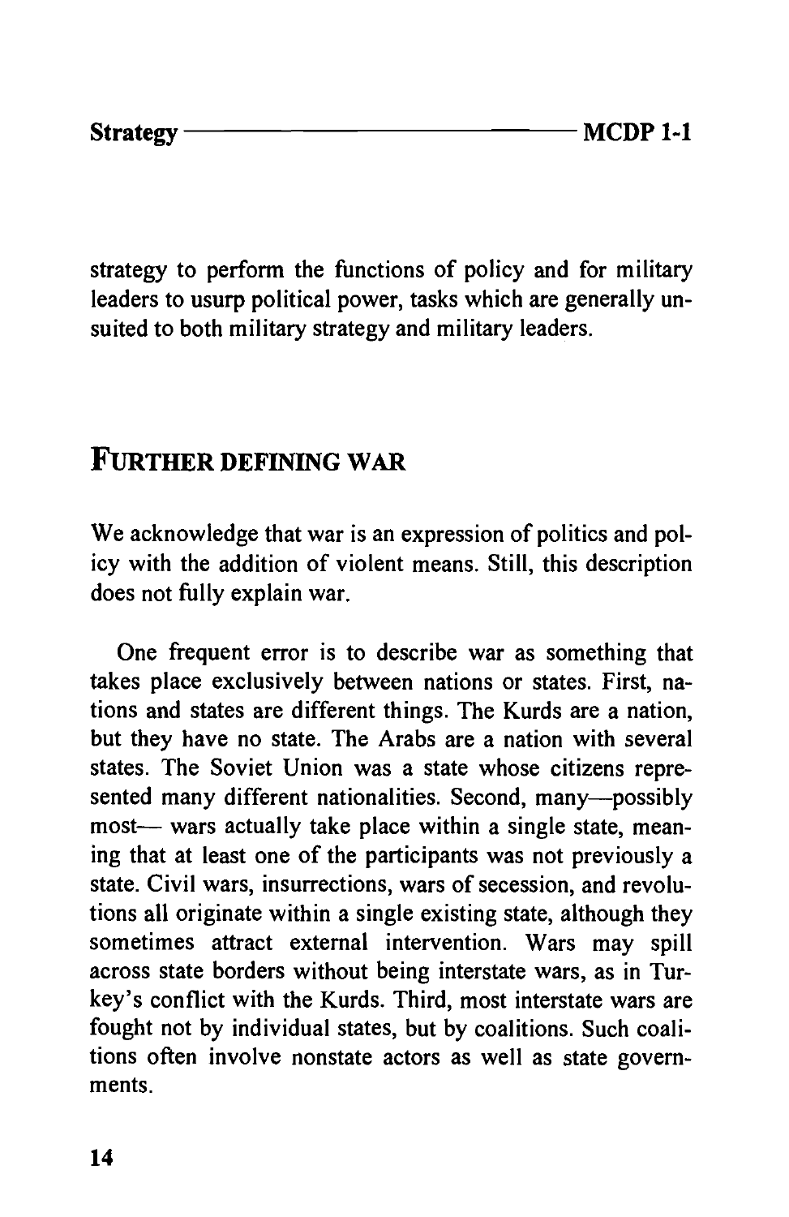strategy to perform the functions of policy and for military leaders to usurp political power, tasks which are generally unsuited to both military strategy and military leaders.

## Further Defining War

We acknowledge that war is an expression of politics and policy with the addition of violent means. Still, this description does not fully explain war.

One frequent error is to describe war as something that takes place exclusively between nations or states. First, nations and states are different things. The Kurds are a nation, but they have no state. The Arabs are a nation with several states. The Soviet Union was a state whose citizens represented many different nationalities. Second, many—possibly most— wars actually take place within a single state, meaning that at least one of the participants was not previously a state. Civil wars, insurrections, wars of secession, and revolutions all originate within a single existing state, although they sometimes attract external intervention. Wars may spill across state borders without being interstate wars, as in Turkey's conflict with the Kurds. Third, most interstate wars are fought not by individual states, but by coalitions. Such coalitions often involve nonstate actors as well as state governments.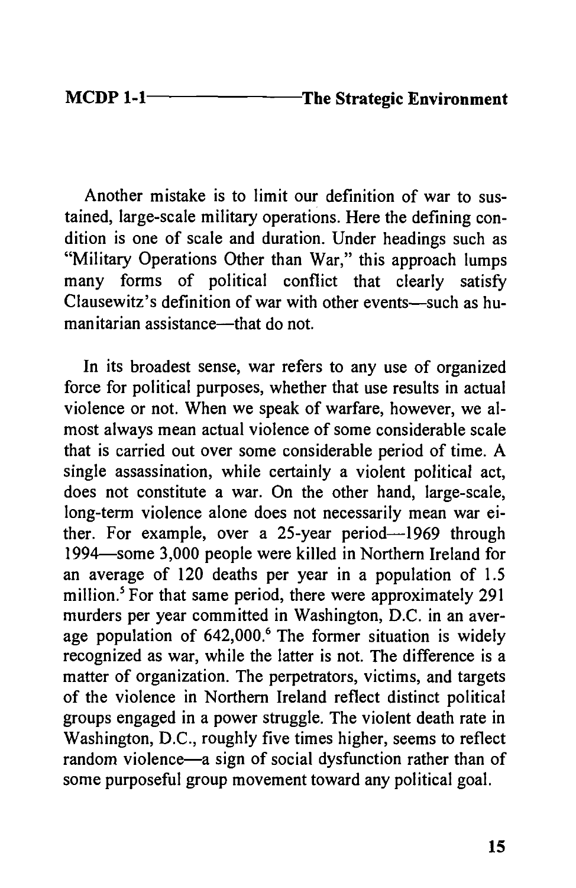Another mistake is to limit our definition of war to sustained, large-scale military operations. Here the defining condition is one of scale and duration. Under headings such as "Military Operations Other than War," this approach lumps many forms of political conflict that clearly satisfy Clausewitz's definition of war with other events—such as humanitarian assistance—that do not.

In its broadest sense, war refers to any use of organized force for political purposes, whether that use results in actual violence or not. When we speak of warfare, however, we almost always mean actual violence of some considerable scale that is carried out over some considerable period of time. A single assassination, while certainly a violent political act, does not constitute a war. On the other hand, large-scale, long-term violence alone does not necessarily mean war either. For example, over a 25-year period—1969 through 1994—some 3,000 people were killed in Northern Ireland for an average of 120 deaths per year in a population of 1.5 million.[5] For that same period, there were approximately 291 murders per year committed in Washington, D.C. in an average population of 642,000.[6] The former situation is widely recognized as war, while the latter is not. The difference is a matter of organization. The perpetrators, victims, and targets of the violence in Northern Ireland reflect distinct political groups engaged in a power struggle. The violent death rate in Washington, D.C., roughly five times higher, seems to reflect random violence—a sign of social dysfunction rather than of some purposeful group movement toward any political goal.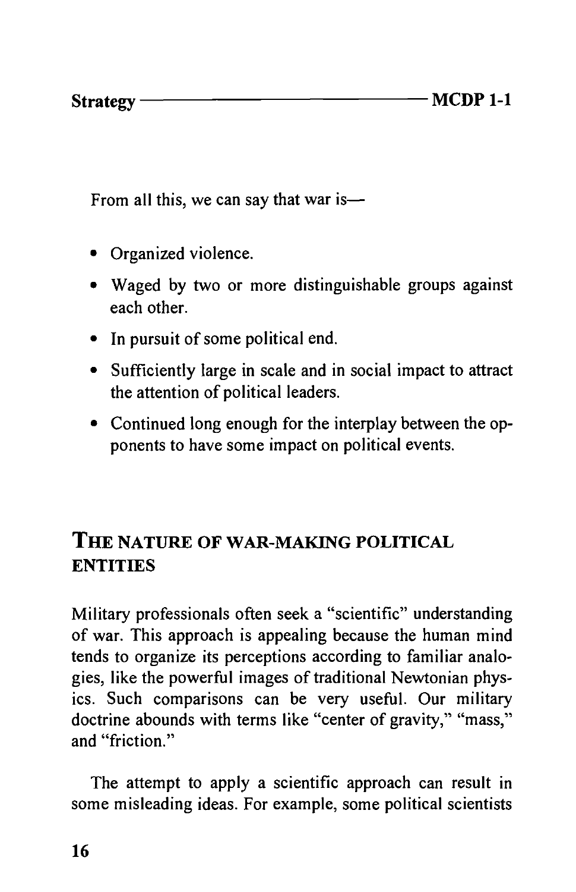From all this, we can say that war is—

- Organized violence.
- Waged by two or more distinguishable groups against each other.
- In pursuit of some political end.
- Sufficiently large in scale and in social impact to attract the attention of political leaders.
- Continued long enough for the interplay between the opponents to have some impact on political events.

## The Nature of War-Making Political Entities

Military professionals often seek a "scientific" understanding of war. This approach is appealing because the human mind tends to organize its perceptions according to familiar analogies, like the powerful images of traditional Newtonian physics. Such comparisons can be very useful. Our military doctrine abounds with terms like "center of gravity," "mass," and "friction."

The attempt to apply a scientific approach can result in some misleading ideas. For example, some political scientists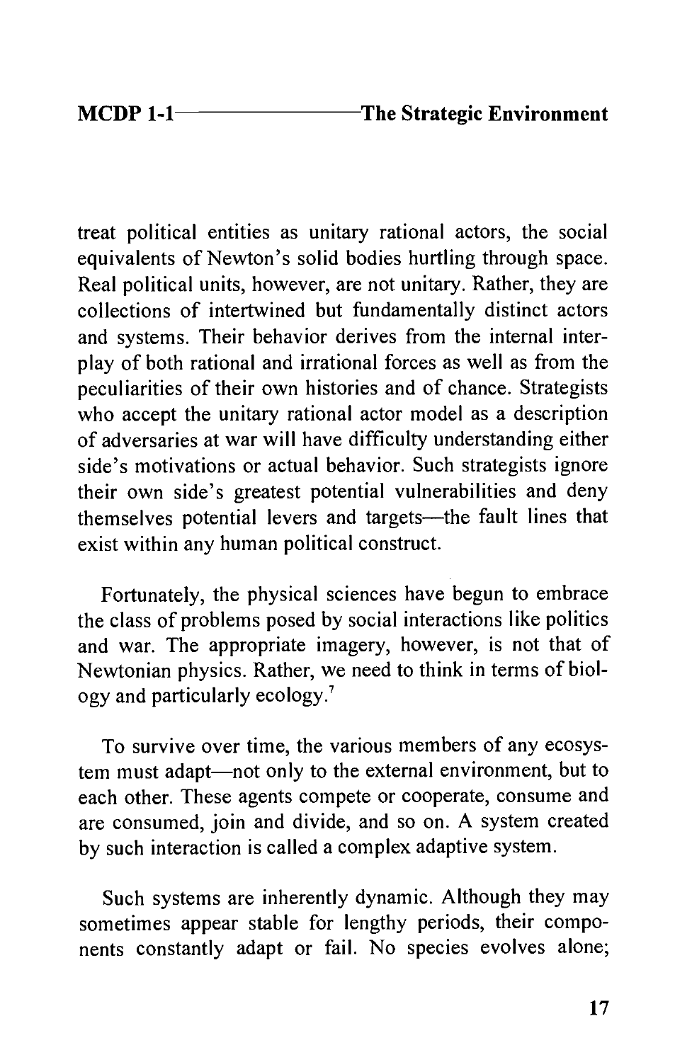treat political entities as unitary rational actors, the social equivalents of Newton's solid bodies hurtling through space. Real political units, however, are not unitary. Rather, they are collections of intertwined but fundamentally distinct actors and systems. Their behavior derives from the internal interplay of both rational and irrational forces as well as from the peculiarities of their own histories and of chance. Strategists who accept the unitary rational actor model as a description of adversaries at war will have difficulty understanding either side's motivations or actual behavior. Such strategists ignore their own side's greatest potential vulnerabilities and deny themselves potential levers and targets—the fault lines that exist within any human political construct.

Fortunately, the physical sciences have begun to embrace the class of problems posed by social interactions like politics and war. The appropriate imagery, however, is not that of Newtonian physics. Rather, we need to think in terms of biology and particularly ecology.[7]

To survive over time, the various members of any ecosystem must adapt—not only to the external environment, but to each other. These agents compete or cooperate, consume and are consumed, join and divide, and so on. A system created by such interaction is called a complex adaptive system.

Such systems are inherently dynamic. Although they may sometimes appear stable for lengthy periods, their components constantly adapt or fail. No species evolves alone;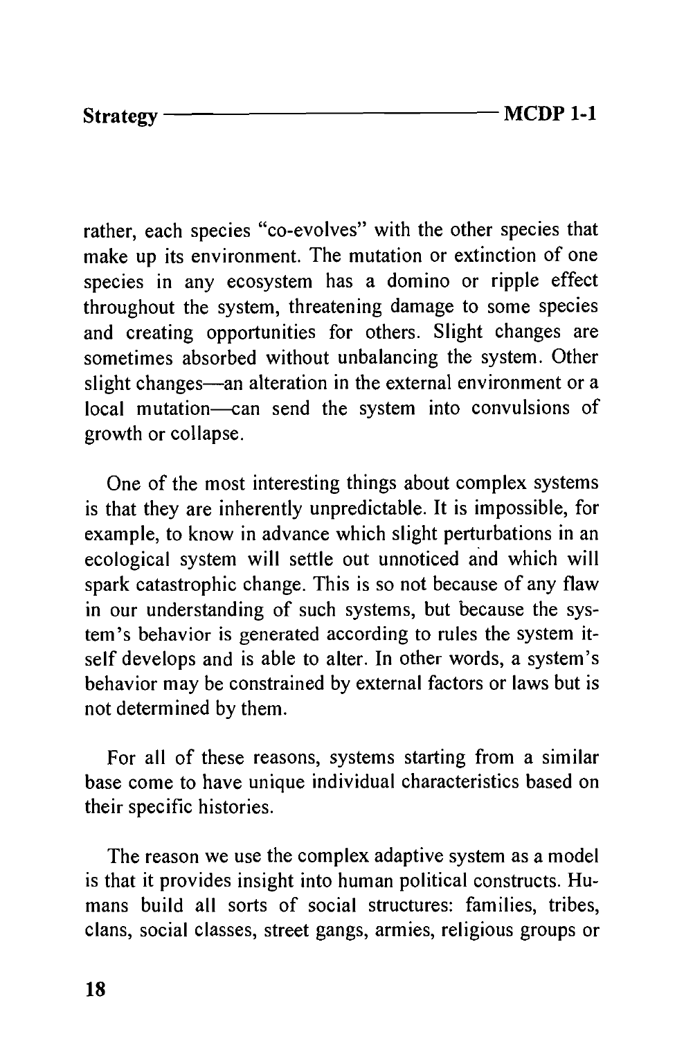rather, each species "co-evolves" with the other species that make up its environment. The mutation or extinction of one species in any ecosystem has a domino or ripple effect throughout the system, threatening damage to some species and creating opportunities for others. Slight changes are sometimes absorbed without unbalancing the system. Other slight changes—an alteration in the external environment or a local mutation—can send the system into convulsions of growth or collapse.

One of the most interesting things about complex systems is that they are inherently unpredictable. It is impossible, for example, to know in advance which slight perturbations in an ecological system will settle out unnoticed and which will spark catastrophic change. This is so not because of any flaw in our understanding of such systems, but because the system's behavior is generated according to rules the system itself develops and is able to alter. In other words, a system's behavior may be constrained by external factors or laws but is not determined by them.

For all of these reasons, systems starting from a similar base come to have unique individual characteristics based on their specific histories.

The reason we use the complex adaptive system as a model is that it provides insight into human political constructs. Humans build all sorts of social structures: families, tribes, clans, social classes, street gangs, armies, religious groups or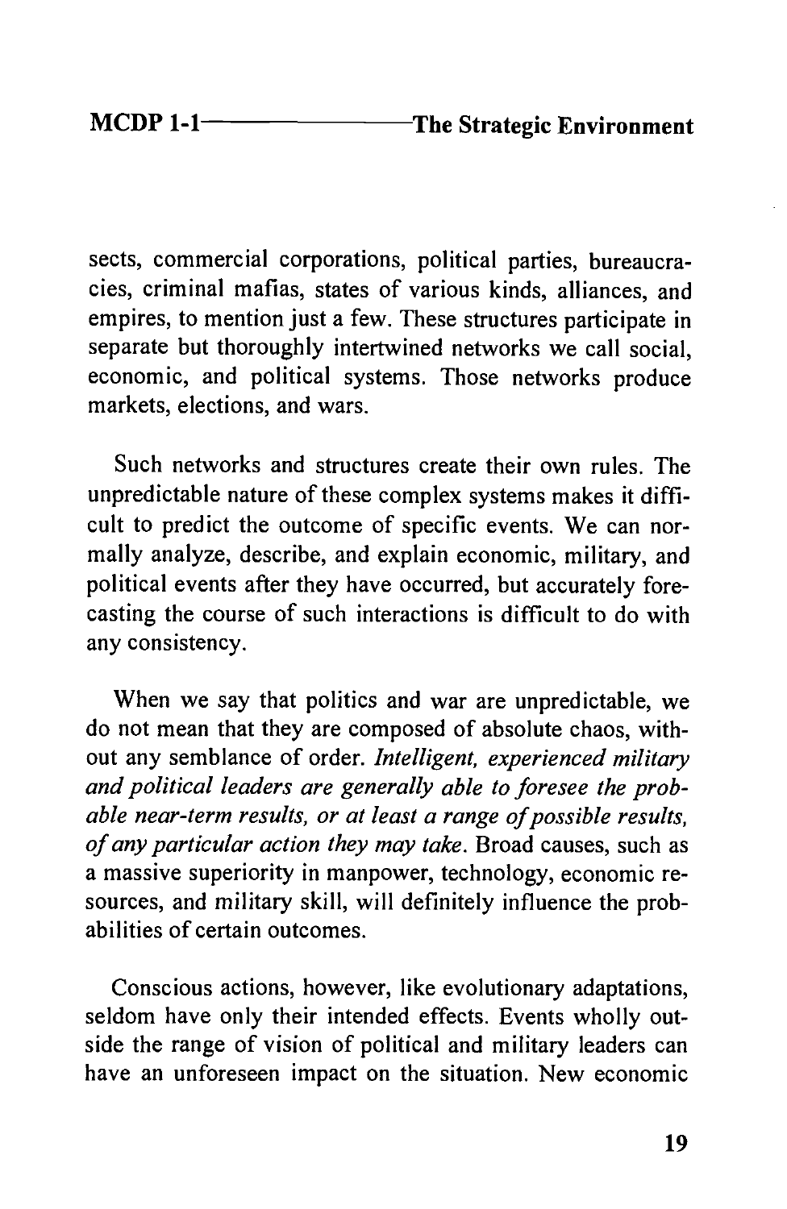sects, commercial corporations, political parties, bureaucracies, criminal mafias, states of various kinds, alliances, and empires, to mention just a few. These structures participate in separate but thoroughly intertwined networks we call social, economic, and political systems. Those networks produce markets, elections, and wars.

Such networks and structures create their own rules. The unpredictable nature of these complex systems makes it difficult to predict the outcome of specific events. We can normally analyze, describe, and explain economic, military, and political events after they have occurred, but accurately forecasting the course of such interactions is difficult to do with any consistency.

When we say that politics and war are unpredictable, we do not mean that they are composed of absolute chaos, without any semblance of order. *Intelligent, experienced military and political leaders are generally able to foresee the probable near-term results, or at least a range of possible results, of any particular action they may take.* Broad causes, such as a massive superiority in manpower, technology, economic resources, and military skill, will definitely influence the probabilities of certain outcomes.

Conscious actions, however, like evolutionary adaptations, seldom have only their intended effects. Events wholly outside the range of vision of political and military leaders can have an unforeseen impact on the situation. New economic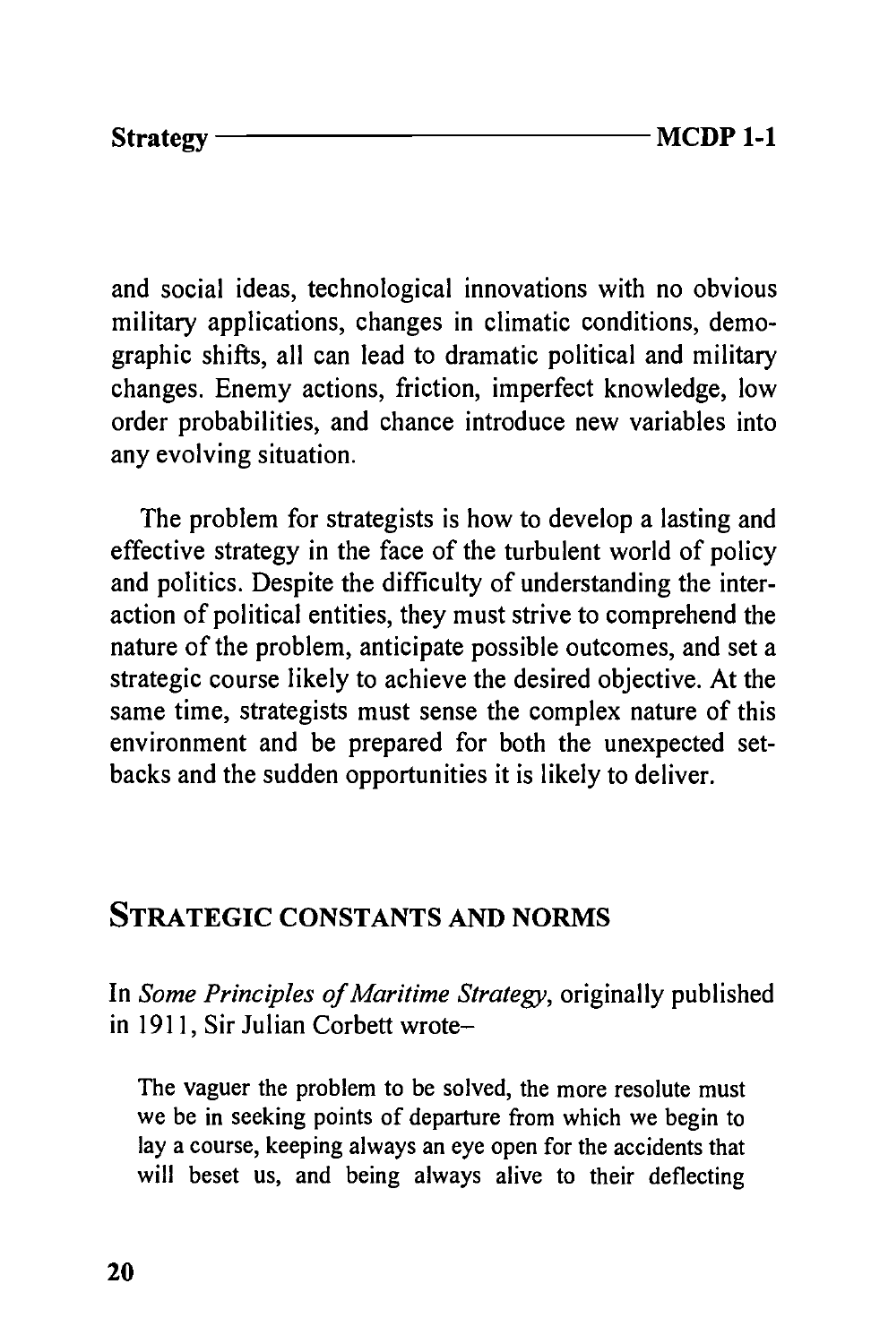and social ideas, technological innovations with no obvious military applications, changes in climatic conditions, demographic shifts, all can lead to dramatic political and military changes. Enemy actions, friction, imperfect knowledge, low order probabilities, and chance introduce new variables into any evolving situation.

The problem for strategists is how to develop a lasting and effective strategy in the face of the turbulent world of policy and politics. Despite the difficulty of understanding the interaction of political entities, they must strive to comprehend the nature of the problem, anticipate possible outcomes, and set a strategic course likely to achieve the desired objective. At the same time, strategists must sense the complex nature of this environment and be prepared for both the unexpected setbacks and the sudden opportunities it is likely to deliver.

## Strategic Constants and Norms

In *Some Principles of Maritime Strategy*, originally published in 1911, Sir Julian Corbett wrote–

> The vaguer the problem to be solved, the more resolute must we be in seeking points of departure from which we begin to lay a course, keeping always an eye open for the accidents that will beset us, and being always alive to their deflecting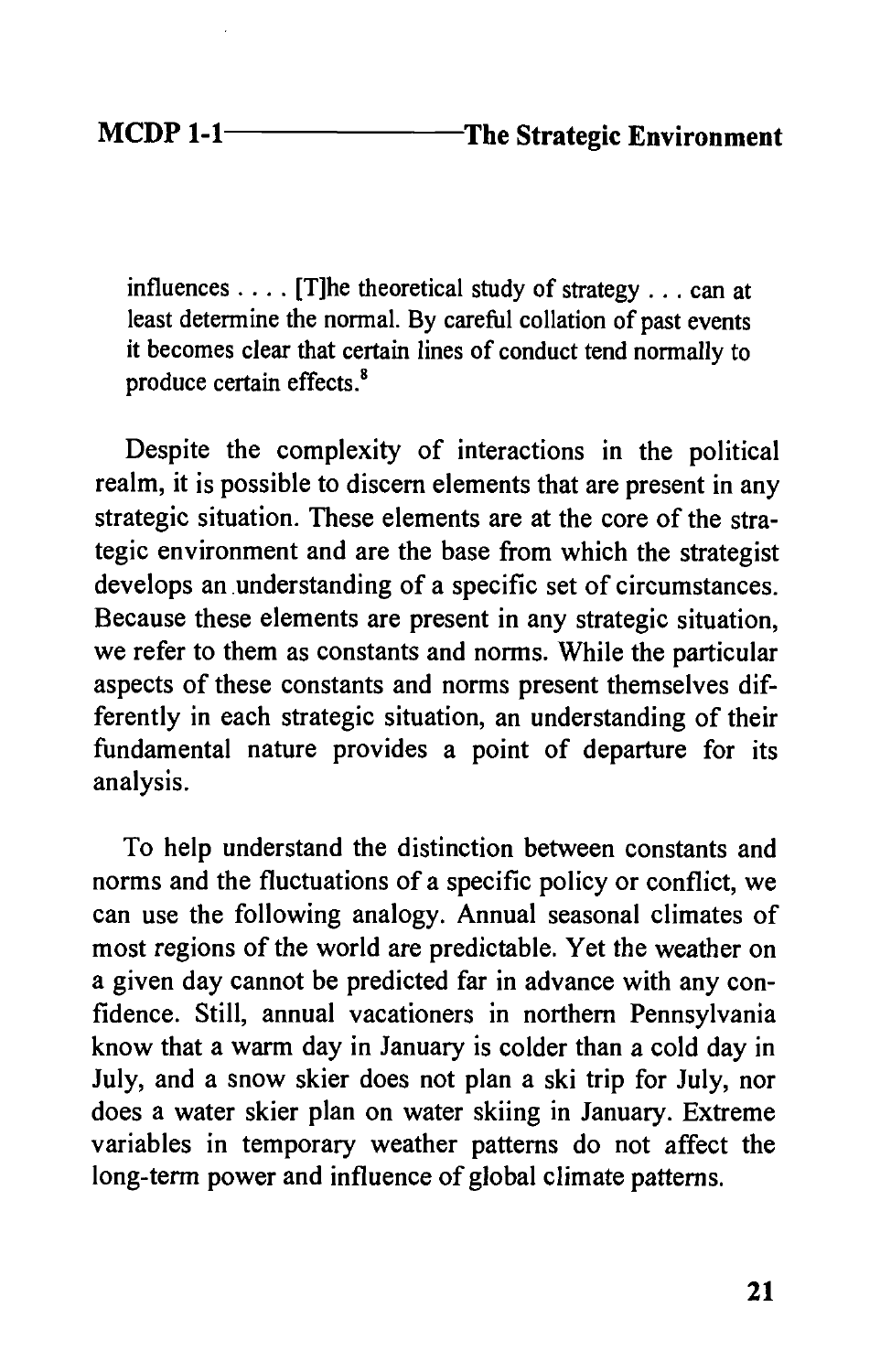> influences . . . . [T]he theoretical study of strategy . . . can at least determine the normal. By careful collation of past events it becomes clear that certain lines of conduct tend normally to produce certain effects.[8]

Despite the complexity of interactions in the political realm, it is possible to discern elements that are present in any strategic situation. These elements are at the core of the strategic environment and are the base from which the strategist develops an understanding of a specific set of circumstances. Because these elements are present in any strategic situation, we refer to them as constants and norms. While the particular aspects of these constants and norms present themselves differently in each strategic situation, an understanding of their fundamental nature provides a point of departure for its analysis.

To help understand the distinction between constants and norms and the fluctuations of a specific policy or conflict, we can use the following analogy. Annual seasonal climates of most regions of the world are predictable. Yet the weather on a given day cannot be predicted far in advance with any confidence. Still, annual vacationers in northern Pennsylvania know that a warm day in January is colder than a cold day in July, and a snow skier does not plan a ski trip for July, nor does a water skier plan on water skiing in January. Extreme variables in temporary weather patterns do not affect the long-term power and influence of global climate patterns.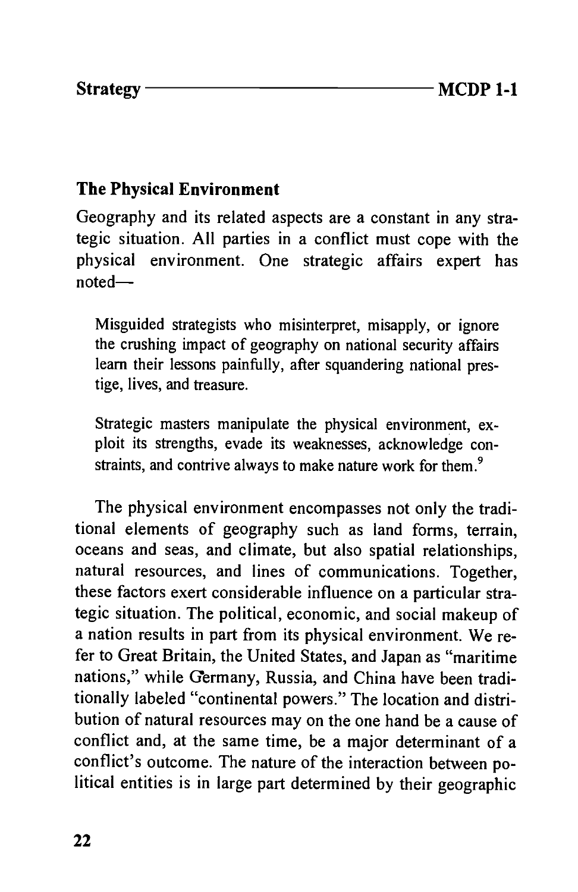## The Physical Environment

Geography and its related aspects are a constant in any strategic situation. All parties in a conflict must cope with the physical environment. One strategic affairs expert has noted—

> Misguided strategists who misinterpret, misapply, or ignore the crushing impact of geography on national security affairs learn their lessons painfully, after squandering national prestige, lives, and treasure.
>
> Strategic masters manipulate the physical environment, exploit its strengths, evade its weaknesses, acknowledge constraints, and contrive always to make nature work for them.[9]

The physical environment encompasses not only the traditional elements of geography such as land forms, terrain, oceans and seas, and climate, but also spatial relationships, natural resources, and lines of communications. Together, these factors exert considerable influence on a particular strategic situation. The political, economic, and social makeup of a nation results in part from its physical environment. We refer to Great Britain, the United States, and Japan as "maritime nations," while Germany, Russia, and China have been traditionally labeled "continental powers." The location and distribution of natural resources may on the one hand be a cause of conflict and, at the same time, be a major determinant of a conflict's outcome. The nature of the interaction between political entities is in large part determined by their geographic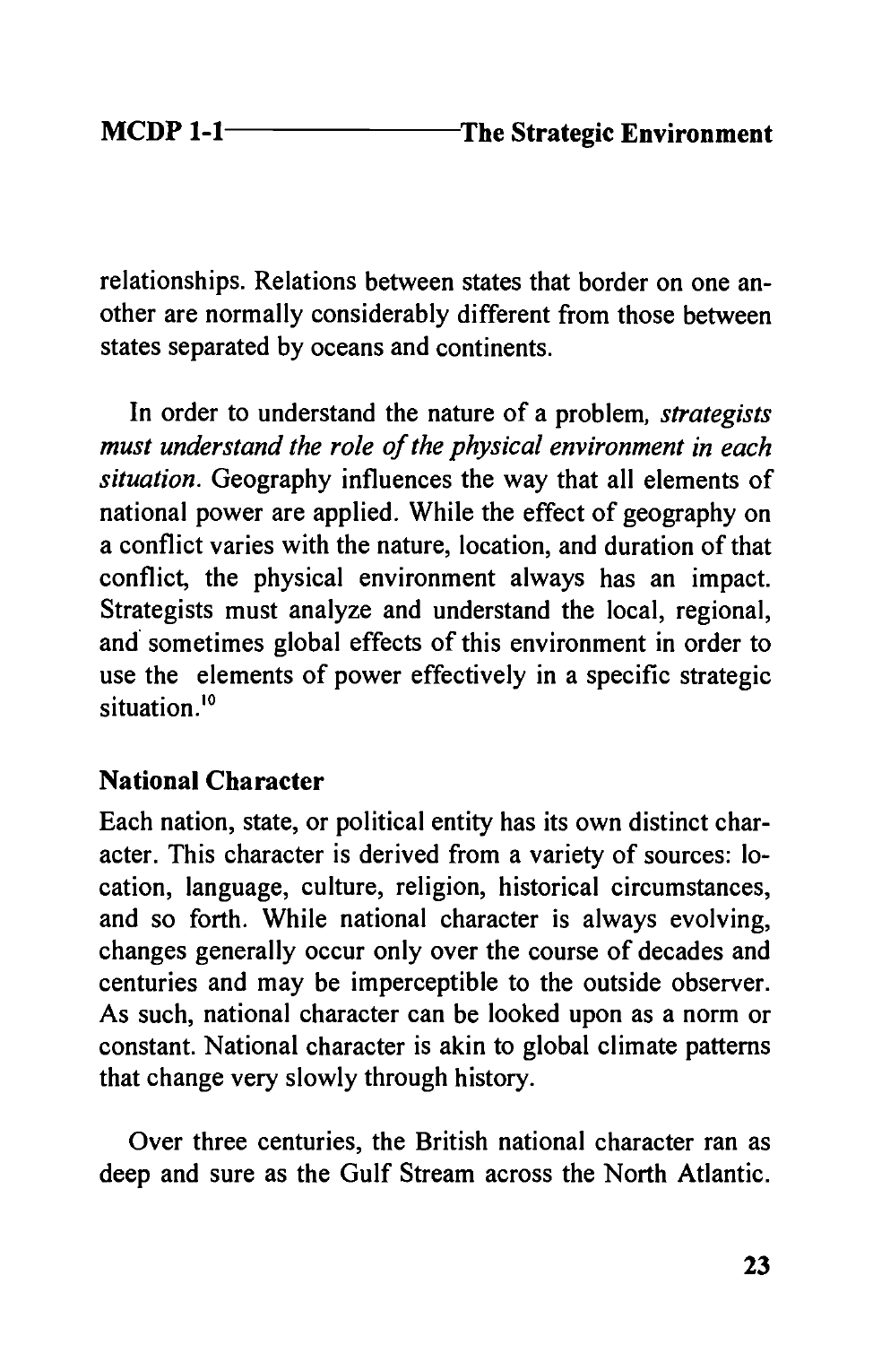relationships. Relations between states that border on one another are normally considerably different from those between states separated by oceans and continents.

In order to understand the nature of a problem, *strategists must understand the role of the physical environment in each situation*. Geography influences the way that all elements of national power are applied. While the effect of geography on a conflict varies with the nature, location, and duration of that conflict, the physical environment always has an impact. Strategists must analyze and understand the local, regional, and sometimes global effects of this environment in order to use the elements of power effectively in a specific strategic situation.[10]

## National Character

Each nation, state, or political entity has its own distinct character. This character is derived from a variety of sources: location, language, culture, religion, historical circumstances, and so forth. While national character is always evolving, changes generally occur only over the course of decades and centuries and may be imperceptible to the outside observer. As such, national character can be looked upon as a norm or constant. National character is akin to global climate patterns that change very slowly through history.

Over three centuries, the British national character ran as deep and sure as the Gulf Stream across the North Atlantic.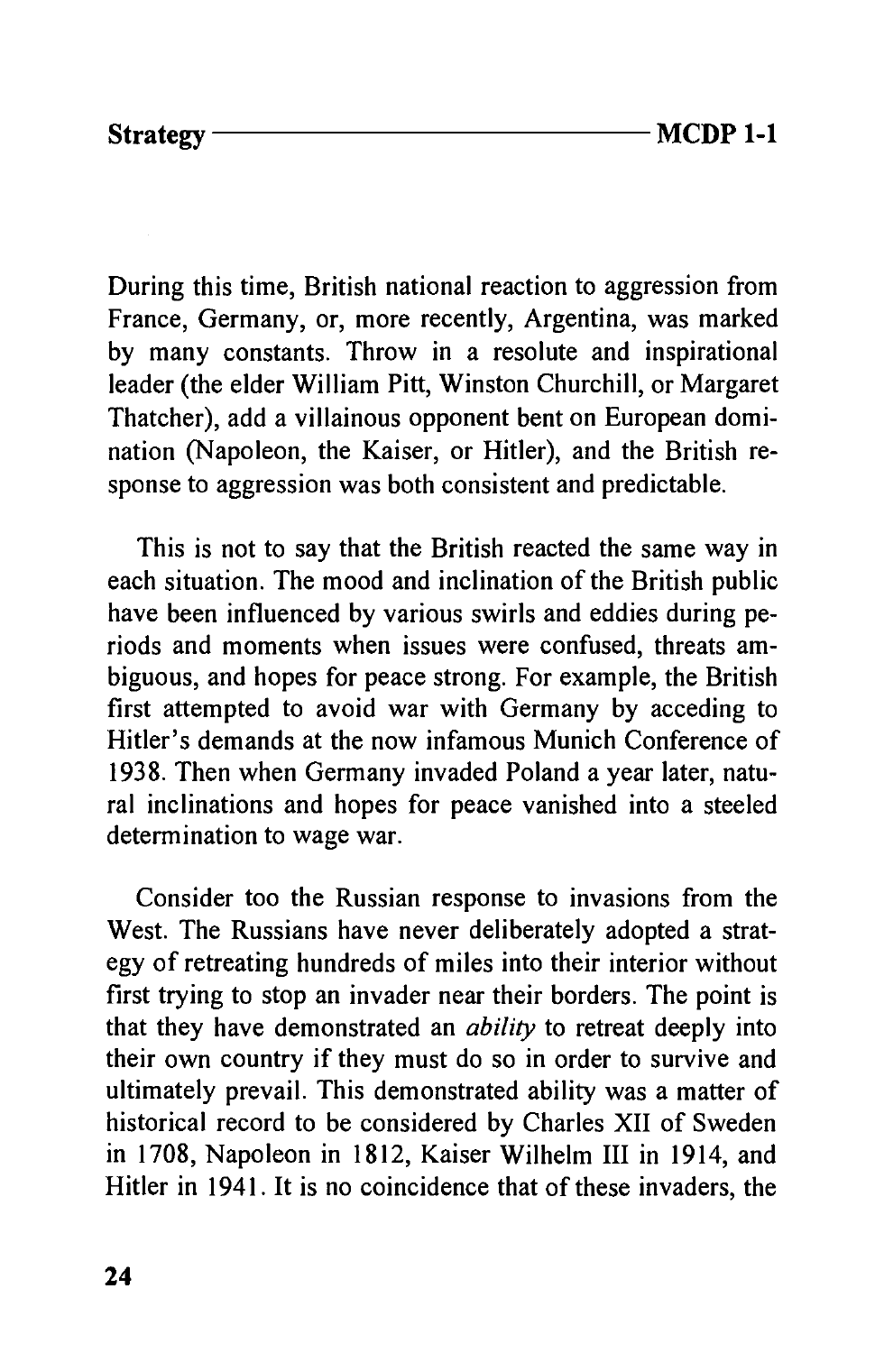During this time, British national reaction to aggression from France, Germany, or, more recently, Argentina, was marked by many constants. Throw in a resolute and inspirational leader (the elder William Pitt, Winston Churchill, or Margaret Thatcher), add a villainous opponent bent on European domination (Napoleon, the Kaiser, or Hitler), and the British response to aggression was both consistent and predictable.

This is not to say that the British reacted the same way in each situation. The mood and inclination of the British public have been influenced by various swirls and eddies during periods and moments when issues were confused, threats ambiguous, and hopes for peace strong. For example, the British first attempted to avoid war with Germany by acceding to Hitler's demands at the now infamous Munich Conference of 1938. Then when Germany invaded Poland a year later, natural inclinations and hopes for peace vanished into a steeled determination to wage war.

Consider too the Russian response to invasions from the West. The Russians have never deliberately adopted a strategy of retreating hundreds of miles into their interior without first trying to stop an invader near their borders. The point is that they have demonstrated an *ability* to retreat deeply into their own country if they must do so in order to survive and ultimately prevail. This demonstrated ability was a matter of historical record to be considered by Charles XII of Sweden in 1708, Napoleon in 1812, Kaiser Wilhelm III in 1914, and Hitler in 1941. It is no coincidence that of these invaders, the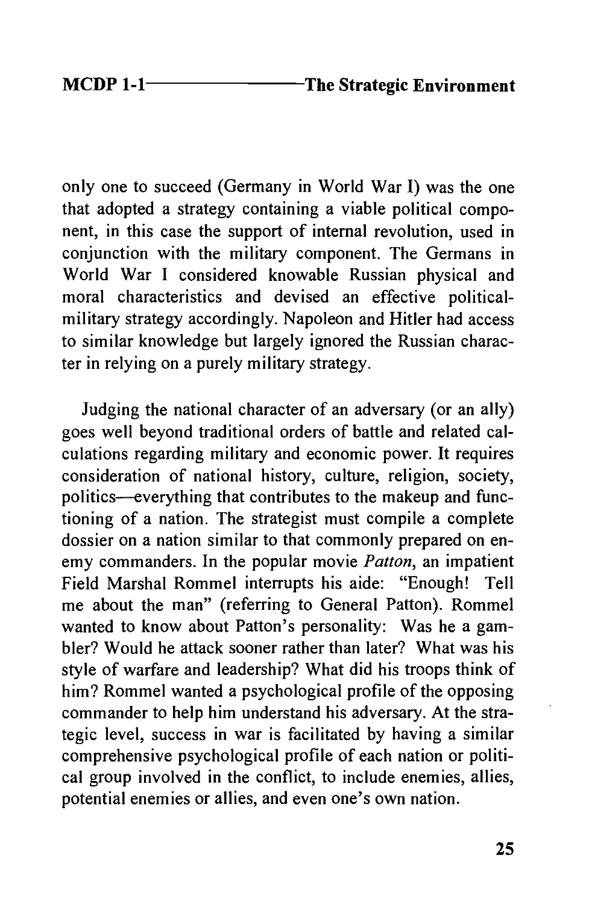only one to succeed (Germany in World War I) was the one that adopted a strategy containing a viable political component, in this case the support of internal revolution, used in conjunction with the military component. The Germans in World War I considered knowable Russian physical and moral characteristics and devised an effective political-military strategy accordingly. Napoleon and Hitler had access to similar knowledge but largely ignored the Russian character in relying on a purely military strategy.

Judging the national character of an adversary (or an ally) goes well beyond traditional orders of battle and related calculations regarding military and economic power. It requires consideration of national history, culture, religion, society, politics—everything that contributes to the makeup and functioning of a nation. The strategist must compile a complete dossier on a nation similar to that commonly prepared on enemy commanders. In the popular movie *Patton*, an impatient Field Marshal Rommel interrupts his aide: "Enough! Tell me about the man" (referring to General Patton). Rommel wanted to know about Patton's personality: Was he a gambler? Would he attack sooner rather than later? What was his style of warfare and leadership? What did his troops think of him? Rommel wanted a psychological profile of the opposing commander to help him understand his adversary. At the strategic level, success in war is facilitated by having a similar comprehensive psychological profile of each nation or political group involved in the conflict, to include enemies, allies, potential enemies or allies, and even one's own nation.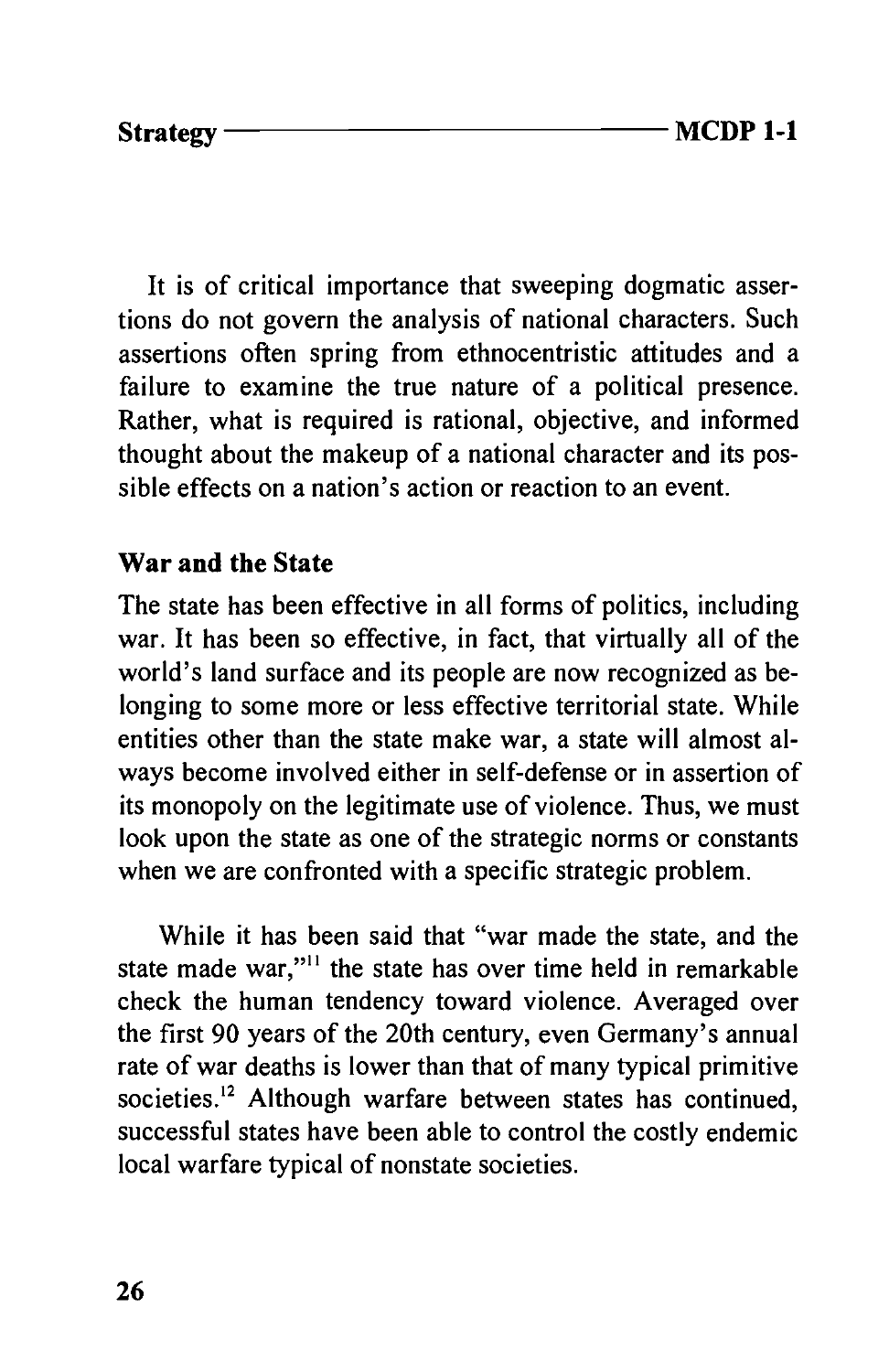It is of critical importance that sweeping dogmatic assertions do not govern the analysis of national characters. Such assertions often spring from ethnocentristic attitudes and a failure to examine the true nature of a political presence. Rather, what is required is rational, objective, and informed thought about the makeup of a national character and its possible effects on a nation's action or reaction to an event.

### War and the State

The state has been effective in all forms of politics, including war. It has been so effective, in fact, that virtually all of the world's land surface and its people are now recognized as belonging to some more or less effective territorial state. While entities other than the state make war, a state will almost always become involved either in self-defense or in assertion of its monopoly on the legitimate use of violence. Thus, we must look upon the state as one of the strategic norms or constants when we are confronted with a specific strategic problem.

While it has been said that "war made the state, and the state made war,"[11] the state has over time held in remarkable check the human tendency toward violence. Averaged over the first 90 years of the 20th century, even Germany's annual rate of war deaths is lower than that of many typical primitive societies.[12] Although warfare between states has continued, successful states have been able to control the costly endemic local warfare typical of nonstate societies.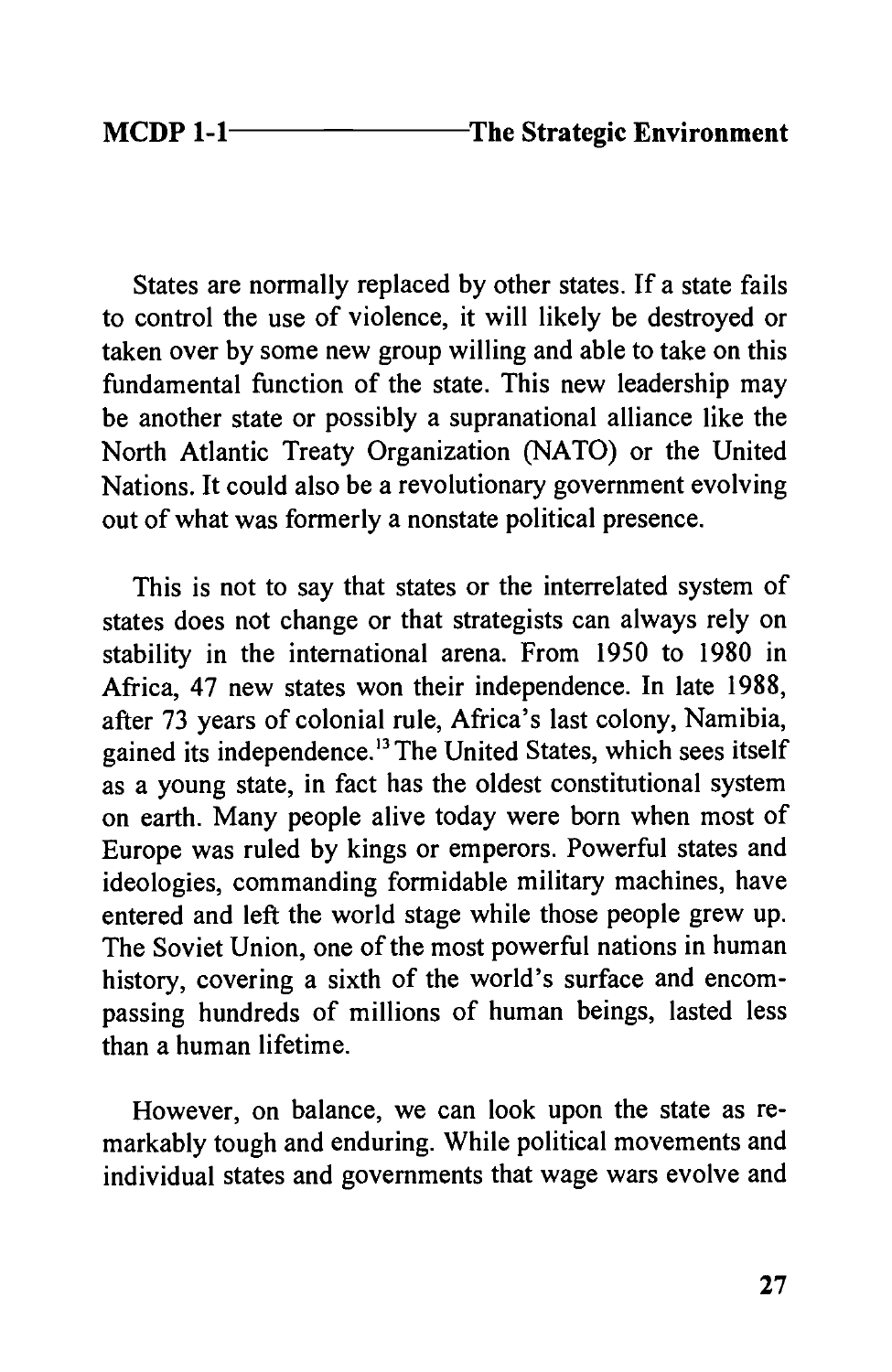States are normally replaced by other states. If a state fails to control the use of violence, it will likely be destroyed or taken over by some new group willing and able to take on this fundamental function of the state. This new leadership may be another state or possibly a supranational alliance like the North Atlantic Treaty Organization (NATO) or the United Nations. It could also be a revolutionary government evolving out of what was formerly a nonstate political presence.

This is not to say that states or the interrelated system of states does not change or that strategists can always rely on stability in the international arena. From 1950 to 1980 in Africa, 47 new states won their independence. In late 1988, after 73 years of colonial rule, Africa's last colony, Namibia, gained its independence.[13] The United States, which sees itself as a young state, in fact has the oldest constitutional system on earth. Many people alive today were born when most of Europe was ruled by kings or emperors. Powerful states and ideologies, commanding formidable military machines, have entered and left the world stage while those people grew up. The Soviet Union, one of the most powerful nations in human history, covering a sixth of the world's surface and encompassing hundreds of millions of human beings, lasted less than a human lifetime.

However, on balance, we can look upon the state as remarkably tough and enduring. While political movements and individual states and governments that wage wars evolve and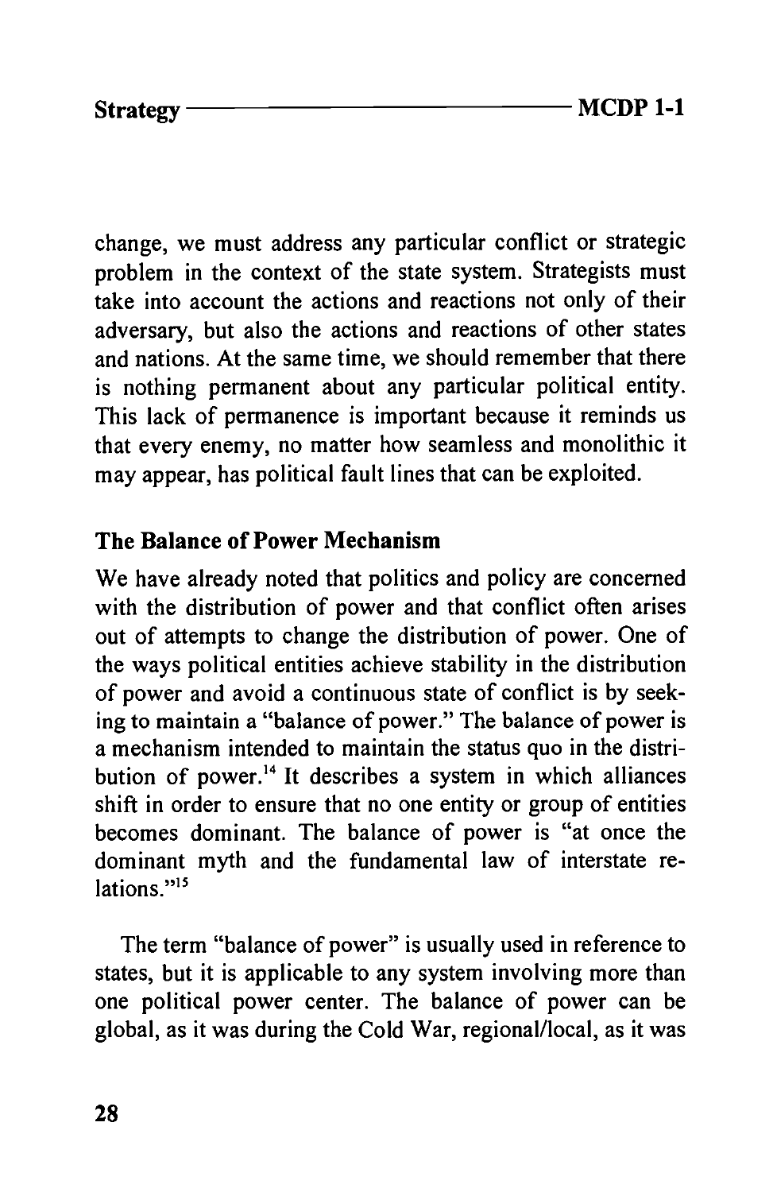change, we must address any particular conflict or strategic problem in the context of the state system. Strategists must take into account the actions and reactions not only of their adversary, but also the actions and reactions of other states and nations. At the same time, we should remember that there is nothing permanent about any particular political entity. This lack of permanence is important because it reminds us that every enemy, no matter how seamless and monolithic it may appear, has political fault lines that can be exploited.

### The Balance of Power Mechanism

We have already noted that politics and policy are concerned with the distribution of power and that conflict often arises out of attempts to change the distribution of power. One of the ways political entities achieve stability in the distribution of power and avoid a continuous state of conflict is by seeking to maintain a "balance of power." The balance of power is a mechanism intended to maintain the status quo in the distribution of power.[14] It describes a system in which alliances shift in order to ensure that no one entity or group of entities becomes dominant. The balance of power is "at once the dominant myth and the fundamental law of interstate relations."[15]

The term "balance of power" is usually used in reference to states, but it is applicable to any system involving more than one political power center. The balance of power can be global, as it was during the Cold War, regional/local, as it was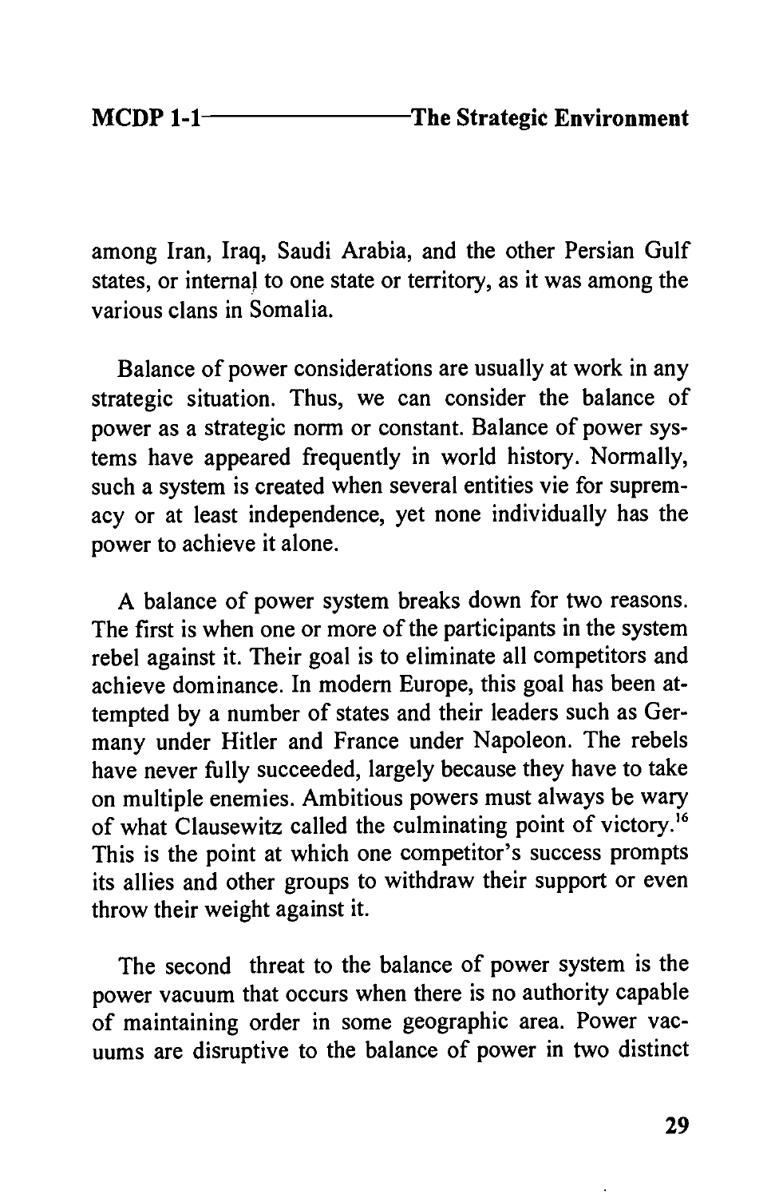among Iran, Iraq, Saudi Arabia, and the other Persian Gulf states, or internal to one state or territory, as it was among the various clans in Somalia.

Balance of power considerations are usually at work in any strategic situation. Thus, we can consider the balance of power as a strategic norm or constant. Balance of power systems have appeared frequently in world history. Normally, such a system is created when several entities vie for supremacy or at least independence, yet none individually has the power to achieve it alone.

A balance of power system breaks down for two reasons. The first is when one or more of the participants in the system rebel against it. Their goal is to eliminate all competitors and achieve dominance. In modern Europe, this goal has been attempted by a number of states and their leaders such as Germany under Hitler and France under Napoleon. The rebels have never fully succeeded, largely because they have to take on multiple enemies. Ambitious powers must always be wary of what Clausewitz called the culminating point of victory.[16] This is the point at which one competitor's success prompts its allies and other groups to withdraw their support or even throw their weight against it.

The second threat to the balance of power system is the power vacuum that occurs when there is no authority capable of maintaining order in some geographic area. Power vacuums are disruptive to the balance of power in two distinct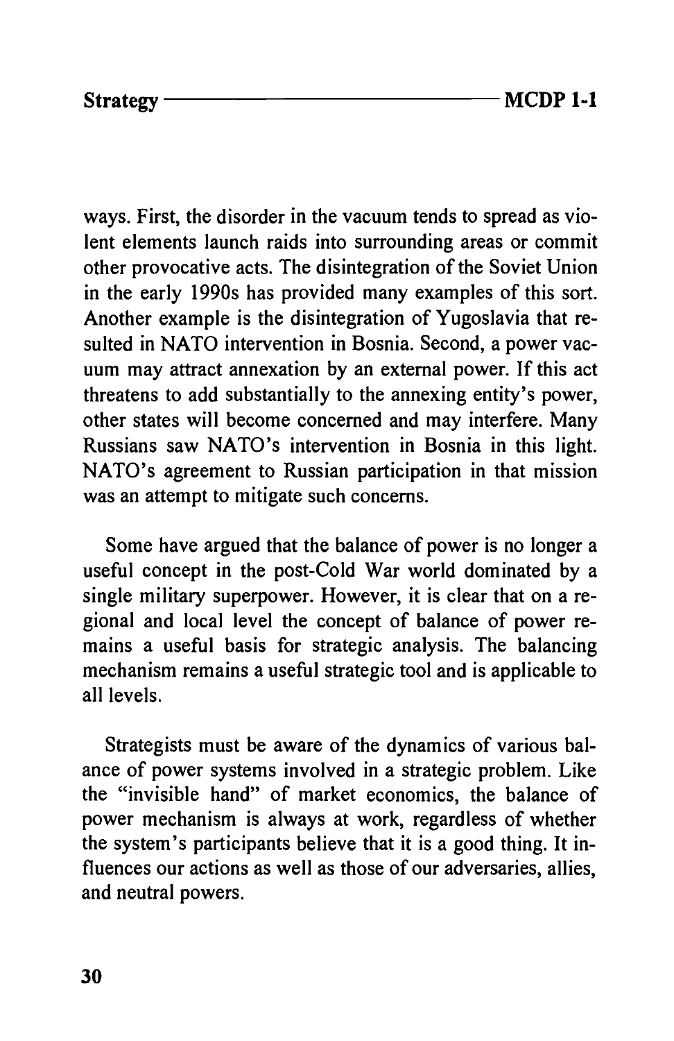ways. First, the disorder in the vacuum tends to spread as violent elements launch raids into surrounding areas or commit other provocative acts. The disintegration of the Soviet Union in the early 1990s has provided many examples of this sort. Another example is the disintegration of Yugoslavia that resulted in NATO intervention in Bosnia. Second, a power vacuum may attract annexation by an external power. If this act threatens to add substantially to the annexing entity's power, other states will become concerned and may interfere. Many Russians saw NATO's intervention in Bosnia in this light. NATO's agreement to Russian participation in that mission was an attempt to mitigate such concerns.

Some have argued that the balance of power is no longer a useful concept in the post-Cold War world dominated by a single military superpower. However, it is clear that on a regional and local level the concept of balance of power remains a useful basis for strategic analysis. The balancing mechanism remains a useful strategic tool and is applicable to all levels.

Strategists must be aware of the dynamics of various balance of power systems involved in a strategic problem. Like the "invisible hand" of market economics, the balance of power mechanism is always at work, regardless of whether the system's participants believe that it is a good thing. It influences our actions as well as those of our adversaries, allies, and neutral powers.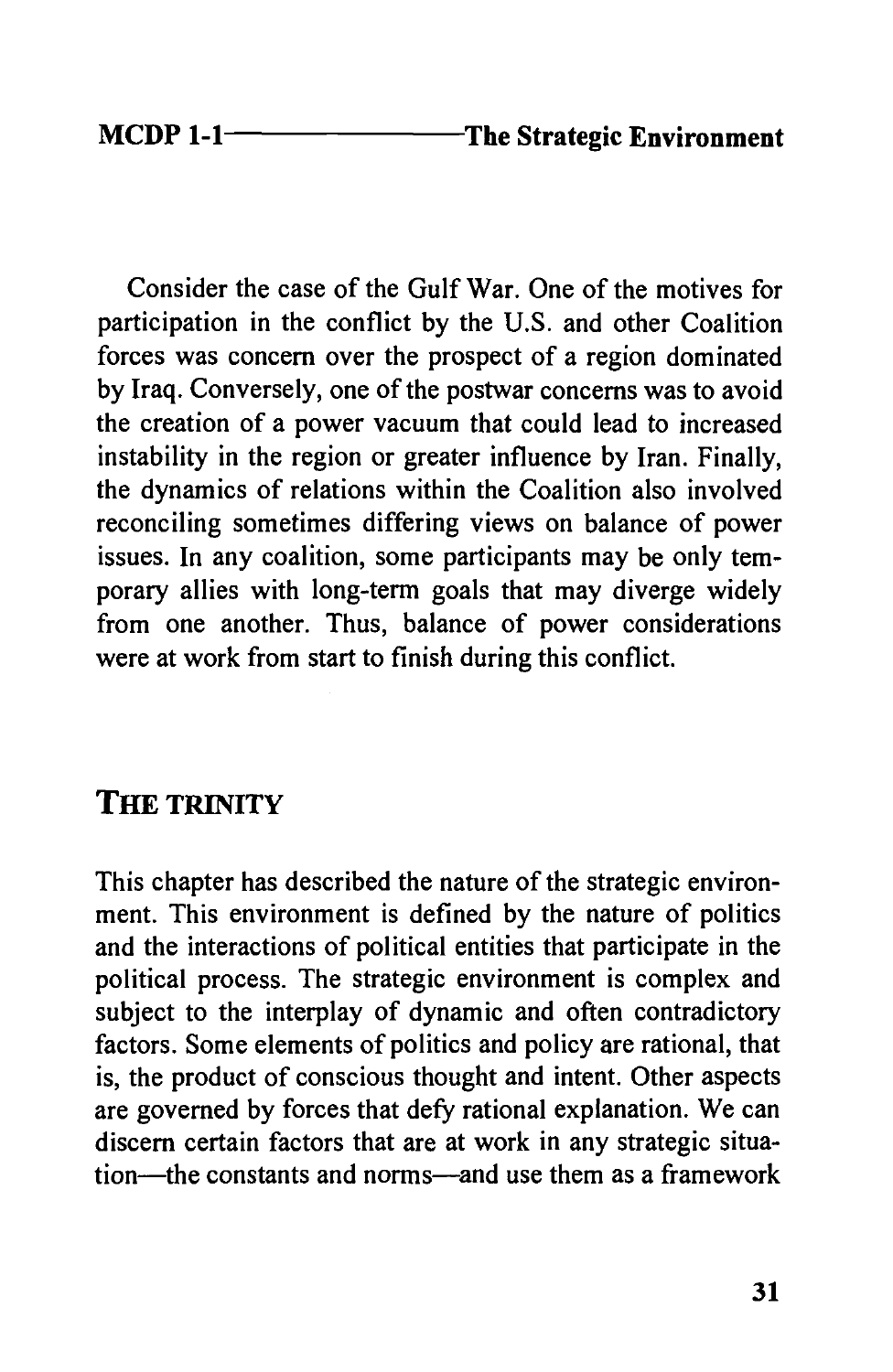Consider the case of the Gulf War. One of the motives for participation in the conflict by the U.S. and other Coalition forces was concern over the prospect of a region dominated by Iraq. Conversely, one of the postwar concerns was to avoid the creation of a power vacuum that could lead to increased instability in the region or greater influence by Iran. Finally, the dynamics of relations within the Coalition also involved reconciling sometimes differing views on balance of power issues. In any coalition, some participants may be only temporary allies with long-term goals that may diverge widely from one another. Thus, balance of power considerations were at work from start to finish during this conflict.

## THE TRINITY

This chapter has described the nature of the strategic environment. This environment is defined by the nature of politics and the interactions of political entities that participate in the political process. The strategic environment is complex and subject to the interplay of dynamic and often contradictory factors. Some elements of politics and policy are rational, that is, the product of conscious thought and intent. Other aspects are governed by forces that defy rational explanation. We can discern certain factors that are at work in any strategic situation—the constants and norms—and use them as a framework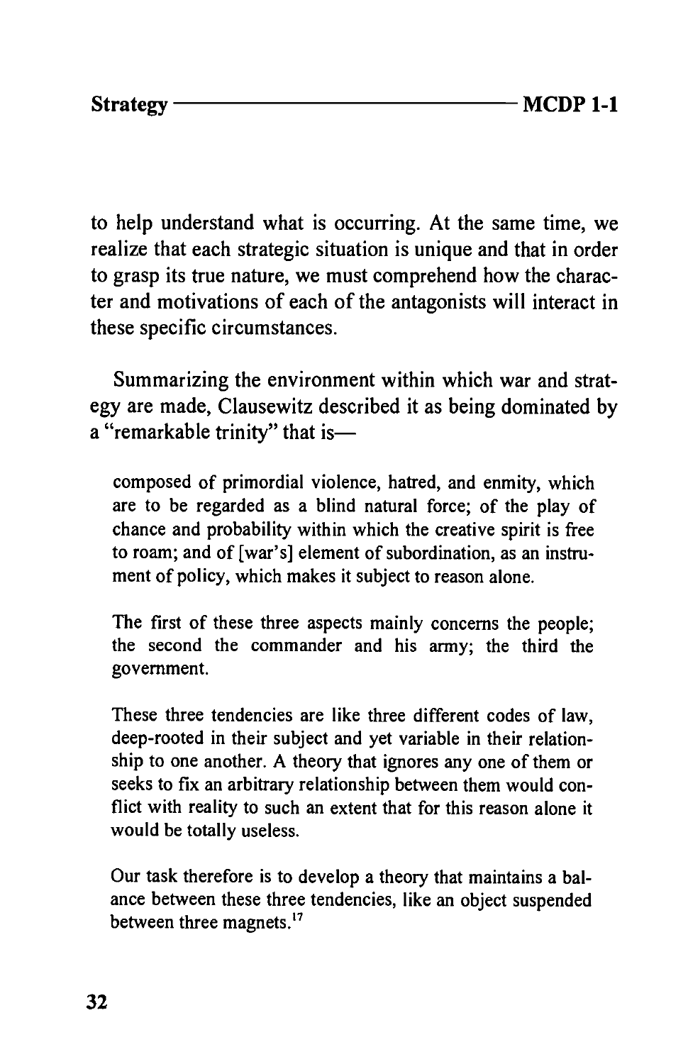to help understand what is occurring. At the same time, we realize that each strategic situation is unique and that in order to grasp its true nature, we must comprehend how the character and motivations of each of the antagonists will interact in these specific circumstances.

Summarizing the environment within which war and strategy are made, Clausewitz described it as being dominated by a "remarkable trinity" that is—

> composed of primordial violence, hatred, and enmity, which are to be regarded as a blind natural force; of the play of chance and probability within which the creative spirit is free to roam; and of [war's] element of subordination, as an instrument of policy, which makes it subject to reason alone.
>
> The first of these three aspects mainly concerns the people; the second the commander and his army; the third the government.
>
> These three tendencies are like three different codes of law, deep-rooted in their subject and yet variable in their relationship to one another. A theory that ignores any one of them or seeks to fix an arbitrary relationship between them would conflict with reality to such an extent that for this reason alone it would be totally useless.
>
> Our task therefore is to develop a theory that maintains a balance between these three tendencies, like an object suspended between three magnets.[17]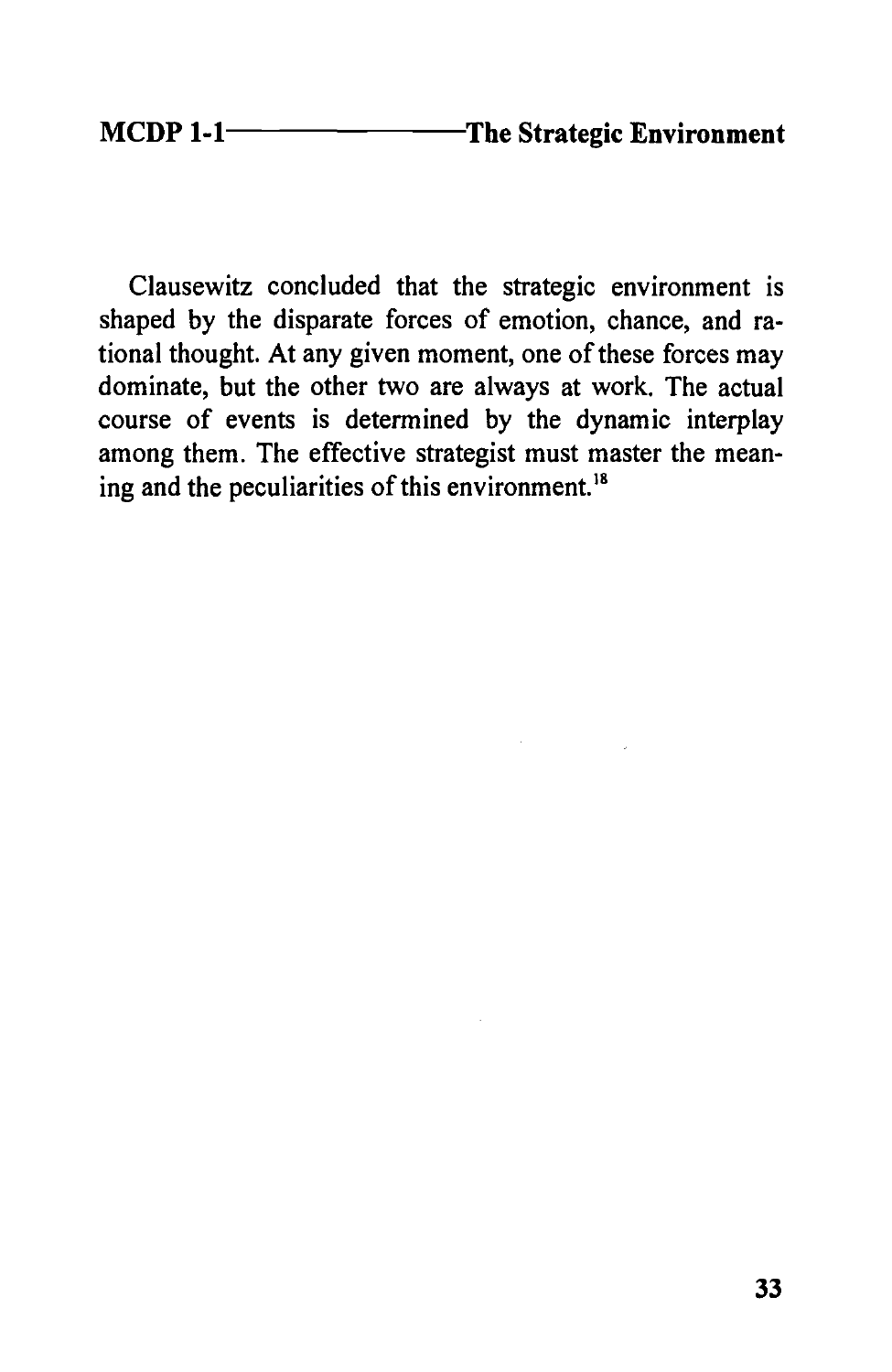Clausewitz concluded that the strategic environment is shaped by the disparate forces of emotion, chance, and rational thought. At any given moment, one of these forces may dominate, but the other two are always at work. The actual course of events is determined by the dynamic interplay among them. The effective strategist must master the meaning and the peculiarities of this environment.[18]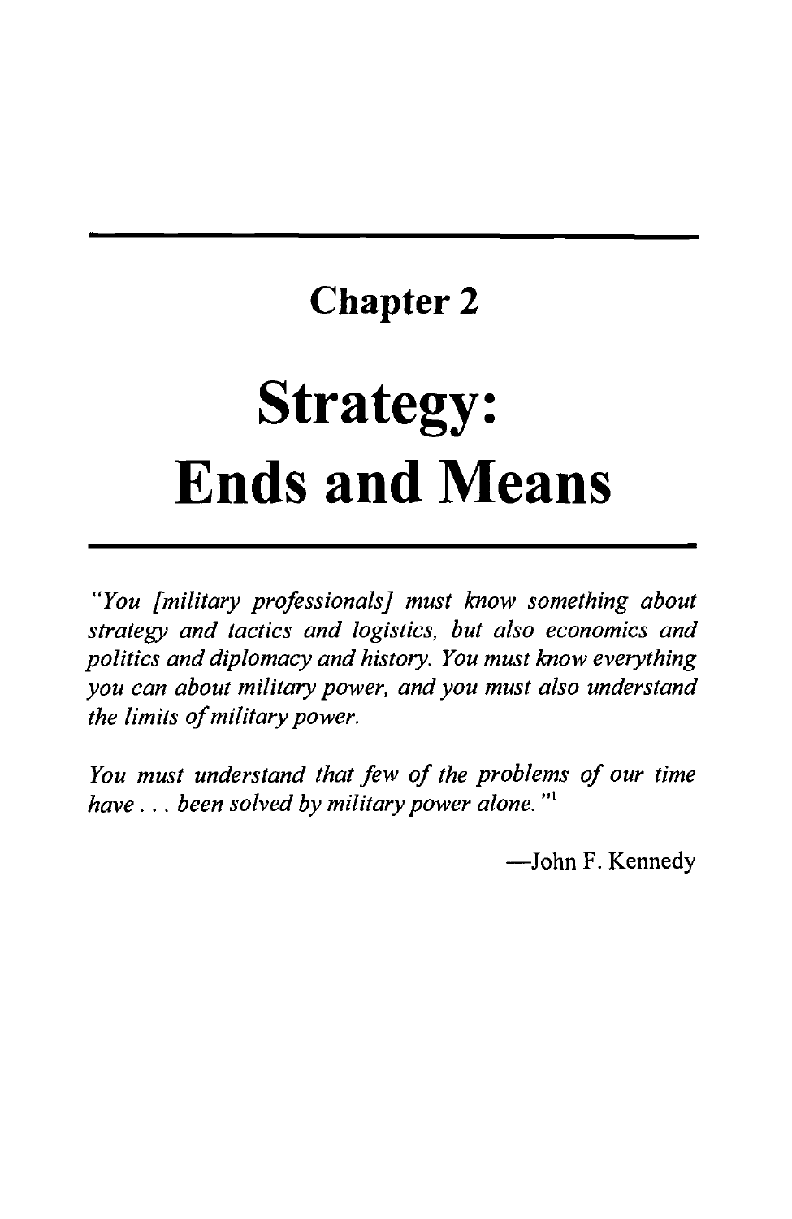# Chapter 2

# Strategy: Ends and Means

*"You [military professionals] must know something about strategy and tactics and logistics, but also economics and politics and diplomacy and history. You must know everything you can about military power, and you must also understand the limits of military power.*

*You must understand that few of the problems of our time have . . . been solved by military power alone."*[1]

—John F. Kennedy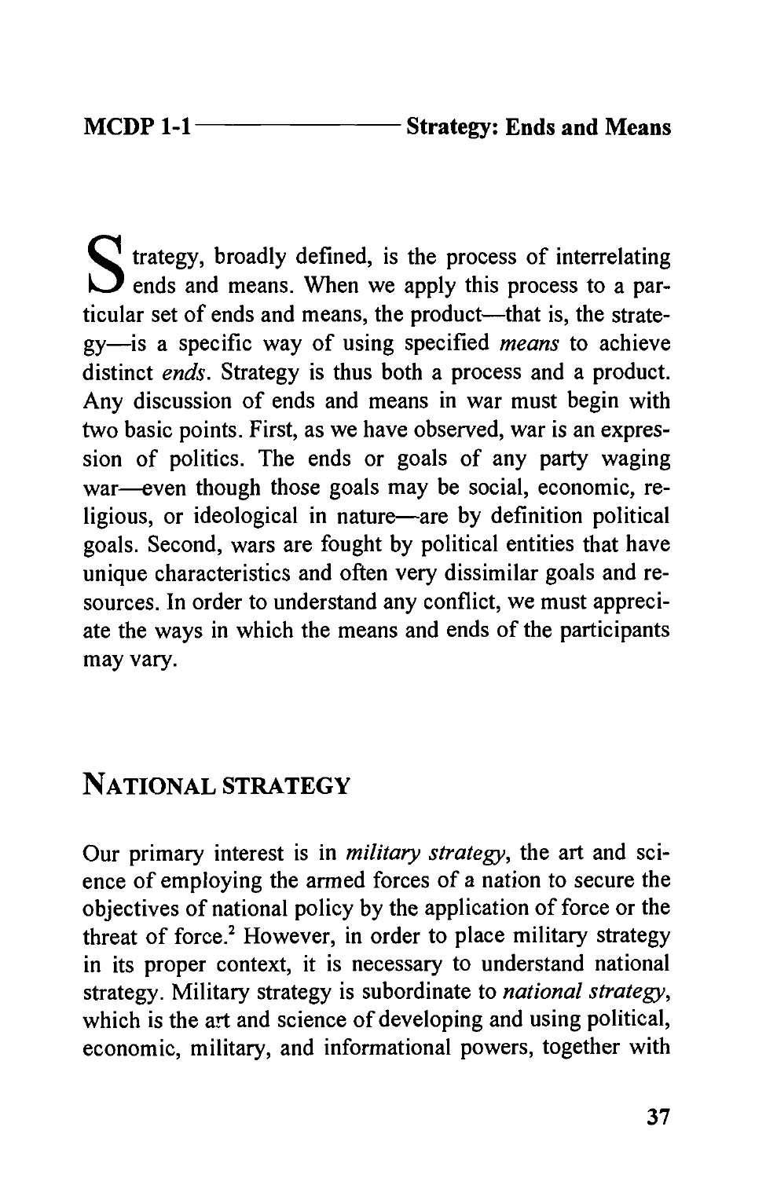Strategy, broadly defined, is the process of interrelating ends and means. When we apply this process to a particular set of ends and means, the product—that is, the strategy—is a specific way of using specified *means* to achieve distinct *ends*. Strategy is thus both a process and a product. Any discussion of ends and means in war must begin with two basic points. First, as we have observed, war is an expression of politics. The ends or goals of any party waging war—even though those goals may be social, economic, religious, or ideological in nature—are by definition political goals. Second, wars are fought by political entities that have unique characteristics and often very dissimilar goals and resources. In order to understand any conflict, we must appreciate the ways in which the means and ends of the participants may vary.

## NATIONAL STRATEGY

Our primary interest is in *military strategy*, the art and science of employing the armed forces of a nation to secure the objectives of national policy by the application of force or the threat of force.[2] However, in order to place military strategy in its proper context, it is necessary to understand national strategy. Military strategy is subordinate to *national strategy*, which is the art and science of developing and using political, economic, military, and informational powers, together with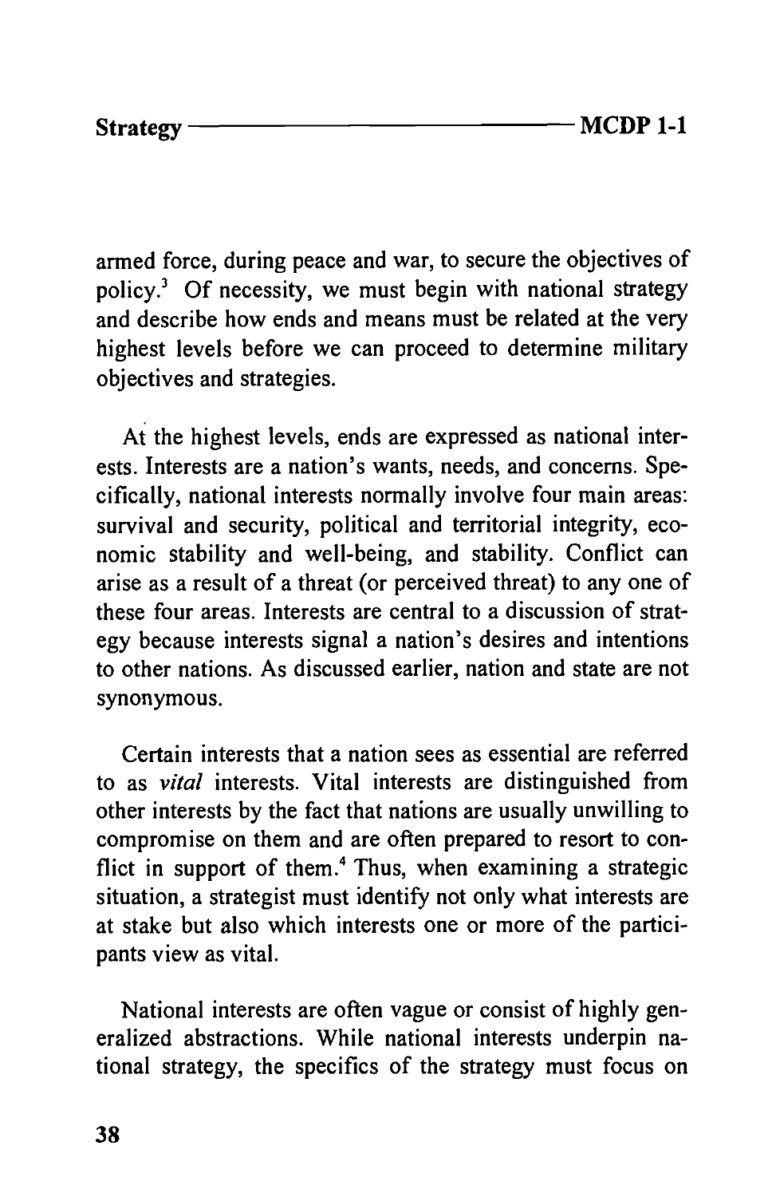armed force, during peace and war, to secure the objectives of policy.[3] Of necessity, we must begin with national strategy and describe how ends and means must be related at the very highest levels before we can proceed to determine military objectives and strategies.

At the highest levels, ends are expressed as national interests. Interests are a nation's wants, needs, and concerns. Specifically, national interests normally involve four main areas: survival and security, political and territorial integrity, economic stability and well-being, and stability. Conflict can arise as a result of a threat (or perceived threat) to any one of these four areas. Interests are central to a discussion of strategy because interests signal a nation's desires and intentions to other nations. As discussed earlier, nation and state are not synonymous.

Certain interests that a nation sees as essential are referred to as *vital* interests. Vital interests are distinguished from other interests by the fact that nations are usually unwilling to compromise on them and are often prepared to resort to conflict in support of them.[4] Thus, when examining a strategic situation, a strategist must identify not only what interests are at stake but also which interests one or more of the participants view as vital.

National interests are often vague or consist of highly generalized abstractions. While national interests underpin national strategy, the specifics of the strategy must focus on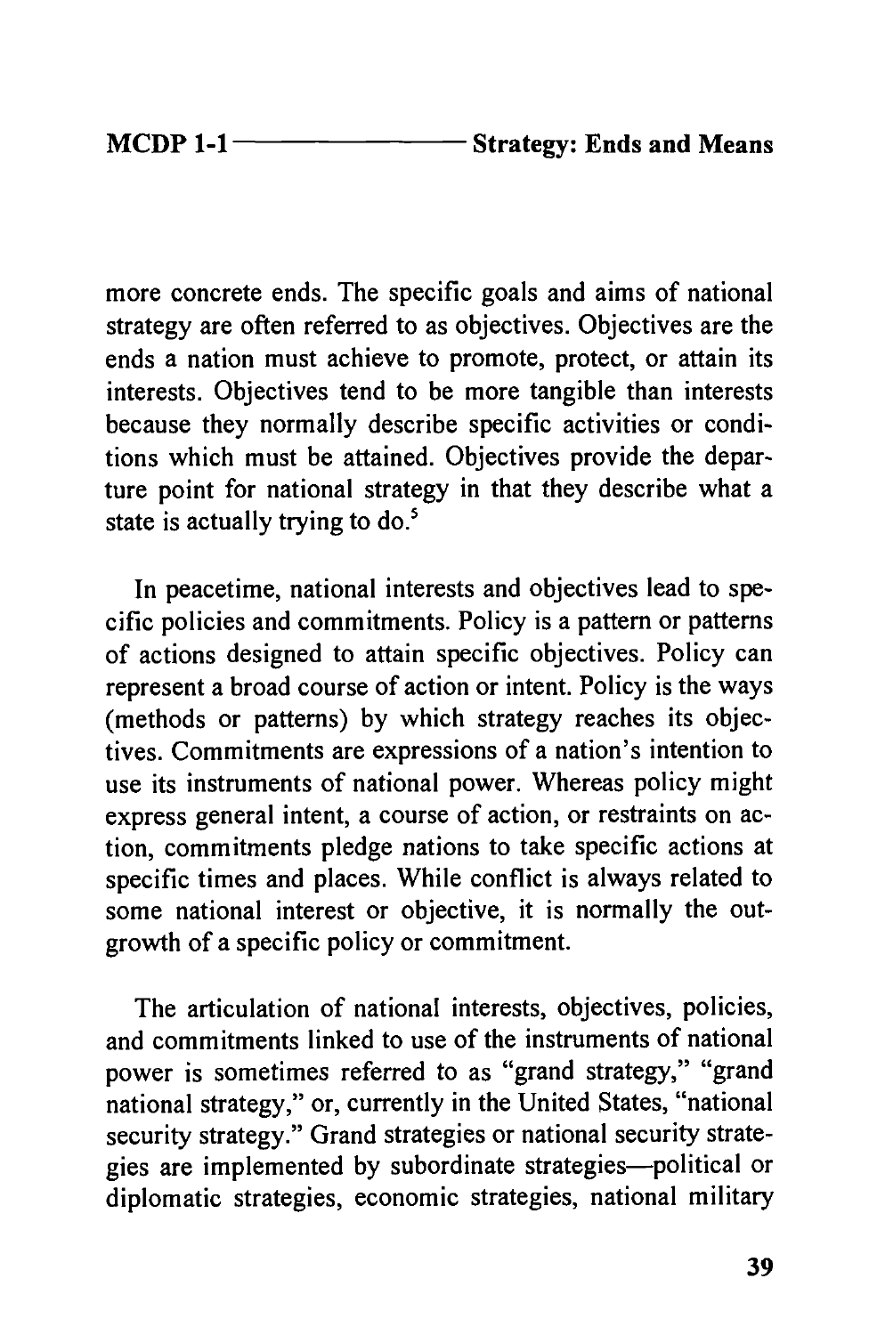more concrete ends. The specific goals and aims of national strategy are often referred to as objectives. Objectives are the ends a nation must achieve to promote, protect, or attain its interests. Objectives tend to be more tangible than interests because they normally describe specific activities or conditions which must be attained. Objectives provide the departure point for national strategy in that they describe what a state is actually trying to do.[5]

In peacetime, national interests and objectives lead to specific policies and commitments. Policy is a pattern or patterns of actions designed to attain specific objectives. Policy can represent a broad course of action or intent. Policy is the ways (methods or patterns) by which strategy reaches its objectives. Commitments are expressions of a nation's intention to use its instruments of national power. Whereas policy might express general intent, a course of action, or restraints on action, commitments pledge nations to take specific actions at specific times and places. While conflict is always related to some national interest or objective, it is normally the outgrowth of a specific policy or commitment.

The articulation of national interests, objectives, policies, and commitments linked to use of the instruments of national power is sometimes referred to as "grand strategy," "grand national strategy," or, currently in the United States, "national security strategy." Grand strategies or national security strategies are implemented by subordinate strategies—political or diplomatic strategies, economic strategies, national military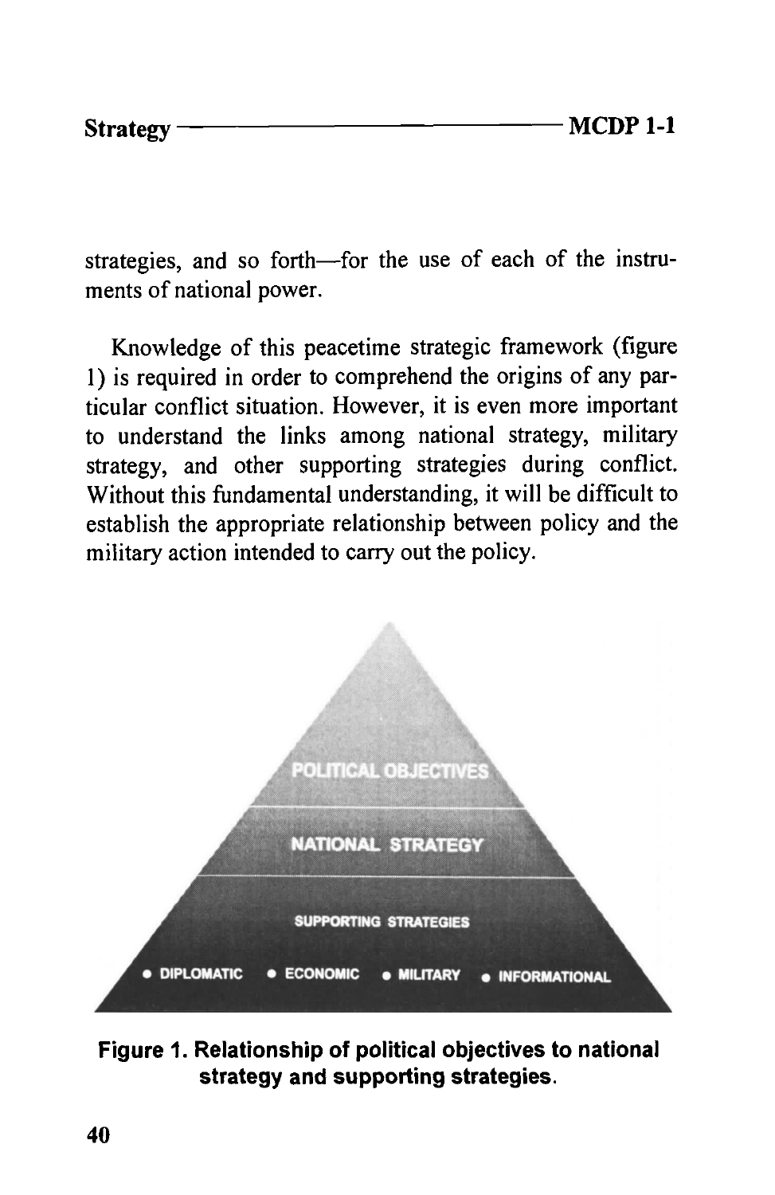strategies, and so forth—for the use of each of the instruments of national power.

Knowledge of this peacetime strategic framework (figure 1) is required in order to comprehend the origins of any particular conflict situation. However, it is even more important to understand the links among national strategy, military strategy, and other supporting strategies during conflict. Without this fundamental understanding, it will be difficult to establish the appropriate relationship between policy and the military action intended to carry out the policy.

**Figure 1. Relationship of political objectives to national strategy and supporting strategies.**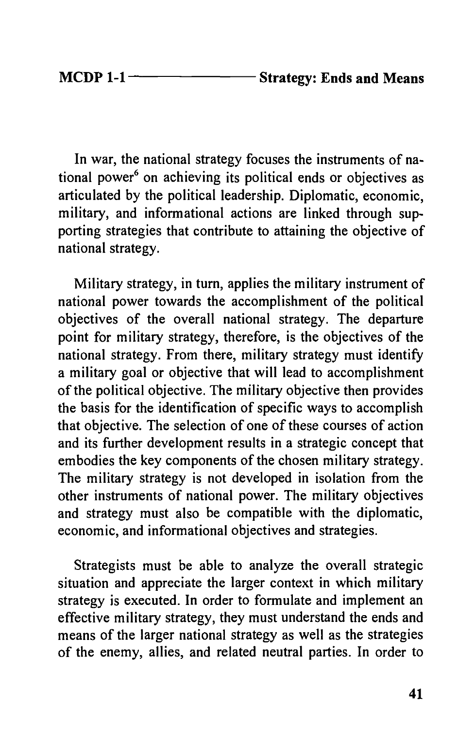In war, the national strategy focuses the instruments of national power[6] on achieving its political ends or objectives as articulated by the political leadership. Diplomatic, economic, military, and informational actions are linked through supporting strategies that contribute to attaining the objective of national strategy.

Military strategy, in turn, applies the military instrument of national power towards the accomplishment of the political objectives of the overall national strategy. The departure point for military strategy, therefore, is the objectives of the national strategy. From there, military strategy must identify a military goal or objective that will lead to accomplishment of the political objective. The military objective then provides the basis for the identification of specific ways to accomplish that objective. The selection of one of these courses of action and its further development results in a strategic concept that embodies the key components of the chosen military strategy. The military strategy is not developed in isolation from the other instruments of national power. The military objectives and strategy must also be compatible with the diplomatic, economic, and informational objectives and strategies.

Strategists must be able to analyze the overall strategic situation and appreciate the larger context in which military strategy is executed. In order to formulate and implement an effective military strategy, they must understand the ends and means of the larger national strategy as well as the strategies of the enemy, allies, and related neutral parties. In order to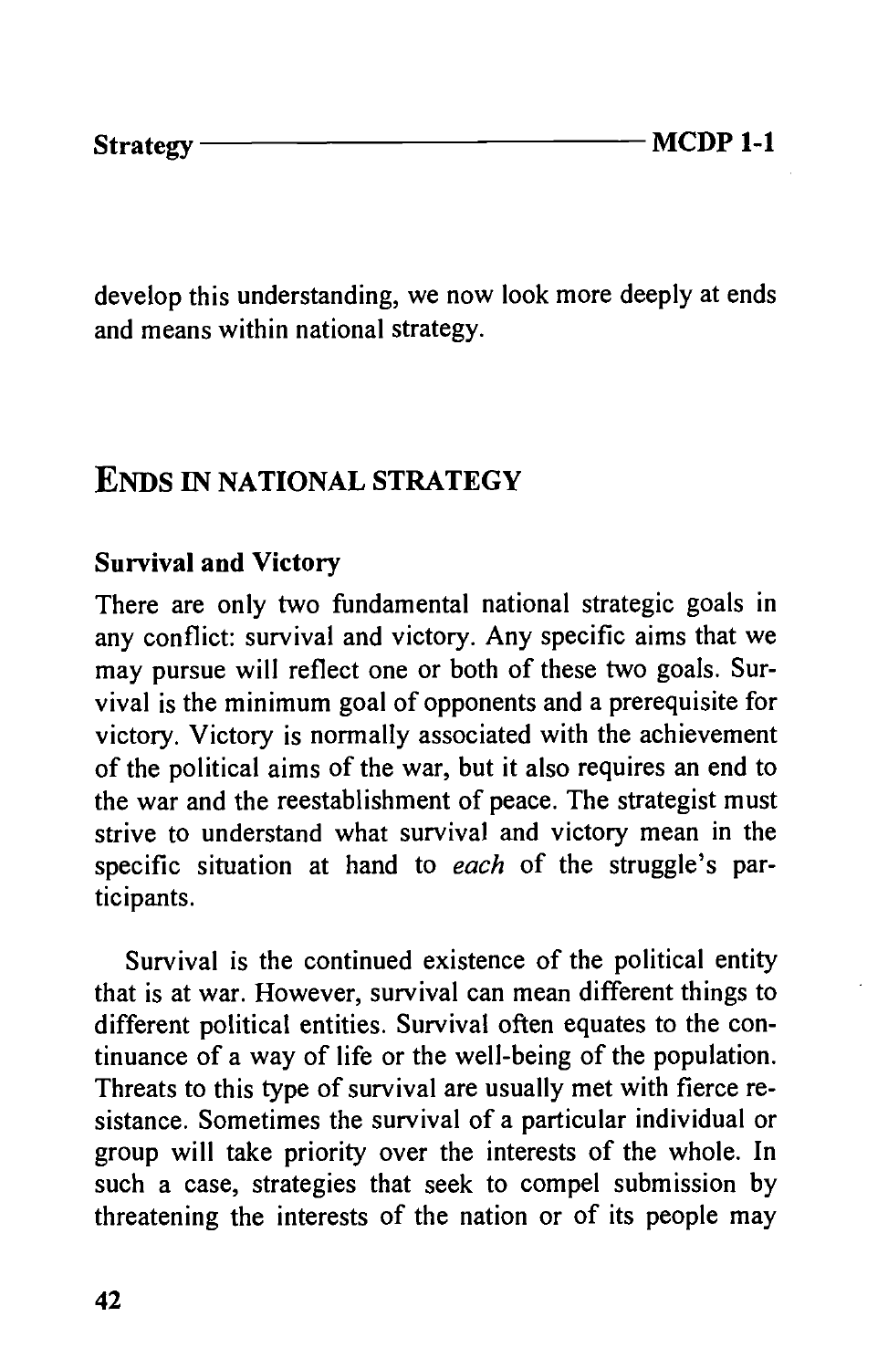develop this understanding, we now look more deeply at ends and means within national strategy.

## ENDS IN NATIONAL STRATEGY

### Survival and Victory

There are only two fundamental national strategic goals in any conflict: survival and victory. Any specific aims that we may pursue will reflect one or both of these two goals. Survival is the minimum goal of opponents and a prerequisite for victory. Victory is normally associated with the achievement of the political aims of the war, but it also requires an end to the war and the reestablishment of peace. The strategist must strive to understand what survival and victory mean in the specific situation at hand to *each* of the struggle's participants.

Survival is the continued existence of the political entity that is at war. However, survival can mean different things to different political entities. Survival often equates to the continuance of a way of life or the well-being of the population. Threats to this type of survival are usually met with fierce resistance. Sometimes the survival of a particular individual or group will take priority over the interests of the whole. In such a case, strategies that seek to compel submission by threatening the interests of the nation or of its people may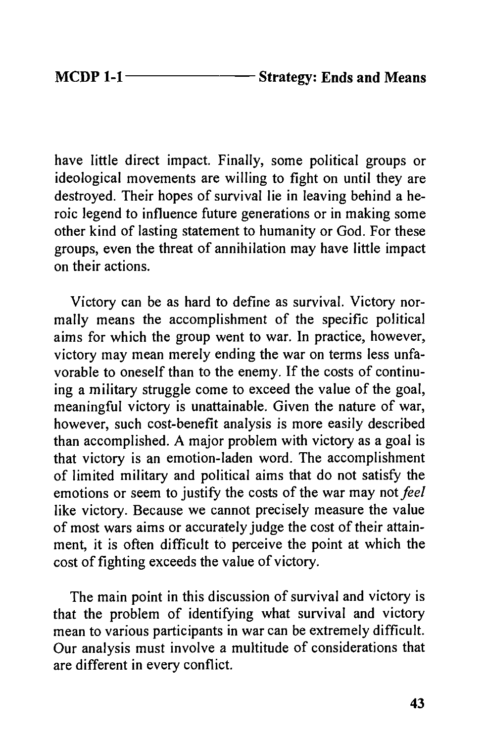have little direct impact. Finally, some political groups or ideological movements are willing to fight on until they are destroyed. Their hopes of survival lie in leaving behind a heroic legend to influence future generations or in making some other kind of lasting statement to humanity or God. For these groups, even the threat of annihilation may have little impact on their actions.

Victory can be as hard to define as survival. Victory normally means the accomplishment of the specific political aims for which the group went to war. In practice, however, victory may mean merely ending the war on terms less unfavorable to oneself than to the enemy. If the costs of continuing a military struggle come to exceed the value of the goal, meaningful victory is unattainable. Given the nature of war, however, such cost-benefit analysis is more easily described than accomplished. A major problem with victory as a goal is that victory is an emotion-laden word. The accomplishment of limited military and political aims that do not satisfy the emotions or seem to justify the costs of the war may not *feel* like victory. Because we cannot precisely measure the value of most wars aims or accurately judge the cost of their attainment, it is often difficult to perceive the point at which the cost of fighting exceeds the value of victory.

The main point in this discussion of survival and victory is that the problem of identifying what survival and victory mean to various participants in war can be extremely difficult. Our analysis must involve a multitude of considerations that are different in every conflict.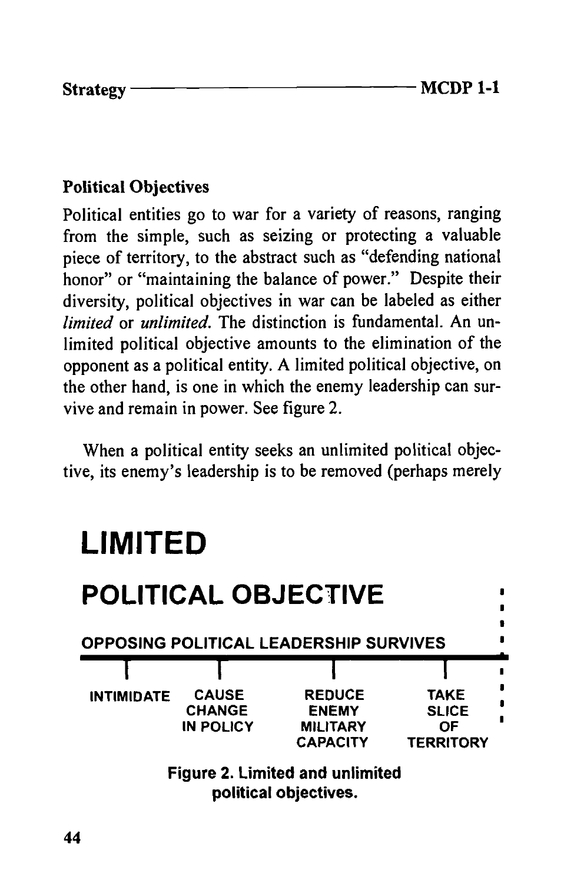### Political Objectives

Political entities go to war for a variety of reasons, ranging from the simple, such as seizing or protecting a valuable piece of territory, to the abstract such as "defending national honor" or "maintaining the balance of power." Despite their diversity, political objectives in war can be labeled as either *limited* or *unlimited*. The distinction is fundamental. An unlimited political objective amounts to the elimination of the opponent as a political entity. A limited political objective, on the other hand, is one in which the enemy leadership can survive and remain in power. See figure 2.

When a political entity seeks an unlimited political objective, its enemy's leadership is to be removed (perhaps merely

**LIMITED**

**POLITICAL OBJECTIVE**

**OPPOSING POLITICAL LEADERSHIP SURVIVES**

| INTIMIDATE | CAUSE CHANGE IN POLICY | REDUCE ENEMY MILITARY CAPACITY | TAKE SLICE OF TERRITORY |
|---|---|---|---|

**Figure 2. Limited and unlimited political objectives.**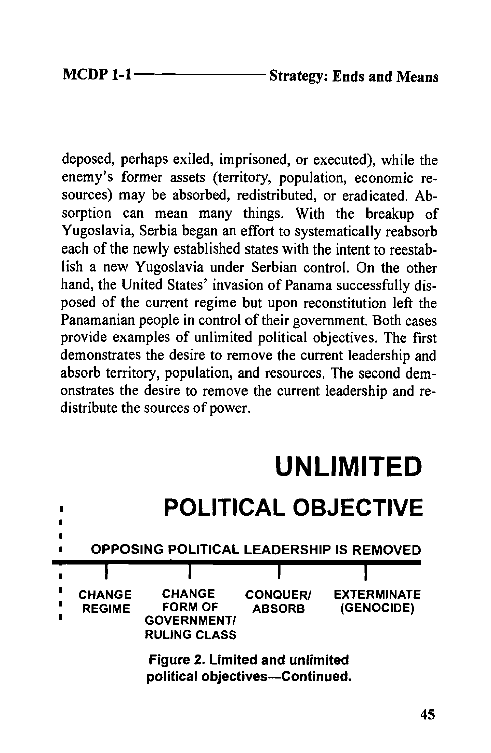deposed, perhaps exiled, imprisoned, or executed), while the enemy's former assets (territory, population, economic resources) may be absorbed, redistributed, or eradicated. Absorption can mean many things. With the breakup of Yugoslavia, Serbia began an effort to systematically reabsorb each of the newly established states with the intent to reestablish a new Yugoslavia under Serbian control. On the other hand, the United States' invasion of Panama successfully disposed of the current regime but upon reconstitution left the Panamanian people in control of their government. Both cases provide examples of unlimited political objectives. The first demonstrates the desire to remove the current leadership and absorb territory, population, and resources. The second demonstrates the desire to remove the current leadership and redistribute the sources of power.

**UNLIMITED**

**POLITICAL OBJECTIVE**

**OPPOSING POLITICAL LEADERSHIP IS REMOVED**

| CHANGE REGIME | CHANGE FORM OF GOVERNMENT/ RULING CLASS | CONQUER/ ABSORB | EXTERMINATE (GENOCIDE) |
|---|---|---|---|

**Figure 2. Limited and unlimited political objectives—Continued.**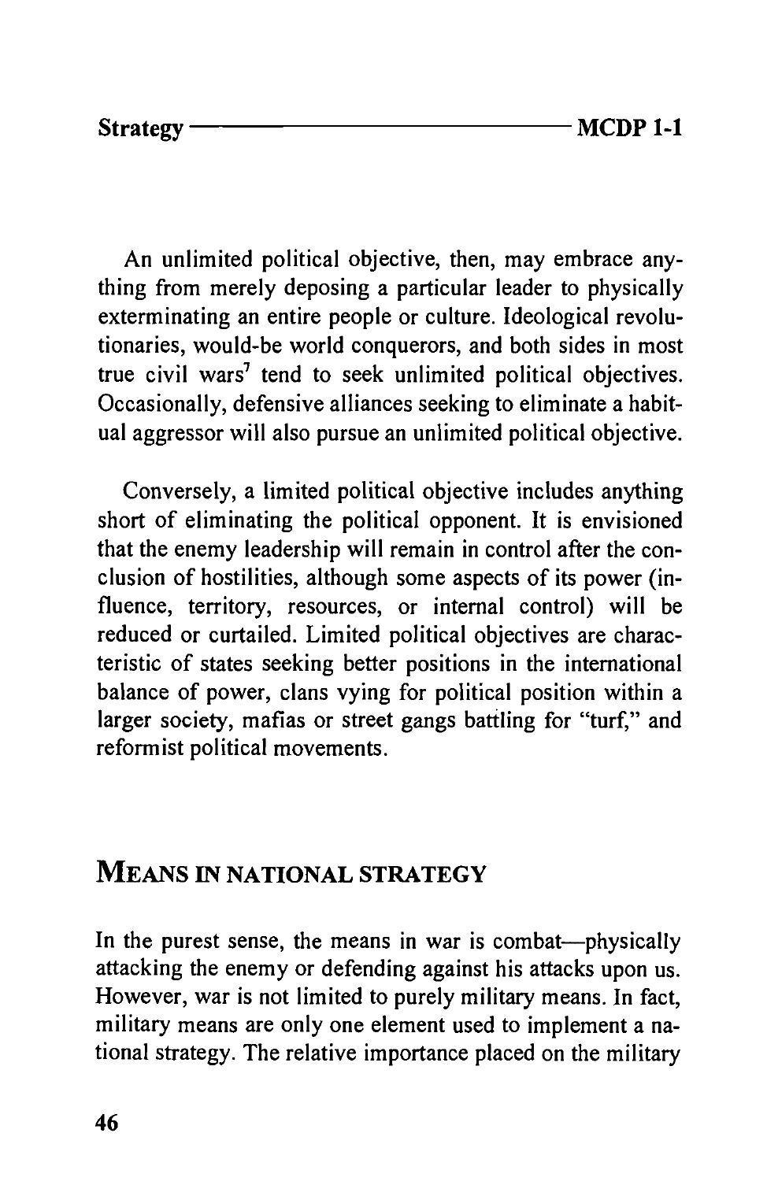An unlimited political objective, then, may embrace anything from merely deposing a particular leader to physically exterminating an entire people or culture. Ideological revolutionaries, would-be world conquerors, and both sides in most true civil wars[7] tend to seek unlimited political objectives. Occasionally, defensive alliances seeking to eliminate a habitual aggressor will also pursue an unlimited political objective.

Conversely, a limited political objective includes anything short of eliminating the political opponent. It is envisioned that the enemy leadership will remain in control after the conclusion of hostilities, although some aspects of its power (influence, territory, resources, or internal control) will be reduced or curtailed. Limited political objectives are characteristic of states seeking better positions in the international balance of power, clans vying for political position within a larger society, mafias or street gangs battling for "turf," and reformist political movements.

## MEANS IN NATIONAL STRATEGY

In the purest sense, the means in war is combat—physically attacking the enemy or defending against his attacks upon us. However, war is not limited to purely military means. In fact, military means are only one element used to implement a national strategy. The relative importance placed on the military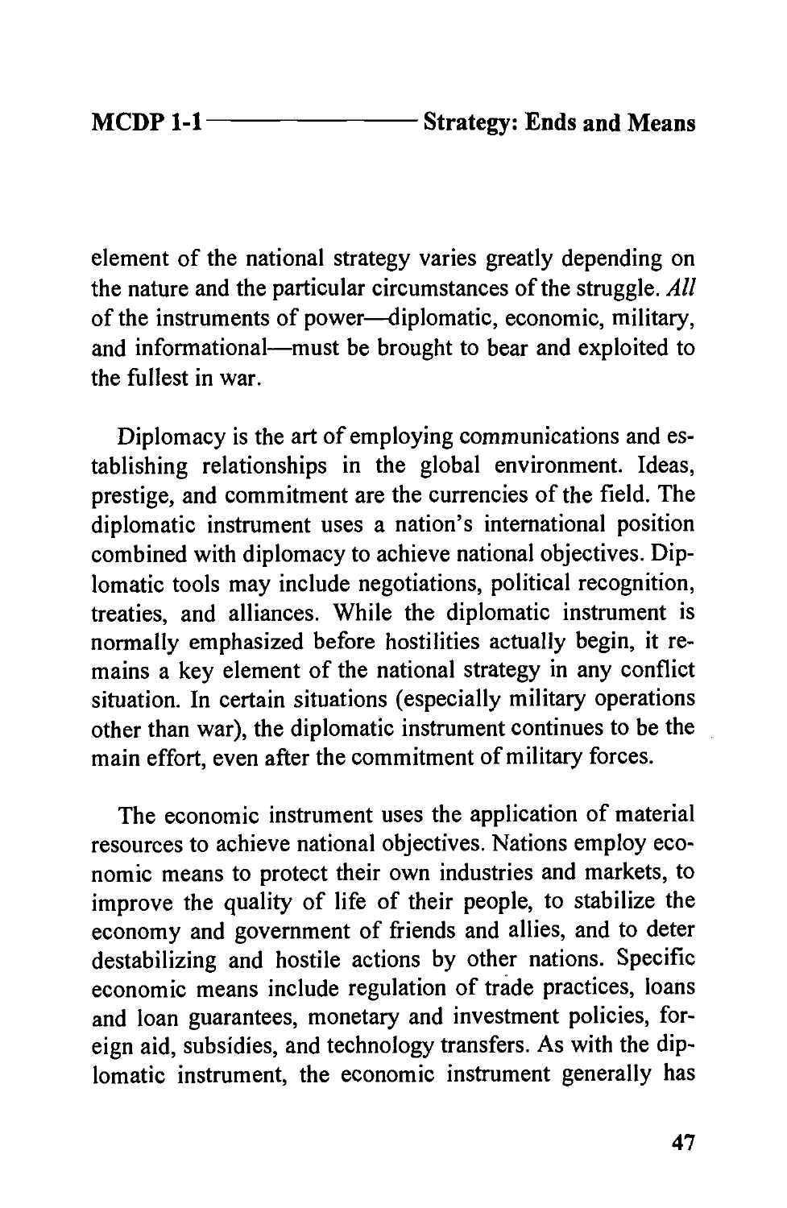element of the national strategy varies greatly depending on the nature and the particular circumstances of the struggle. *All* of the instruments of power—diplomatic, economic, military, and informational—must be brought to bear and exploited to the fullest in war.

Diplomacy is the art of employing communications and establishing relationships in the global environment. Ideas, prestige, and commitment are the currencies of the field. The diplomatic instrument uses a nation's international position combined with diplomacy to achieve national objectives. Diplomatic tools may include negotiations, political recognition, treaties, and alliances. While the diplomatic instrument is normally emphasized before hostilities actually begin, it remains a key element of the national strategy in any conflict situation. In certain situations (especially military operations other than war), the diplomatic instrument continues to be the main effort, even after the commitment of military forces.

The economic instrument uses the application of material resources to achieve national objectives. Nations employ economic means to protect their own industries and markets, to improve the quality of life of their people, to stabilize the economy and government of friends and allies, and to deter destabilizing and hostile actions by other nations. Specific economic means include regulation of trade practices, loans and loan guarantees, monetary and investment policies, foreign aid, subsidies, and technology transfers. As with the diplomatic instrument, the economic instrument generally has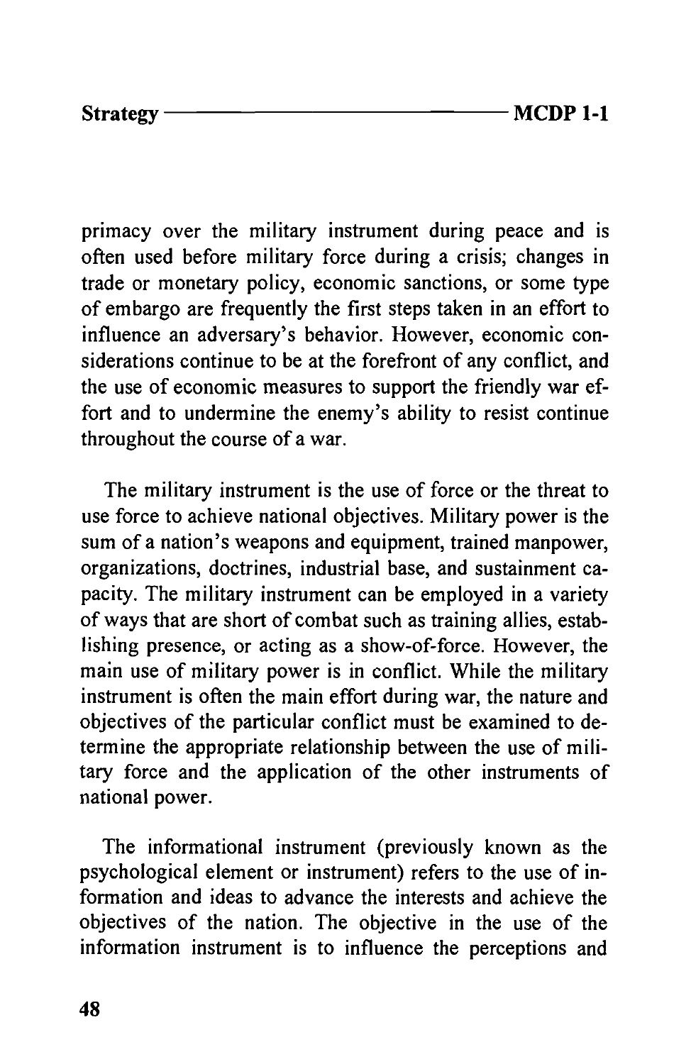primacy over the military instrument during peace and is often used before military force during a crisis; changes in trade or monetary policy, economic sanctions, or some type of embargo are frequently the first steps taken in an effort to influence an adversary's behavior. However, economic considerations continue to be at the forefront of any conflict, and the use of economic measures to support the friendly war effort and to undermine the enemy's ability to resist continue throughout the course of a war.

The military instrument is the use of force or the threat to use force to achieve national objectives. Military power is the sum of a nation's weapons and equipment, trained manpower, organizations, doctrines, industrial base, and sustainment capacity. The military instrument can be employed in a variety of ways that are short of combat such as training allies, establishing presence, or acting as a show-of-force. However, the main use of military power is in conflict. While the military instrument is often the main effort during war, the nature and objectives of the particular conflict must be examined to determine the appropriate relationship between the use of military force and the application of the other instruments of national power.

The informational instrument (previously known as the psychological element or instrument) refers to the use of information and ideas to advance the interests and achieve the objectives of the nation. The objective in the use of the information instrument is to influence the perceptions and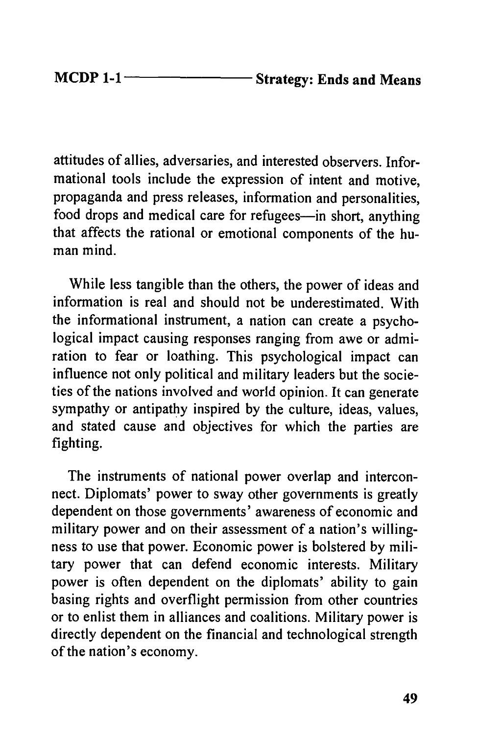attitudes of allies, adversaries, and interested observers. Informational tools include the expression of intent and motive, propaganda and press releases, information and personalities, food drops and medical care for refugees—in short, anything that affects the rational or emotional components of the human mind.

While less tangible than the others, the power of ideas and information is real and should not be underestimated. With the informational instrument, a nation can create a psychological impact causing responses ranging from awe or admiration to fear or loathing. This psychological impact can influence not only political and military leaders but the societies of the nations involved and world opinion. It can generate sympathy or antipathy inspired by the culture, ideas, values, and stated cause and objectives for which the parties are fighting.

The instruments of national power overlap and interconnect. Diplomats' power to sway other governments is greatly dependent on those governments' awareness of economic and military power and on their assessment of a nation's willingness to use that power. Economic power is bolstered by military power that can defend economic interests. Military power is often dependent on the diplomats' ability to gain basing rights and overflight permission from other countries or to enlist them in alliances and coalitions. Military power is directly dependent on the financial and technological strength of the nation's economy.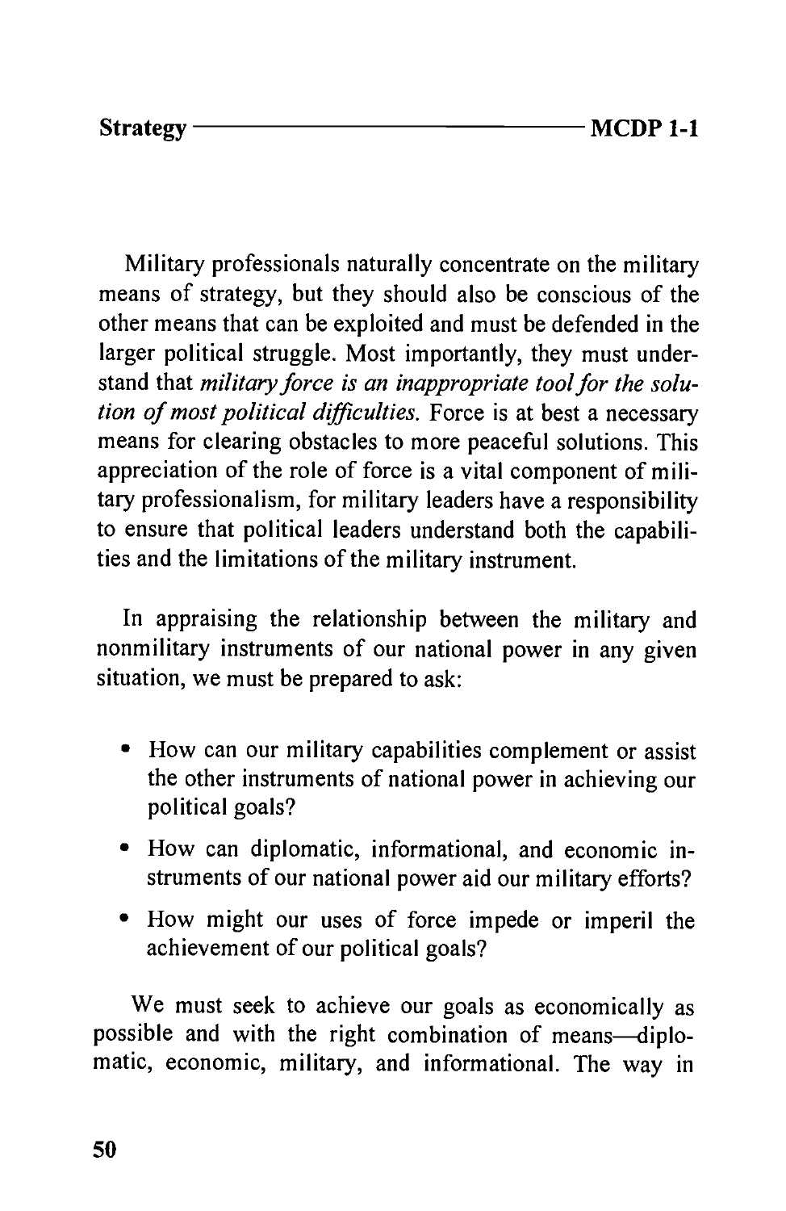Military professionals naturally concentrate on the military means of strategy, but they should also be conscious of the other means that can be exploited and must be defended in the larger political struggle. Most importantly, they must understand that *military force is an inappropriate tool for the solution of most political difficulties.* Force is at best a necessary means for clearing obstacles to more peaceful solutions. This appreciation of the role of force is a vital component of military professionalism, for military leaders have a responsibility to ensure that political leaders understand both the capabilities and the limitations of the military instrument.

In appraising the relationship between the military and nonmilitary instruments of our national power in any given situation, we must be prepared to ask:

- How can our military capabilities complement or assist the other instruments of national power in achieving our political goals?
- How can diplomatic, informational, and economic instruments of our national power aid our military efforts?
- How might our uses of force impede or imperil the achievement of our political goals?

We must seek to achieve our goals as economically as possible and with the right combination of means—diplomatic, economic, military, and informational. The way in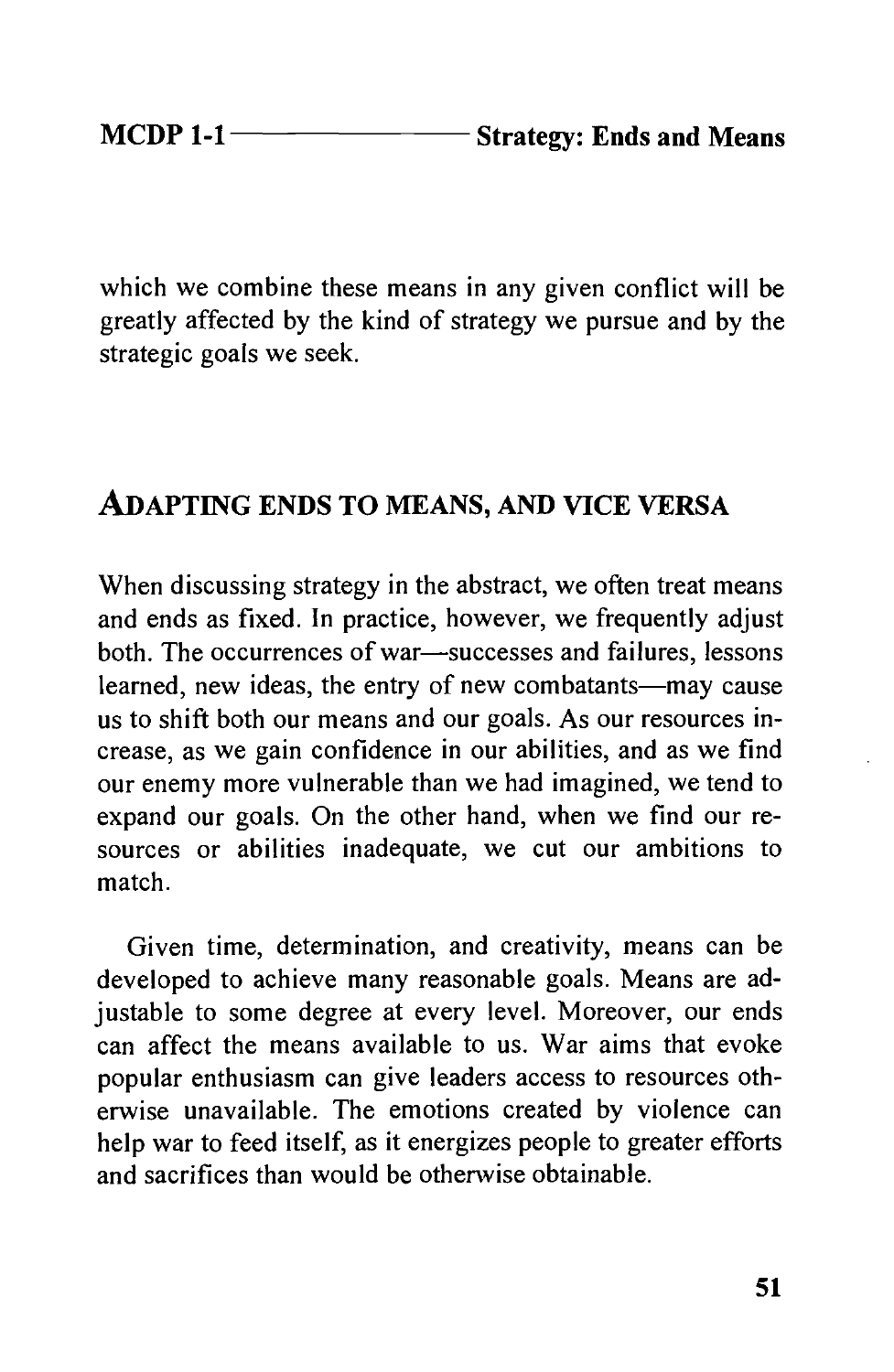which we combine these means in any given conflict will be greatly affected by the kind of strategy we pursue and by the strategic goals we seek.

## Adapting Ends to Means, and Vice Versa

When discussing strategy in the abstract, we often treat means and ends as fixed. In practice, however, we frequently adjust both. The occurrences of war—successes and failures, lessons learned, new ideas, the entry of new combatants—may cause us to shift both our means and our goals. As our resources increase, as we gain confidence in our abilities, and as we find our enemy more vulnerable than we had imagined, we tend to expand our goals. On the other hand, when we find our resources or abilities inadequate, we cut our ambitions to match.

Given time, determination, and creativity, means can be developed to achieve many reasonable goals. Means are adjustable to some degree at every level. Moreover, our ends can affect the means available to us. War aims that evoke popular enthusiasm can give leaders access to resources otherwise unavailable. The emotions created by violence can help war to feed itself, as it energizes people to greater efforts and sacrifices than would be otherwise obtainable.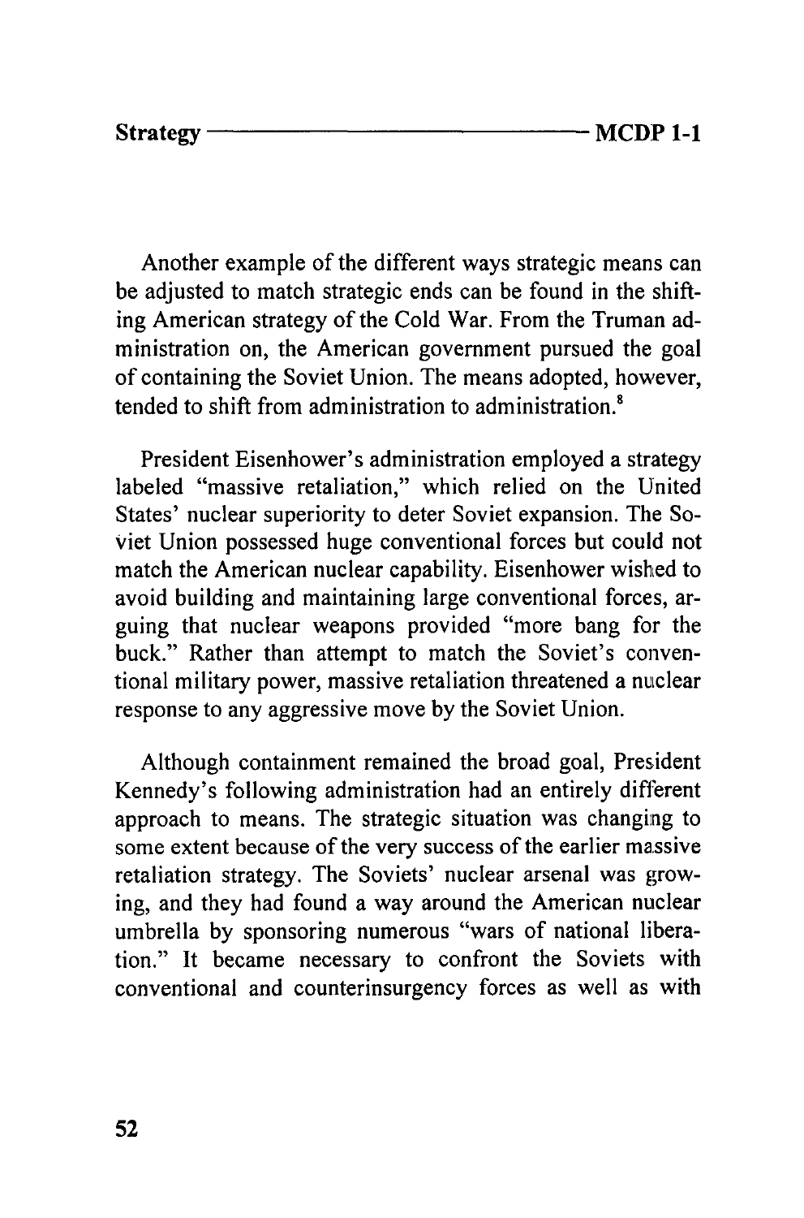Another example of the different ways strategic means can be adjusted to match strategic ends can be found in the shifting American strategy of the Cold War. From the Truman administration on, the American government pursued the goal of containing the Soviet Union. The means adopted, however, tended to shift from administration to administration.[8]

President Eisenhower's administration employed a strategy labeled "massive retaliation," which relied on the United States' nuclear superiority to deter Soviet expansion. The Soviet Union possessed huge conventional forces but could not match the American nuclear capability. Eisenhower wished to avoid building and maintaining large conventional forces, arguing that nuclear weapons provided "more bang for the buck." Rather than attempt to match the Soviet's conventional military power, massive retaliation threatened a nuclear response to any aggressive move by the Soviet Union.

Although containment remained the broad goal, President Kennedy's following administration had an entirely different approach to means. The strategic situation was changing to some extent because of the very success of the earlier massive retaliation strategy. The Soviets' nuclear arsenal was growing, and they had found a way around the American nuclear umbrella by sponsoring numerous "wars of national liberation." It became necessary to confront the Soviets with conventional and counterinsurgency forces as well as with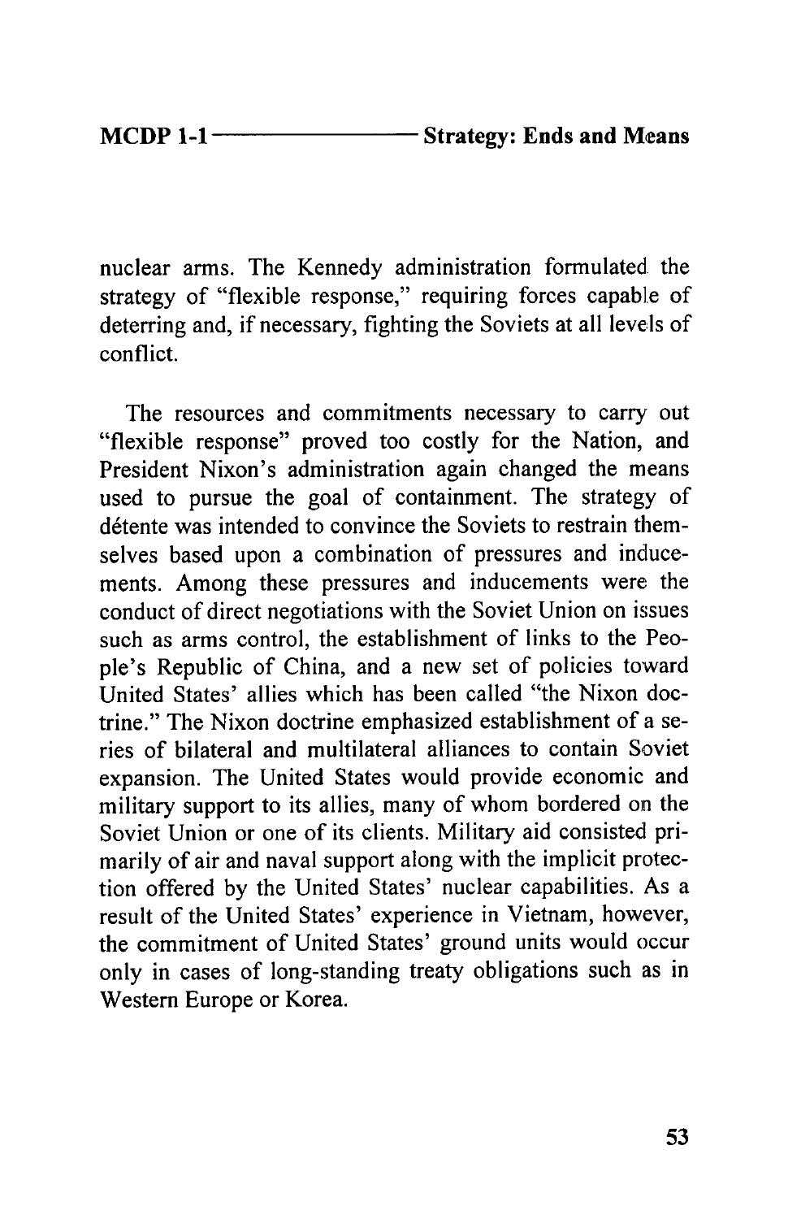nuclear arms. The Kennedy administration formulated the strategy of "flexible response," requiring forces capable of deterring and, if necessary, fighting the Soviets at all levels of conflict.

The resources and commitments necessary to carry out "flexible response" proved too costly for the Nation, and President Nixon's administration again changed the means used to pursue the goal of containment. The strategy of détente was intended to convince the Soviets to restrain themselves based upon a combination of pressures and inducements. Among these pressures and inducements were the conduct of direct negotiations with the Soviet Union on issues such as arms control, the establishment of links to the People's Republic of China, and a new set of policies toward United States' allies which has been called "the Nixon doctrine." The Nixon doctrine emphasized establishment of a series of bilateral and multilateral alliances to contain Soviet expansion. The United States would provide economic and military support to its allies, many of whom bordered on the Soviet Union or one of its clients. Military aid consisted primarily of air and naval support along with the implicit protection offered by the United States' nuclear capabilities. As a result of the United States' experience in Vietnam, however, the commitment of United States' ground units would occur only in cases of long-standing treaty obligations such as in Western Europe or Korea.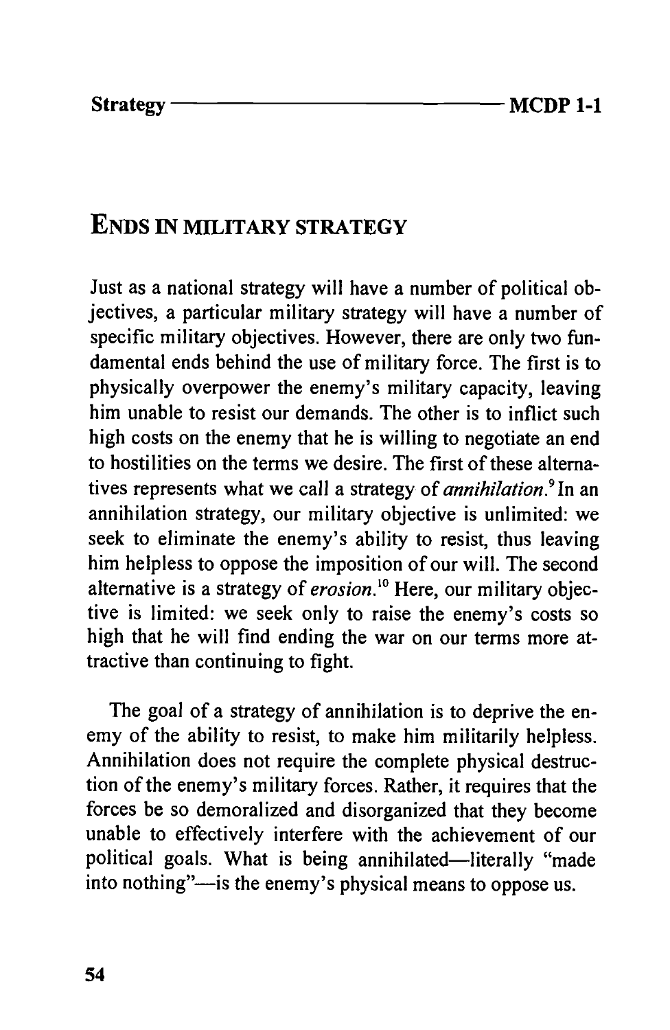## ENDS IN MILITARY STRATEGY

Just as a national strategy will have a number of political objectives, a particular military strategy will have a number of specific military objectives. However, there are only two fundamental ends behind the use of military force. The first is to physically overpower the enemy's military capacity, leaving him unable to resist our demands. The other is to inflict such high costs on the enemy that he is willing to negotiate an end to hostilities on the terms we desire. The first of these alternatives represents what we call a strategy of *annihilation*.[9] In an annihilation strategy, our military objective is unlimited: we seek to eliminate the enemy's ability to resist, thus leaving him helpless to oppose the imposition of our will. The second alternative is a strategy of *erosion*.[10] Here, our military objective is limited: we seek only to raise the enemy's costs so high that he will find ending the war on our terms more attractive than continuing to fight.

The goal of a strategy of annihilation is to deprive the enemy of the ability to resist, to make him militarily helpless. Annihilation does not require the complete physical destruction of the enemy's military forces. Rather, it requires that the forces be so demoralized and disorganized that they become unable to effectively interfere with the achievement of our political goals. What is being annihilated—literally "made into nothing"—is the enemy's physical means to oppose us.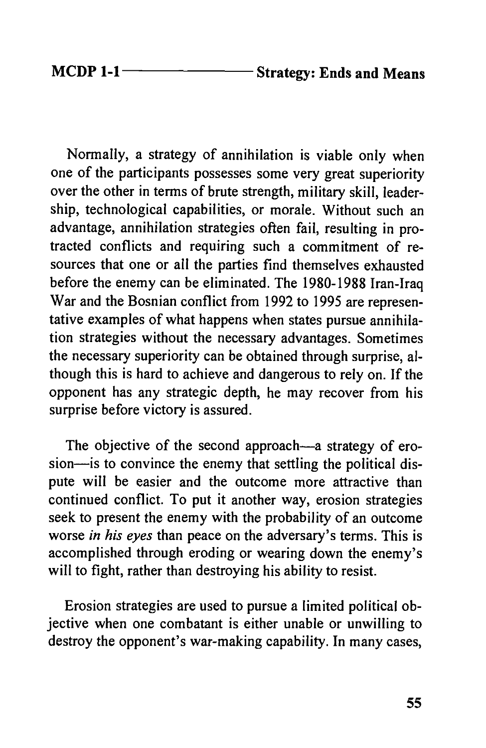Normally, a strategy of annihilation is viable only when one of the participants possesses some very great superiority over the other in terms of brute strength, military skill, leadership, technological capabilities, or morale. Without such an advantage, annihilation strategies often fail, resulting in protracted conflicts and requiring such a commitment of resources that one or all the parties find themselves exhausted before the enemy can be eliminated. The 1980-1988 Iran-Iraq War and the Bosnian conflict from 1992 to 1995 are representative examples of what happens when states pursue annihilation strategies without the necessary advantages. Sometimes the necessary superiority can be obtained through surprise, although this is hard to achieve and dangerous to rely on. If the opponent has any strategic depth, he may recover from his surprise before victory is assured.

The objective of the second approach—a strategy of erosion—is to convince the enemy that settling the political dispute will be easier and the outcome more attractive than continued conflict. To put it another way, erosion strategies seek to present the enemy with the probability of an outcome worse *in his eyes* than peace on the adversary's terms. This is accomplished through eroding or wearing down the enemy's will to fight, rather than destroying his ability to resist.

Erosion strategies are used to pursue a limited political objective when one combatant is either unable or unwilling to destroy the opponent's war-making capability. In many cases,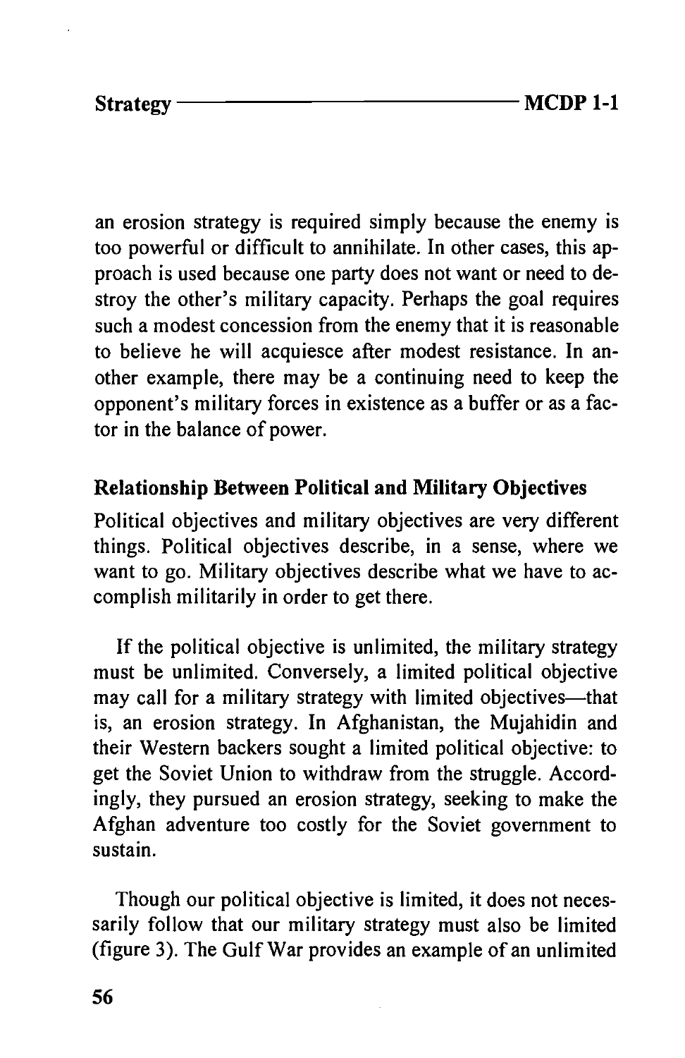an erosion strategy is required simply because the enemy is too powerful or difficult to annihilate. In other cases, this approach is used because one party does not want or need to destroy the other's military capacity. Perhaps the goal requires such a modest concession from the enemy that it is reasonable to believe he will acquiesce after modest resistance. In another example, there may be a continuing need to keep the opponent's military forces in existence as a buffer or as a factor in the balance of power.

### Relationship Between Political and Military Objectives

Political objectives and military objectives are very different things. Political objectives describe, in a sense, where we want to go. Military objectives describe what we have to accomplish militarily in order to get there.

If the political objective is unlimited, the military strategy must be unlimited. Conversely, a limited political objective may call for a military strategy with limited objectives—that is, an erosion strategy. In Afghanistan, the Mujahidin and their Western backers sought a limited political objective: to get the Soviet Union to withdraw from the struggle. Accordingly, they pursued an erosion strategy, seeking to make the Afghan adventure too costly for the Soviet government to sustain.

Though our political objective is limited, it does not necessarily follow that our military strategy must also be limited (figure 3). The Gulf War provides an example of an unlimited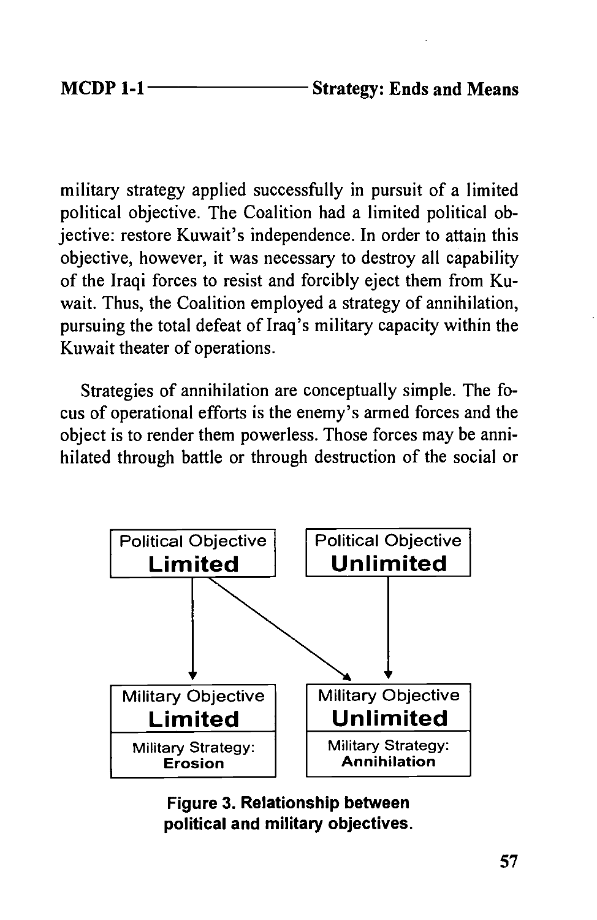military strategy applied successfully in pursuit of a limited political objective. The Coalition had a limited political objective: restore Kuwait's independence. In order to attain this objective, however, it was necessary to destroy all capability of the Iraqi forces to resist and forcibly eject them from Kuwait. Thus, the Coalition employed a strategy of annihilation, pursuing the total defeat of Iraq's military capacity within the Kuwait theater of operations.

Strategies of annihilation are conceptually simple. The focus of operational efforts is the enemy's armed forces and the object is to render them powerless. Those forces may be annihilated through battle or through destruction of the social or

| Political Objective **Limited** | Political Objective **Unlimited** |
|---|---|
| Military Objective **Limited** | Military Objective **Unlimited** |
| Military Strategy: **Erosion** | Military Strategy: **Annihilation** |

**Figure 3. Relationship between political and military objectives.**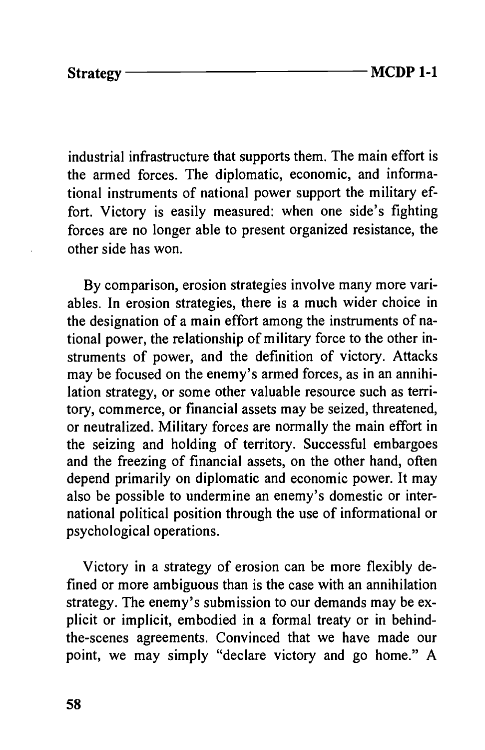industrial infrastructure that supports them. The main effort is the armed forces. The diplomatic, economic, and informational instruments of national power support the military effort. Victory is easily measured: when one side's fighting forces are no longer able to present organized resistance, the other side has won.

By comparison, erosion strategies involve many more variables. In erosion strategies, there is a much wider choice in the designation of a main effort among the instruments of national power, the relationship of military force to the other instruments of power, and the definition of victory. Attacks may be focused on the enemy's armed forces, as in an annihilation strategy, or some other valuable resource such as territory, commerce, or financial assets may be seized, threatened, or neutralized. Military forces are normally the main effort in the seizing and holding of territory. Successful embargoes and the freezing of financial assets, on the other hand, often depend primarily on diplomatic and economic power. It may also be possible to undermine an enemy's domestic or international political position through the use of informational or psychological operations.

Victory in a strategy of erosion can be more flexibly defined or more ambiguous than is the case with an annihilation strategy. The enemy's submission to our demands may be explicit or implicit, embodied in a formal treaty or in behind-the-scenes agreements. Convinced that we have made our point, we may simply "declare victory and go home." A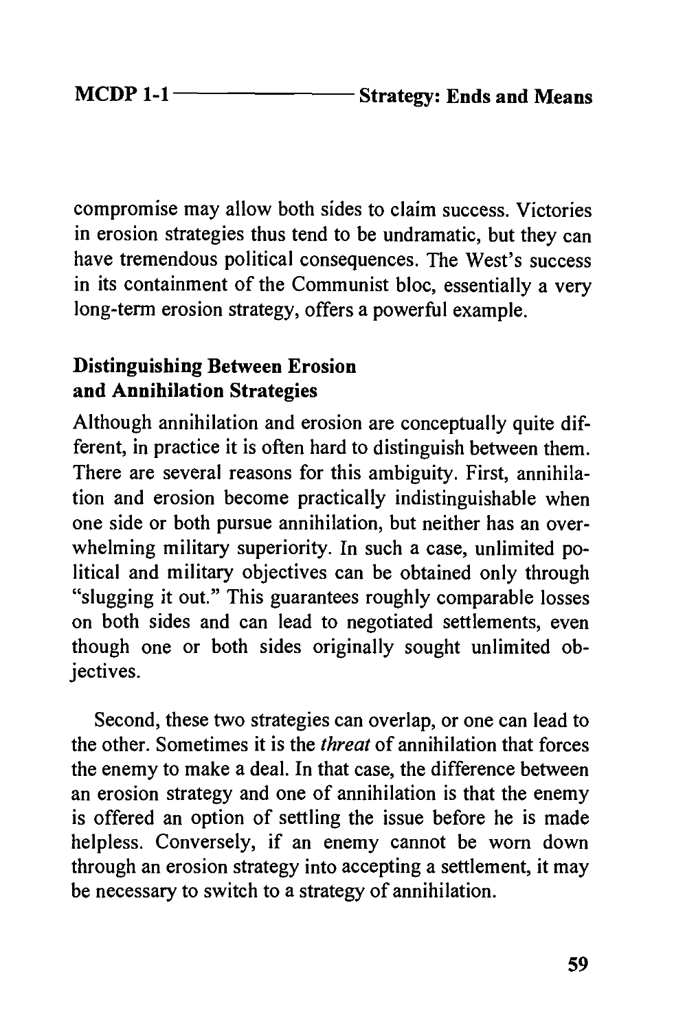compromise may allow both sides to claim success. Victories in erosion strategies thus tend to be undramatic, but they can have tremendous political consequences. The West's success in its containment of the Communist bloc, essentially a very long-term erosion strategy, offers a powerful example.

### Distinguishing Between Erosion and Annihilation Strategies

Although annihilation and erosion are conceptually quite different, in practice it is often hard to distinguish between them. There are several reasons for this ambiguity. First, annihilation and erosion become practically indistinguishable when one side or both pursue annihilation, but neither has an overwhelming military superiority. In such a case, unlimited political and military objectives can be obtained only through "slugging it out." This guarantees roughly comparable losses on both sides and can lead to negotiated settlements, even though one or both sides originally sought unlimited objectives.

Second, these two strategies can overlap, or one can lead to the other. Sometimes it is the *threat* of annihilation that forces the enemy to make a deal. In that case, the difference between an erosion strategy and one of annihilation is that the enemy is offered an option of settling the issue before he is made helpless. Conversely, if an enemy cannot be worn down through an erosion strategy into accepting a settlement, it may be necessary to switch to a strategy of annihilation.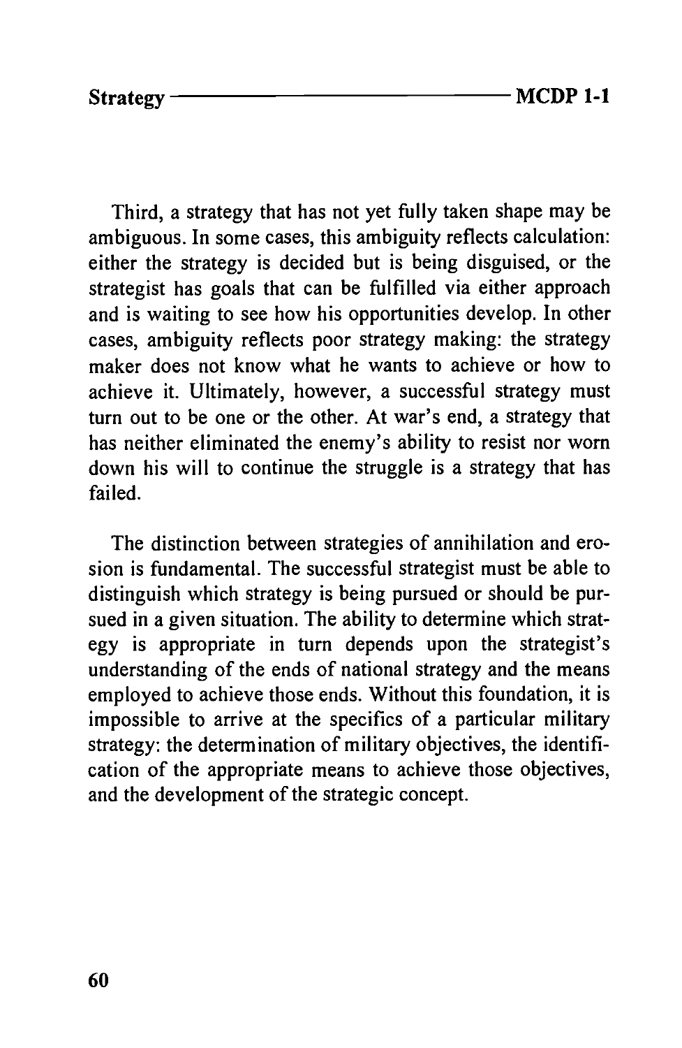Third, a strategy that has not yet fully taken shape may be ambiguous. In some cases, this ambiguity reflects calculation: either the strategy is decided but is being disguised, or the strategist has goals that can be fulfilled via either approach and is waiting to see how his opportunities develop. In other cases, ambiguity reflects poor strategy making: the strategy maker does not know what he wants to achieve or how to achieve it. Ultimately, however, a successful strategy must turn out to be one or the other. At war's end, a strategy that has neither eliminated the enemy's ability to resist nor worn down his will to continue the struggle is a strategy that has failed.

The distinction between strategies of annihilation and erosion is fundamental. The successful strategist must be able to distinguish which strategy is being pursued or should be pursued in a given situation. The ability to determine which strategy is appropriate in turn depends upon the strategist's understanding of the ends of national strategy and the means employed to achieve those ends. Without this foundation, it is impossible to arrive at the specifics of a particular military strategy: the determination of military objectives, the identification of the appropriate means to achieve those objectives, and the development of the strategic concept.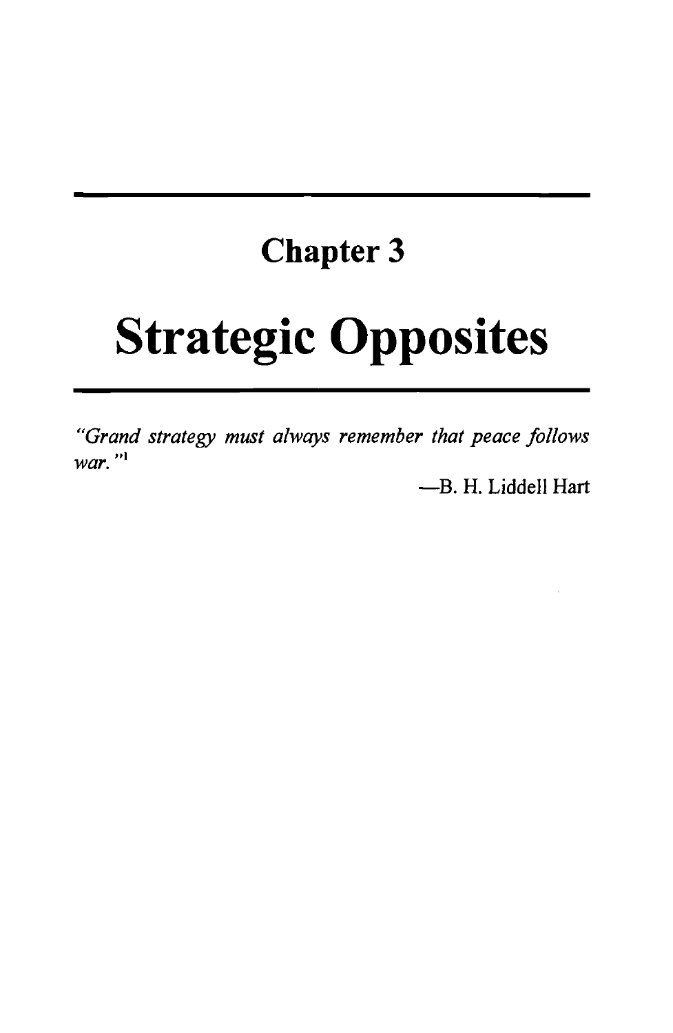# Chapter 3

# Strategic Opposites

*"Grand strategy must always remember that peace follows war."*[1]

—B. H. Liddell Hart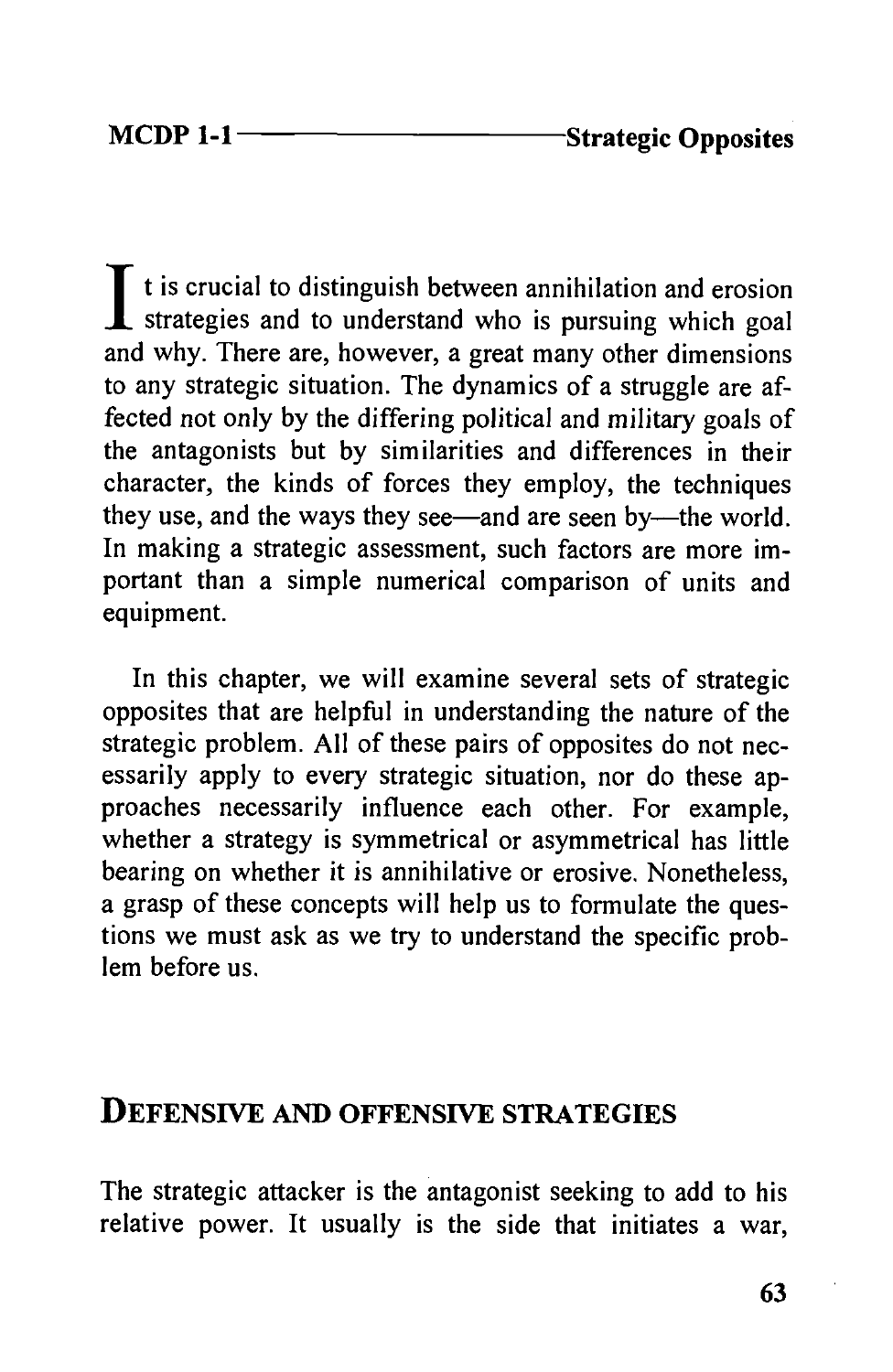It is crucial to distinguish between annihilation and erosion strategies and to understand who is pursuing which goal and why. There are, however, a great many other dimensions to any strategic situation. The dynamics of a struggle are affected not only by the differing political and military goals of the antagonists but by similarities and differences in their character, the kinds of forces they employ, the techniques they use, and the ways they see—and are seen by—the world. In making a strategic assessment, such factors are more important than a simple numerical comparison of units and equipment.

In this chapter, we will examine several sets of strategic opposites that are helpful in understanding the nature of the strategic problem. All of these pairs of opposites do not necessarily apply to every strategic situation, nor do these approaches necessarily influence each other. For example, whether a strategy is symmetrical or asymmetrical has little bearing on whether it is annihilative or erosive. Nonetheless, a grasp of these concepts will help us to formulate the questions we must ask as we try to understand the specific problem before us.

## Defensive and Offensive Strategies

The strategic attacker is the antagonist seeking to add to his relative power. It usually is the side that initiates a war,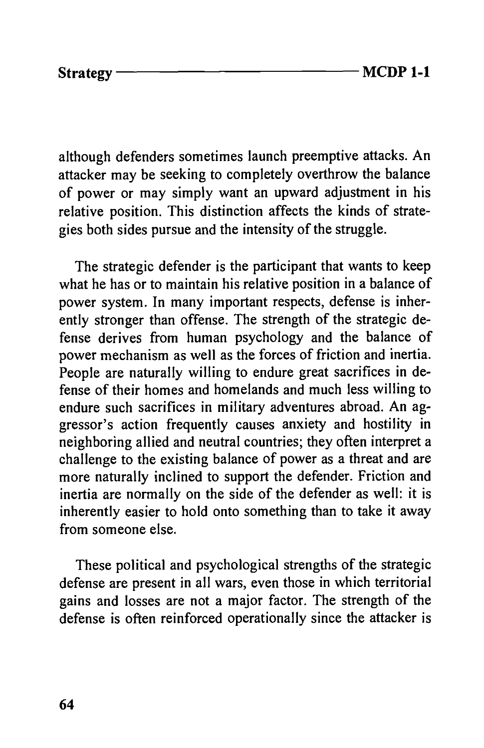although defenders sometimes launch preemptive attacks. An attacker may be seeking to completely overthrow the balance of power or may simply want an upward adjustment in his relative position. This distinction affects the kinds of strategies both sides pursue and the intensity of the struggle.

The strategic defender is the participant that wants to keep what he has or to maintain his relative position in a balance of power system. In many important respects, defense is inherently stronger than offense. The strength of the strategic defense derives from human psychology and the balance of power mechanism as well as the forces of friction and inertia. People are naturally willing to endure great sacrifices in defense of their homes and homelands and much less willing to endure such sacrifices in military adventures abroad. An aggressor's action frequently causes anxiety and hostility in neighboring allied and neutral countries; they often interpret a challenge to the existing balance of power as a threat and are more naturally inclined to support the defender. Friction and inertia are normally on the side of the defender as well: it is inherently easier to hold onto something than to take it away from someone else.

These political and psychological strengths of the strategic defense are present in all wars, even those in which territorial gains and losses are not a major factor. The strength of the defense is often reinforced operationally since the attacker is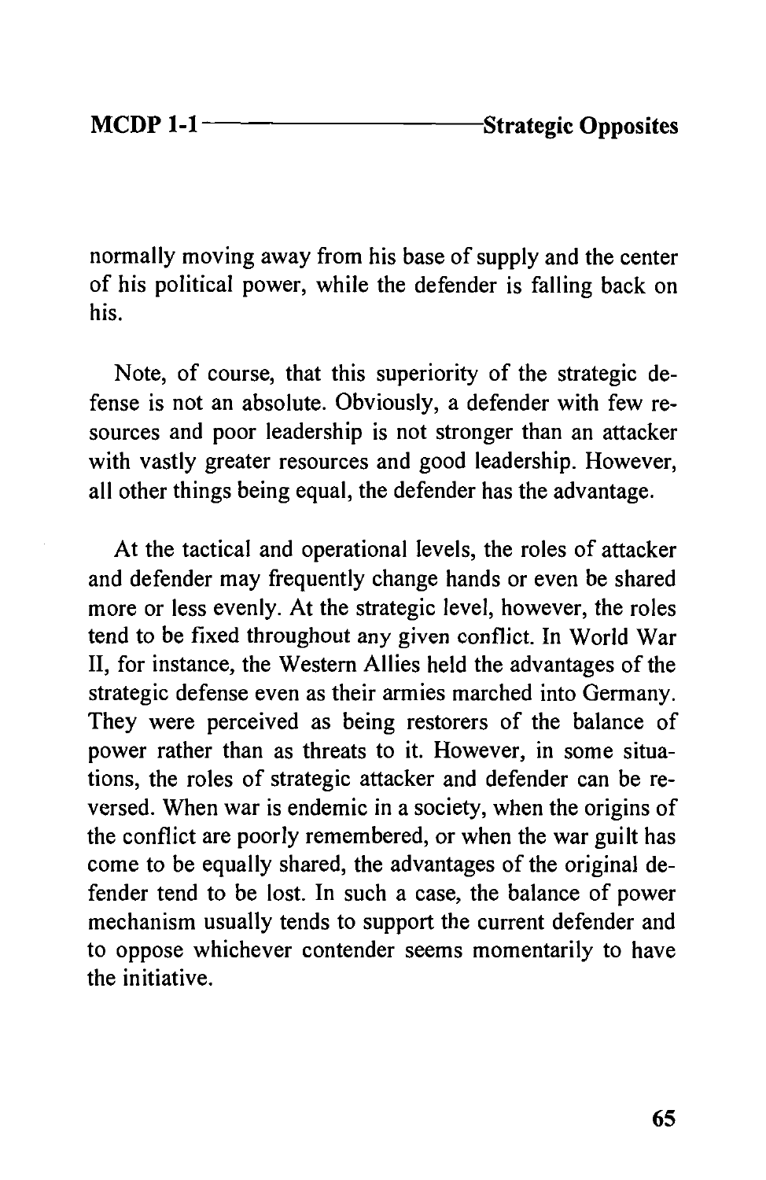normally moving away from his base of supply and the center of his political power, while the defender is falling back on his.

Note, of course, that this superiority of the strategic defense is not an absolute. Obviously, a defender with few resources and poor leadership is not stronger than an attacker with vastly greater resources and good leadership. However, all other things being equal, the defender has the advantage.

At the tactical and operational levels, the roles of attacker and defender may frequently change hands or even be shared more or less evenly. At the strategic level, however, the roles tend to be fixed throughout any given conflict. In World War II, for instance, the Western Allies held the advantages of the strategic defense even as their armies marched into Germany. They were perceived as being restorers of the balance of power rather than as threats to it. However, in some situations, the roles of strategic attacker and defender can be reversed. When war is endemic in a society, when the origins of the conflict are poorly remembered, or when the war guilt has come to be equally shared, the advantages of the original defender tend to be lost. In such a case, the balance of power mechanism usually tends to support the current defender and to oppose whichever contender seems momentarily to have the initiative.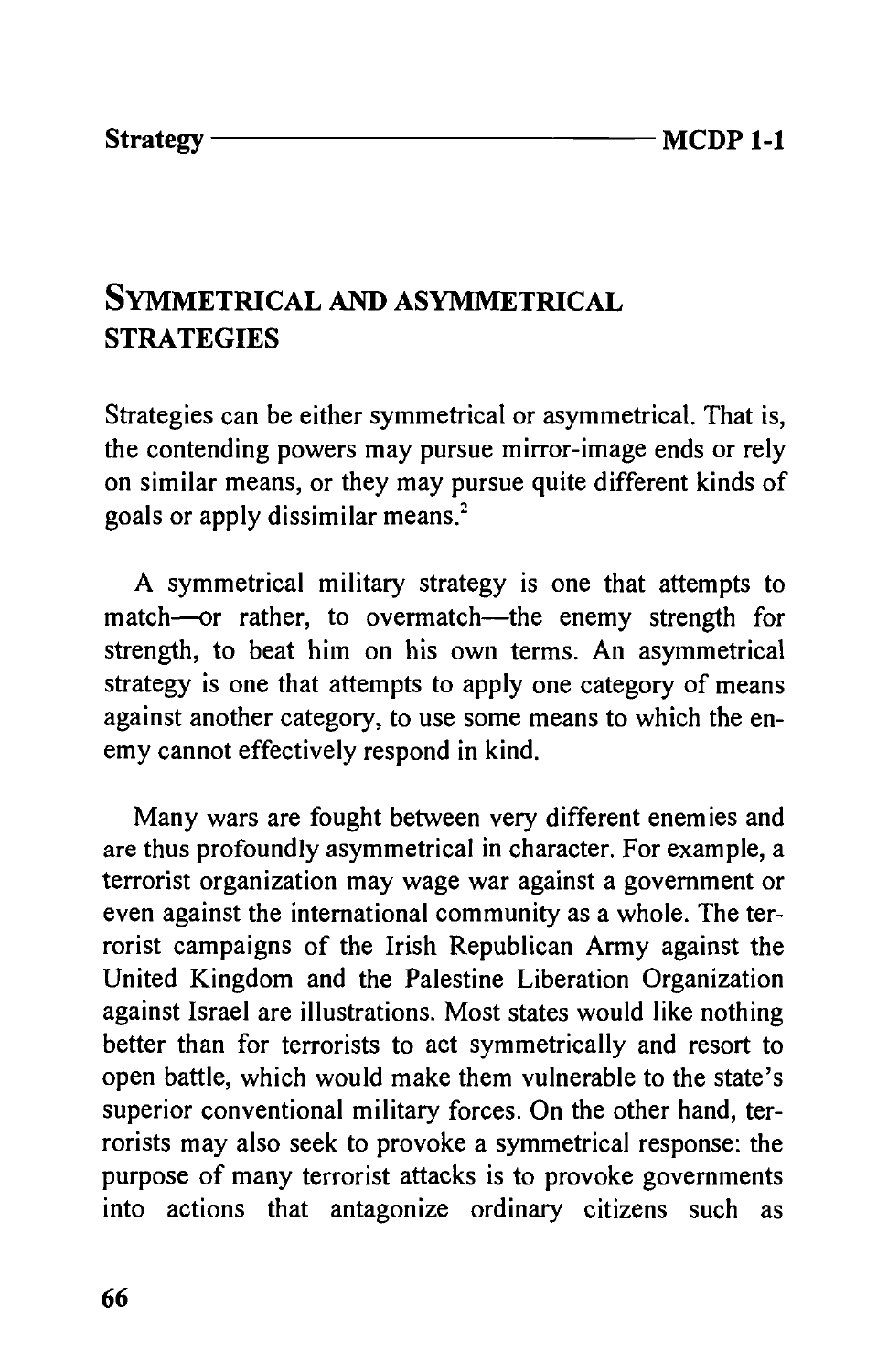## Symmetrical and Asymmetrical Strategies

Strategies can be either symmetrical or asymmetrical. That is, the contending powers may pursue mirror-image ends or rely on similar means, or they may pursue quite different kinds of goals or apply dissimilar means.[2]

A symmetrical military strategy is one that attempts to match—or rather, to overmatch—the enemy strength for strength, to beat him on his own terms. An asymmetrical strategy is one that attempts to apply one category of means against another category, to use some means to which the enemy cannot effectively respond in kind.

Many wars are fought between very different enemies and are thus profoundly asymmetrical in character. For example, a terrorist organization may wage war against a government or even against the international community as a whole. The terrorist campaigns of the Irish Republican Army against the United Kingdom and the Palestine Liberation Organization against Israel are illustrations. Most states would like nothing better than for terrorists to act symmetrically and resort to open battle, which would make them vulnerable to the state's superior conventional military forces. On the other hand, terrorists may also seek to provoke a symmetrical response: the purpose of many terrorist attacks is to provoke governments into actions that antagonize ordinary citizens such as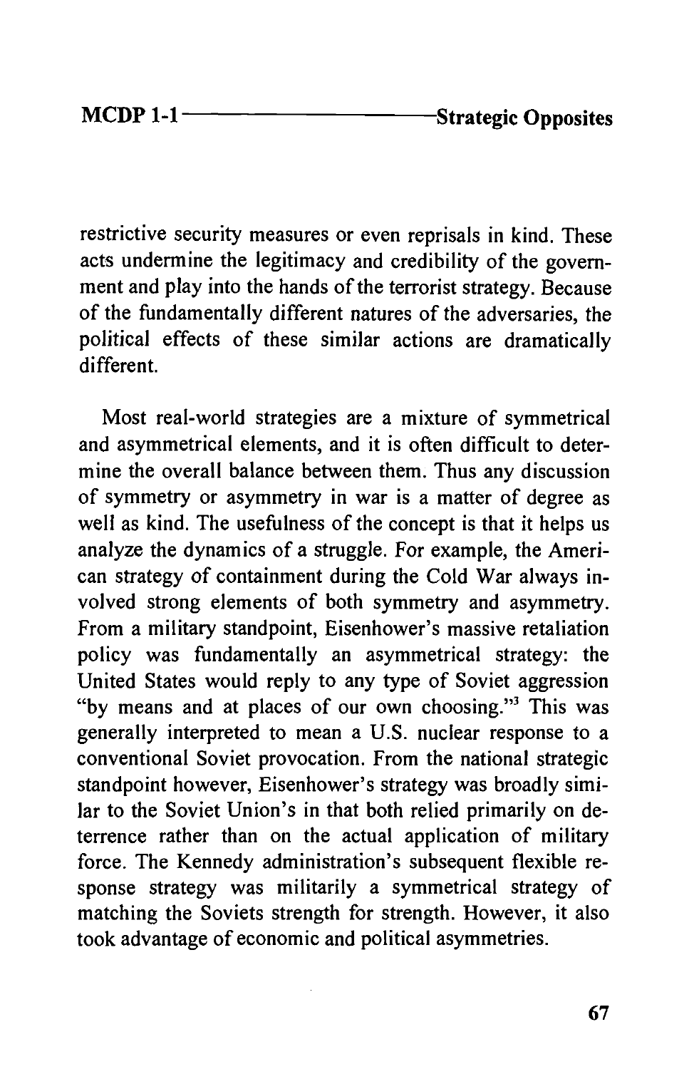restrictive security measures or even reprisals in kind. These acts undermine the legitimacy and credibility of the government and play into the hands of the terrorist strategy. Because of the fundamentally different natures of the adversaries, the political effects of these similar actions are dramatically different.

Most real-world strategies are a mixture of symmetrical and asymmetrical elements, and it is often difficult to determine the overall balance between them. Thus any discussion of symmetry or asymmetry in war is a matter of degree as well as kind. The usefulness of the concept is that it helps us analyze the dynamics of a struggle. For example, the American strategy of containment during the Cold War always involved strong elements of both symmetry and asymmetry. From a military standpoint, Eisenhower's massive retaliation policy was fundamentally an asymmetrical strategy: the United States would reply to any type of Soviet aggression "by means and at places of our own choosing."[3] This was generally interpreted to mean a U.S. nuclear response to a conventional Soviet provocation. From the national strategic standpoint however, Eisenhower's strategy was broadly similar to the Soviet Union's in that both relied primarily on deterrence rather than on the actual application of military force. The Kennedy administration's subsequent flexible response strategy was militarily a symmetrical strategy of matching the Soviets strength for strength. However, it also took advantage of economic and political asymmetries.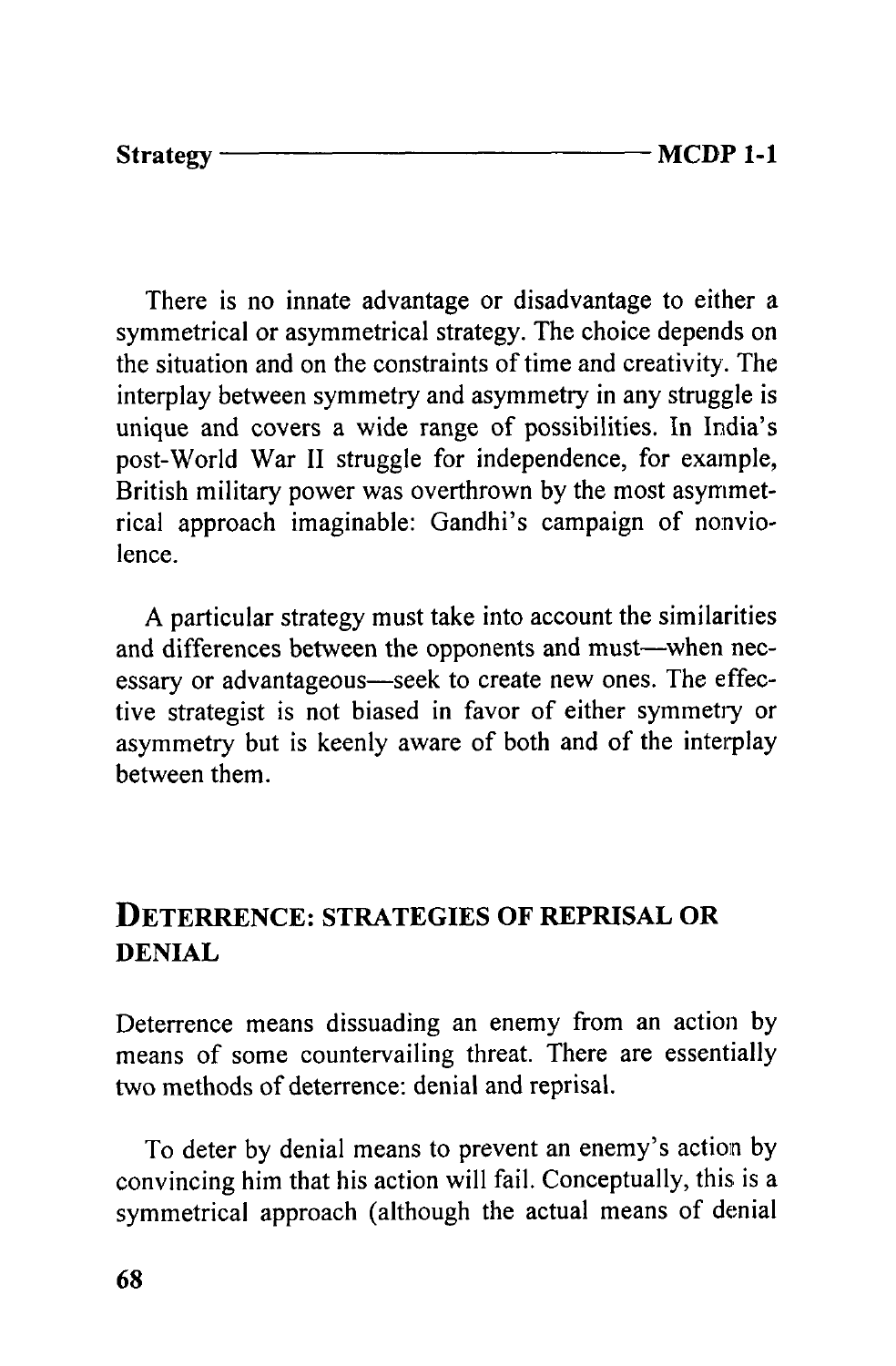There is no innate advantage or disadvantage to either a symmetrical or asymmetrical strategy. The choice depends on the situation and on the constraints of time and creativity. The interplay between symmetry and asymmetry in any struggle is unique and covers a wide range of possibilities. In India's post-World War II struggle for independence, for example, British military power was overthrown by the most asymmetrical approach imaginable: Gandhi's campaign of nonviolence.

A particular strategy must take into account the similarities and differences between the opponents and must—when necessary or advantageous—seek to create new ones. The effective strategist is not biased in favor of either symmetry or asymmetry but is keenly aware of both and of the interplay between them.

## DETERRENCE: STRATEGIES OF REPRISAL OR DENIAL

Deterrence means dissuading an enemy from an action by means of some countervailing threat. There are essentially two methods of deterrence: denial and reprisal.

To deter by denial means to prevent an enemy's action by convincing him that his action will fail. Conceptually, this is a symmetrical approach (although the actual means of denial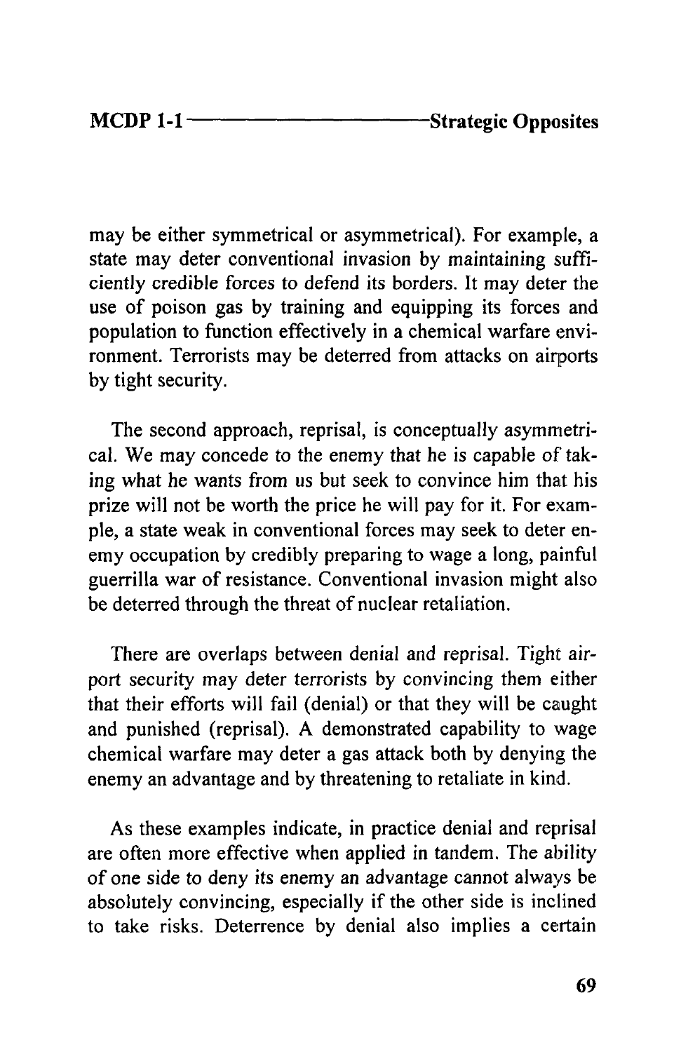may be either symmetrical or asymmetrical). For example, a state may deter conventional invasion by maintaining sufficiently credible forces to defend its borders. It may deter the use of poison gas by training and equipping its forces and population to function effectively in a chemical warfare environment. Terrorists may be deterred from attacks on airports by tight security.

The second approach, reprisal, is conceptually asymmetrical. We may concede to the enemy that he is capable of taking what he wants from us but seek to convince him that his prize will not be worth the price he will pay for it. For example, a state weak in conventional forces may seek to deter enemy occupation by credibly preparing to wage a long, painful guerrilla war of resistance. Conventional invasion might also be deterred through the threat of nuclear retaliation.

There are overlaps between denial and reprisal. Tight airport security may deter terrorists by convincing them either that their efforts will fail (denial) or that they will be caught and punished (reprisal). A demonstrated capability to wage chemical warfare may deter a gas attack both by denying the enemy an advantage and by threatening to retaliate in kind.

As these examples indicate, in practice denial and reprisal are often more effective when applied in tandem. The ability of one side to deny its enemy an advantage cannot always be absolutely convincing, especially if the other side is inclined to take risks. Deterrence by denial also implies a certain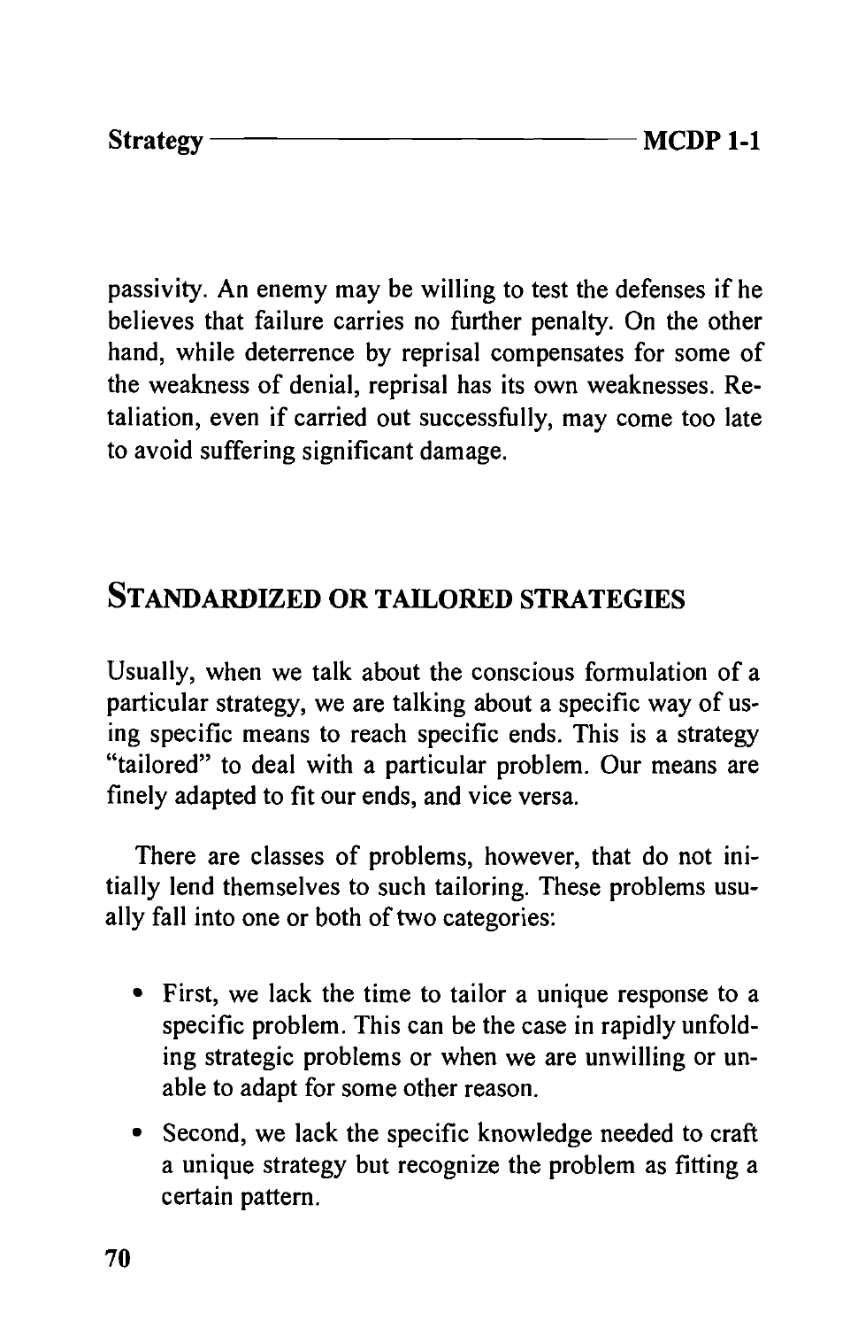passivity. An enemy may be willing to test the defenses if he believes that failure carries no further penalty. On the other hand, while deterrence by reprisal compensates for some of the weakness of denial, reprisal has its own weaknesses. Retaliation, even if carried out successfully, may come too late to avoid suffering significant damage.

## Standardized or Tailored Strategies

Usually, when we talk about the conscious formulation of a particular strategy, we are talking about a specific way of using specific means to reach specific ends. This is a strategy "tailored" to deal with a particular problem. Our means are finely adapted to fit our ends, and vice versa.

There are classes of problems, however, that do not initially lend themselves to such tailoring. These problems usually fall into one or both of two categories:

- First, we lack the time to tailor a unique response to a specific problem. This can be the case in rapidly unfolding strategic problems or when we are unwilling or unable to adapt for some other reason.
- Second, we lack the specific knowledge needed to craft a unique strategy but recognize the problem as fitting a certain pattern.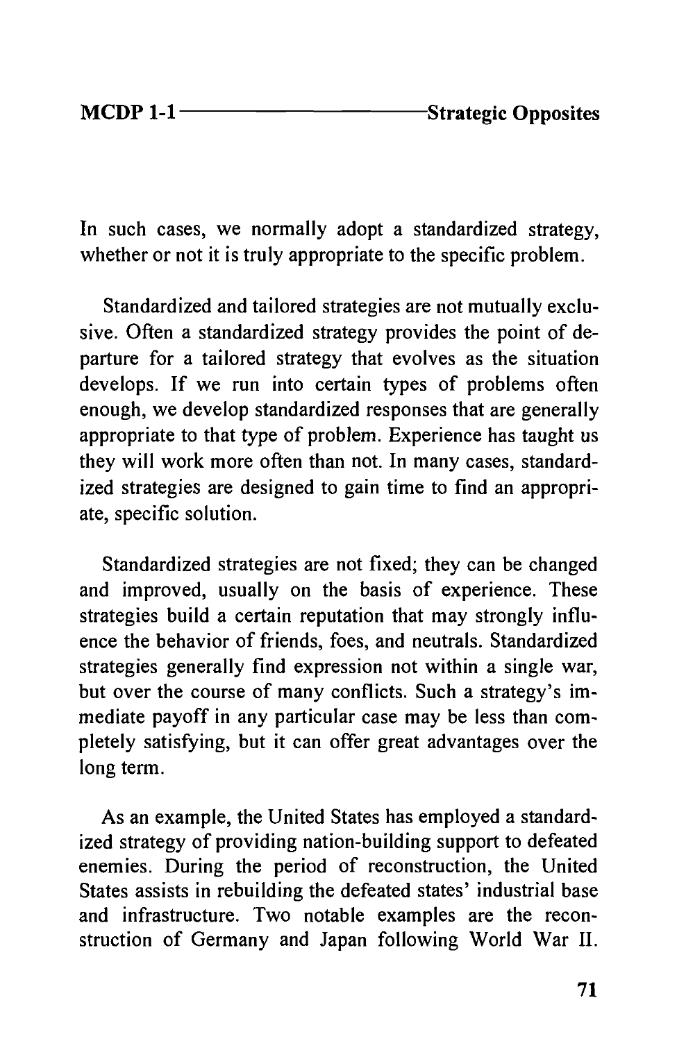In such cases, we normally adopt a standardized strategy, whether or not it is truly appropriate to the specific problem.

Standardized and tailored strategies are not mutually exclusive. Often a standardized strategy provides the point of departure for a tailored strategy that evolves as the situation develops. If we run into certain types of problems often enough, we develop standardized responses that are generally appropriate to that type of problem. Experience has taught us they will work more often than not. In many cases, standardized strategies are designed to gain time to find an appropriate, specific solution.

Standardized strategies are not fixed; they can be changed and improved, usually on the basis of experience. These strategies build a certain reputation that may strongly influence the behavior of friends, foes, and neutrals. Standardized strategies generally find expression not within a single war, but over the course of many conflicts. Such a strategy's immediate payoff in any particular case may be less than completely satisfying, but it can offer great advantages over the long term.

As an example, the United States has employed a standardized strategy of providing nation-building support to defeated enemies. During the period of reconstruction, the United States assists in rebuilding the defeated states' industrial base and infrastructure. Two notable examples are the reconstruction of Germany and Japan following World War II.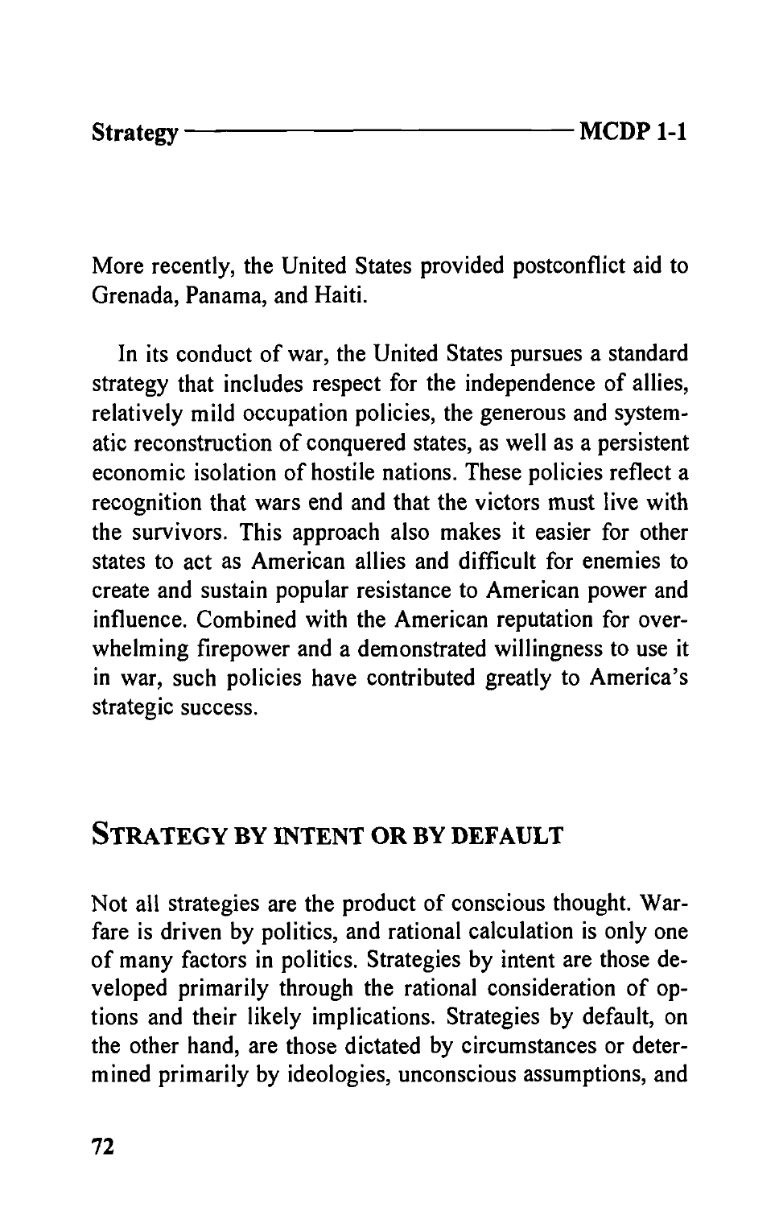More recently, the United States provided postconflict aid to Grenada, Panama, and Haiti.

In its conduct of war, the United States pursues a standard strategy that includes respect for the independence of allies, relatively mild occupation policies, the generous and systematic reconstruction of conquered states, as well as a persistent economic isolation of hostile nations. These policies reflect a recognition that wars end and that the victors must live with the survivors. This approach also makes it easier for other states to act as American allies and difficult for enemies to create and sustain popular resistance to American power and influence. Combined with the American reputation for overwhelming firepower and a demonstrated willingness to use it in war, such policies have contributed greatly to America's strategic success.

## Strategy by Intent or by Default

Not all strategies are the product of conscious thought. Warfare is driven by politics, and rational calculation is only one of many factors in politics. Strategies by intent are those developed primarily through the rational consideration of options and their likely implications. Strategies by default, on the other hand, are those dictated by circumstances or determined primarily by ideologies, unconscious assumptions, and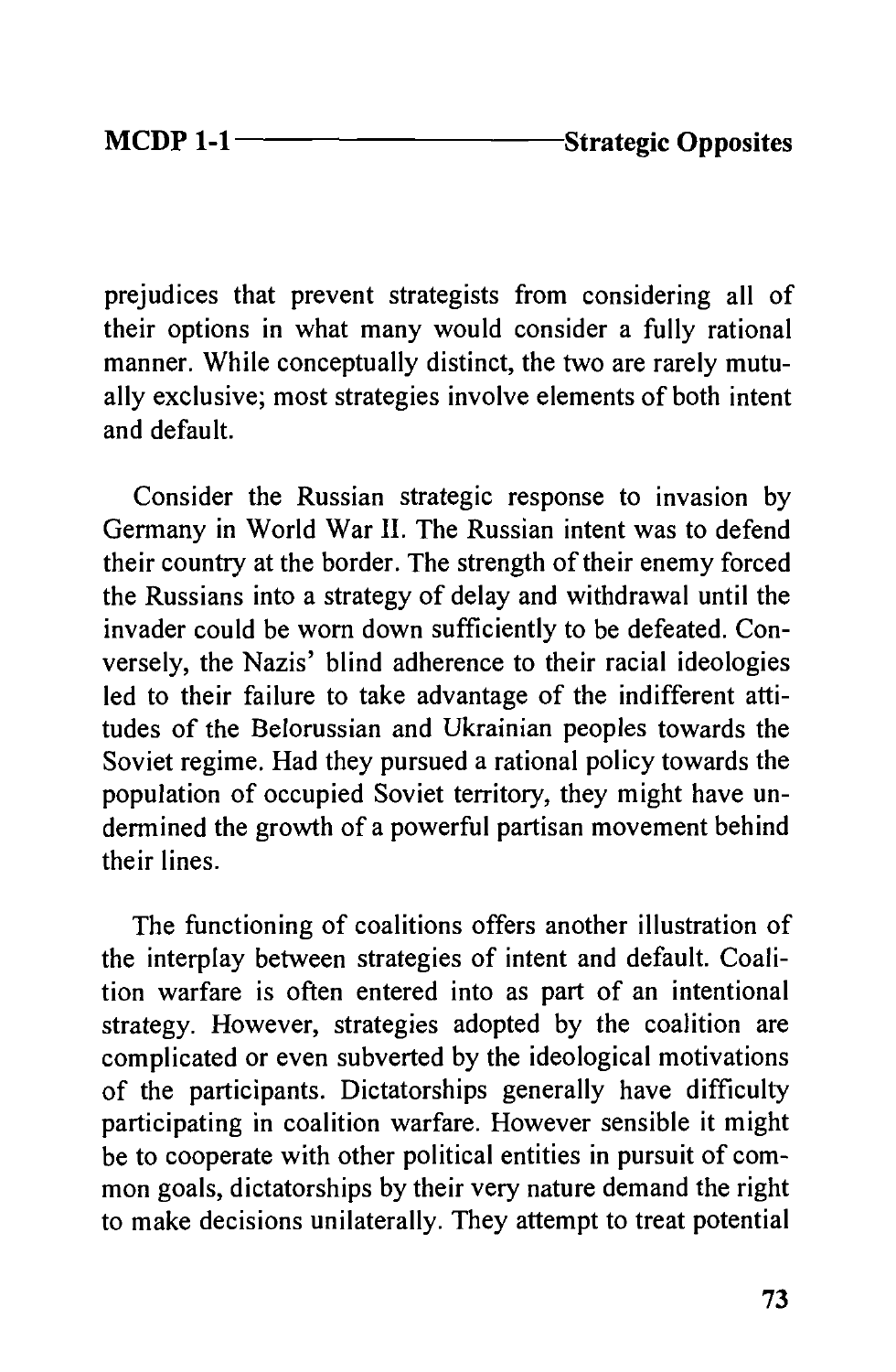prejudices that prevent strategists from considering all of their options in what many would consider a fully rational manner. While conceptually distinct, the two are rarely mutually exclusive; most strategies involve elements of both intent and default.

Consider the Russian strategic response to invasion by Germany in World War II. The Russian intent was to defend their country at the border. The strength of their enemy forced the Russians into a strategy of delay and withdrawal until the invader could be worn down sufficiently to be defeated. Conversely, the Nazis' blind adherence to their racial ideologies led to their failure to take advantage of the indifferent attitudes of the Belorussian and Ukrainian peoples towards the Soviet regime. Had they pursued a rational policy towards the population of occupied Soviet territory, they might have undermined the growth of a powerful partisan movement behind their lines.

The functioning of coalitions offers another illustration of the interplay between strategies of intent and default. Coalition warfare is often entered into as part of an intentional strategy. However, strategies adopted by the coalition are complicated or even subverted by the ideological motivations of the participants. Dictatorships generally have difficulty participating in coalition warfare. However sensible it might be to cooperate with other political entities in pursuit of common goals, dictatorships by their very nature demand the right to make decisions unilaterally. They attempt to treat potential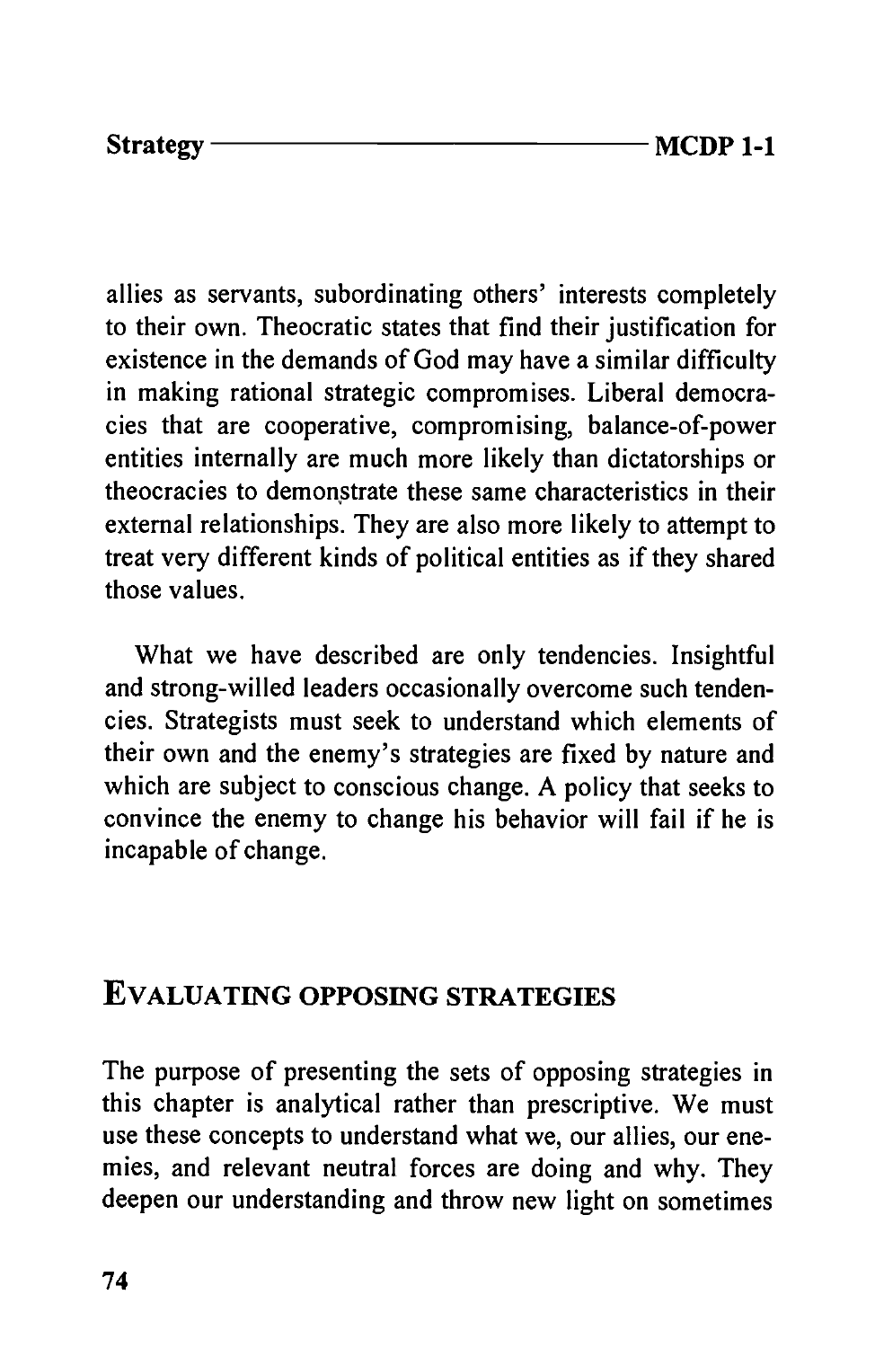allies as servants, subordinating others' interests completely to their own. Theocratic states that find their justification for existence in the demands of God may have a similar difficulty in making rational strategic compromises. Liberal democracies that are cooperative, compromising, balance-of-power entities internally are much more likely than dictatorships or theocracies to demonstrate these same characteristics in their external relationships. They are also more likely to attempt to treat very different kinds of political entities as if they shared those values.

What we have described are only tendencies. Insightful and strong-willed leaders occasionally overcome such tendencies. Strategists must seek to understand which elements of their own and the enemy's strategies are fixed by nature and which are subject to conscious change. A policy that seeks to convince the enemy to change his behavior will fail if he is incapable of change.

## Evaluating Opposing Strategies

The purpose of presenting the sets of opposing strategies in this chapter is analytical rather than prescriptive. We must use these concepts to understand what we, our allies, our enemies, and relevant neutral forces are doing and why. They deepen our understanding and throw new light on sometimes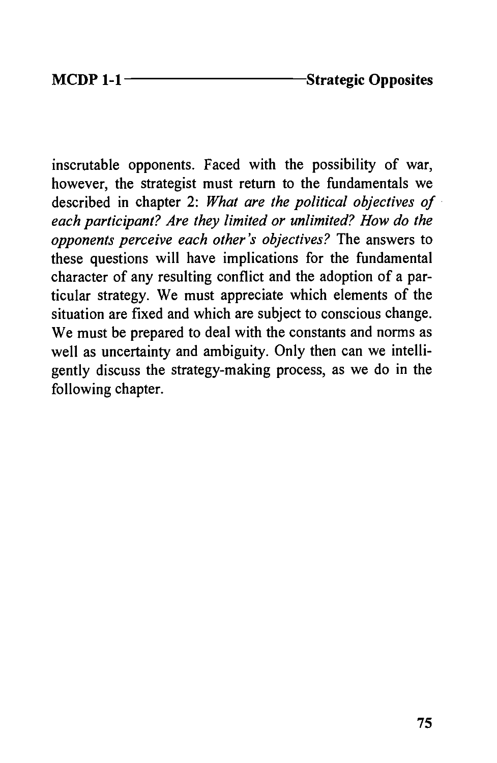inscrutable opponents. Faced with the possibility of war, however, the strategist must return to the fundamentals we described in chapter 2: *What are the political objectives of each participant? Are they limited or unlimited? How do the opponents perceive each other's objectives?* The answers to these questions will have implications for the fundamental character of any resulting conflict and the adoption of a particular strategy. We must appreciate which elements of the situation are fixed and which are subject to conscious change. We must be prepared to deal with the constants and norms as well as uncertainty and ambiguity. Only then can we intelligently discuss the strategy-making process, as we do in the following chapter.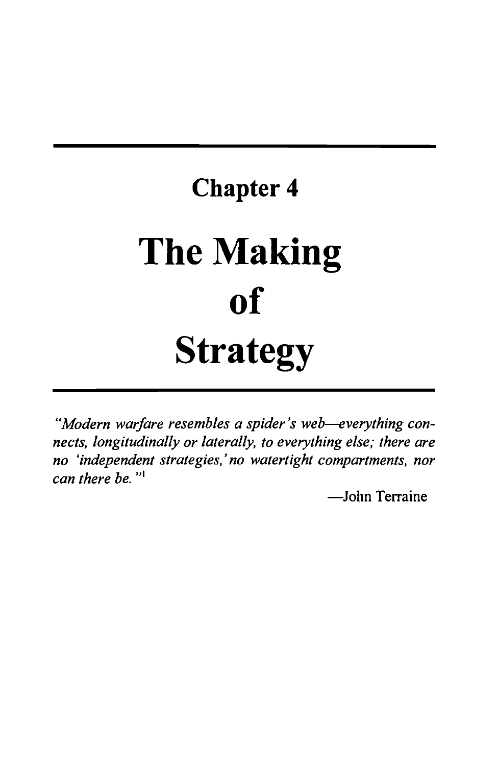# Chapter 4

# The Making of Strategy

*"Modern warfare resembles a spider's web—everything connects, longitudinally or laterally, to everything else; there are no 'independent strategies,' no watertight compartments, nor can there be."*[1]

—John Terraine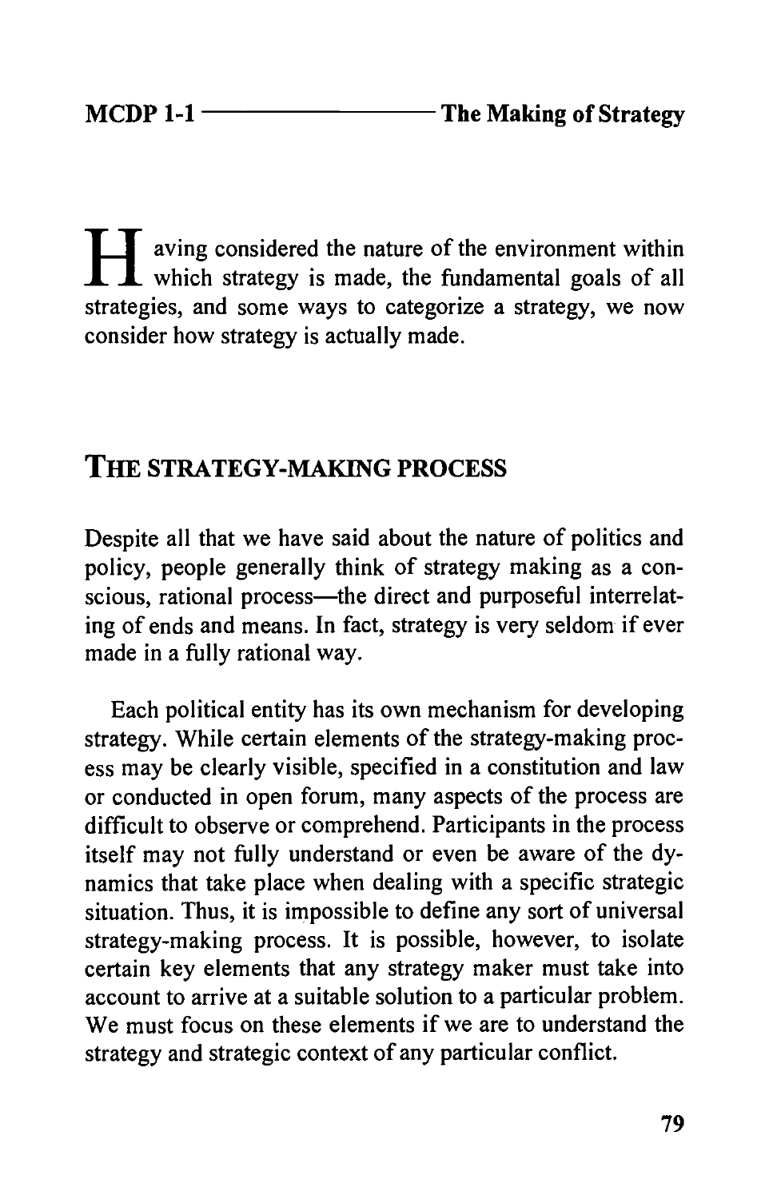Having considered the nature of the environment within which strategy is made, the fundamental goals of all strategies, and some ways to categorize a strategy, we now consider how strategy is actually made.

## THE STRATEGY-MAKING PROCESS

Despite all that we have said about the nature of politics and policy, people generally think of strategy making as a conscious, rational process—the direct and purposeful interrelating of ends and means. In fact, strategy is very seldom if ever made in a fully rational way.

Each political entity has its own mechanism for developing strategy. While certain elements of the strategy-making process may be clearly visible, specified in a constitution and law or conducted in open forum, many aspects of the process are difficult to observe or comprehend. Participants in the process itself may not fully understand or even be aware of the dynamics that take place when dealing with a specific strategic situation. Thus, it is impossible to define any sort of universal strategy-making process. It is possible, however, to isolate certain key elements that any strategy maker must take into account to arrive at a suitable solution to a particular problem. We must focus on these elements if we are to understand the strategy and strategic context of any particular conflict.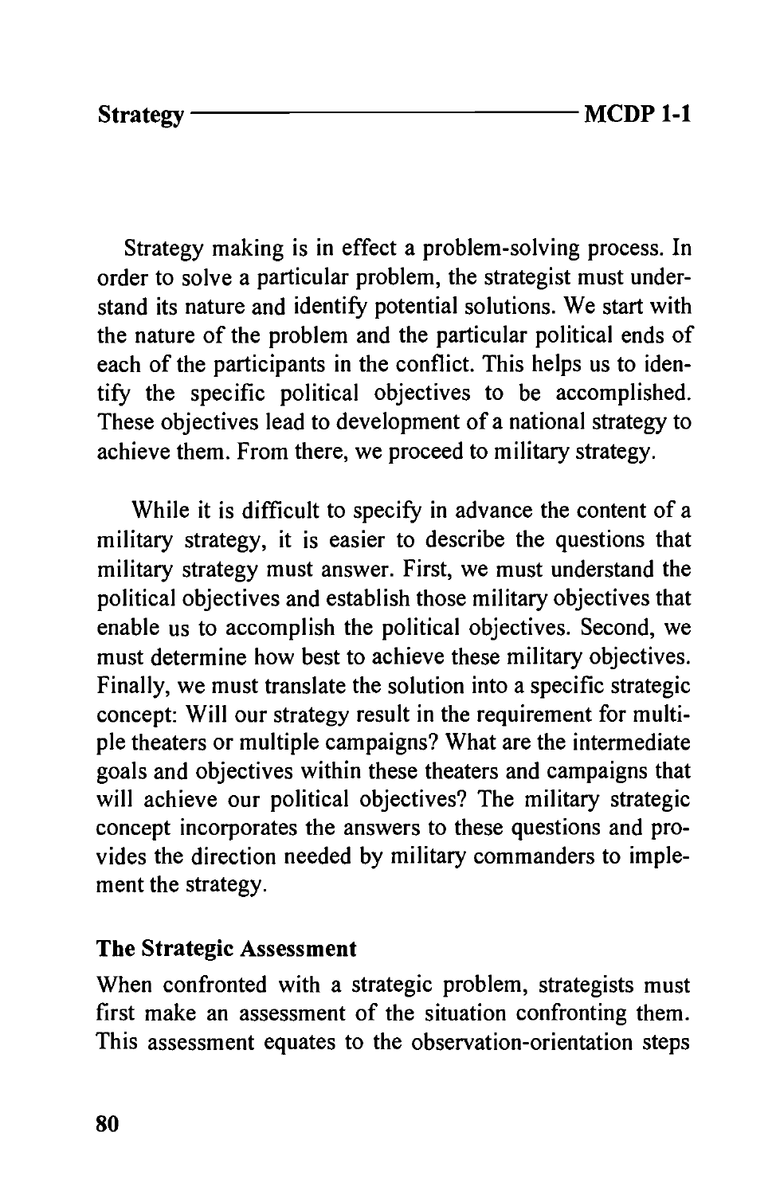Strategy making is in effect a problem-solving process. In order to solve a particular problem, the strategist must understand its nature and identify potential solutions. We start with the nature of the problem and the particular political ends of each of the participants in the conflict. This helps us to identify the specific political objectives to be accomplished. These objectives lead to development of a national strategy to achieve them. From there, we proceed to military strategy.

While it is difficult to specify in advance the content of a military strategy, it is easier to describe the questions that military strategy must answer. First, we must understand the political objectives and establish those military objectives that enable us to accomplish the political objectives. Second, we must determine how best to achieve these military objectives. Finally, we must translate the solution into a specific strategic concept: Will our strategy result in the requirement for multiple theaters or multiple campaigns? What are the intermediate goals and objectives within these theaters and campaigns that will achieve our political objectives? The military strategic concept incorporates the answers to these questions and provides the direction needed by military commanders to implement the strategy.

### The Strategic Assessment

When confronted with a strategic problem, strategists must first make an assessment of the situation confronting them. This assessment equates to the observation-orientation steps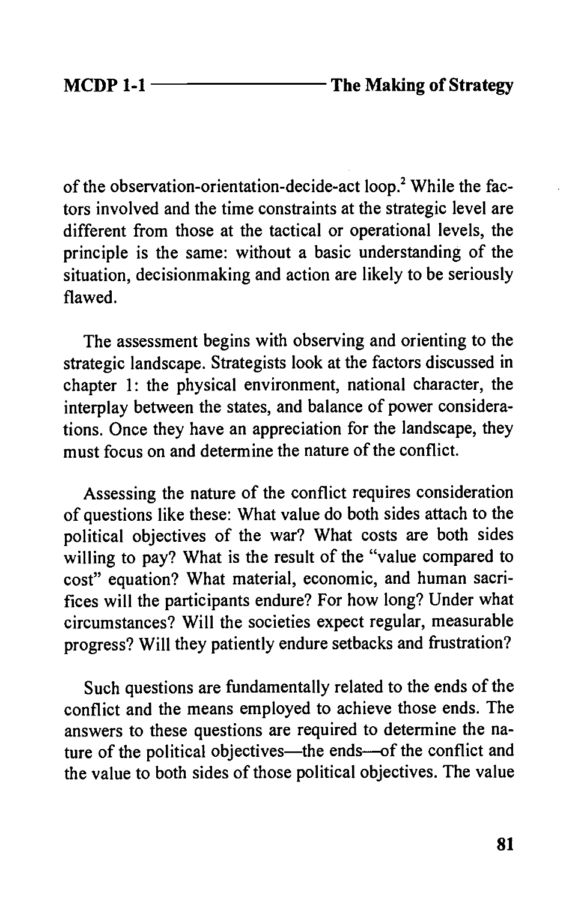of the observation-orientation-decide-act loop.[2] While the factors involved and the time constraints at the strategic level are different from those at the tactical or operational levels, the principle is the same: without a basic understanding of the situation, decisionmaking and action are likely to be seriously flawed.

The assessment begins with observing and orienting to the strategic landscape. Strategists look at the factors discussed in chapter 1: the physical environment, national character, the interplay between the states, and balance of power considerations. Once they have an appreciation for the landscape, they must focus on and determine the nature of the conflict.

Assessing the nature of the conflict requires consideration of questions like these: What value do both sides attach to the political objectives of the war? What costs are both sides willing to pay? What is the result of the "value compared to cost" equation? What material, economic, and human sacrifices will the participants endure? For how long? Under what circumstances? Will the societies expect regular, measurable progress? Will they patiently endure setbacks and frustration?

Such questions are fundamentally related to the ends of the conflict and the means employed to achieve those ends. The answers to these questions are required to determine the nature of the political objectives—the ends—of the conflict and the value to both sides of those political objectives. The value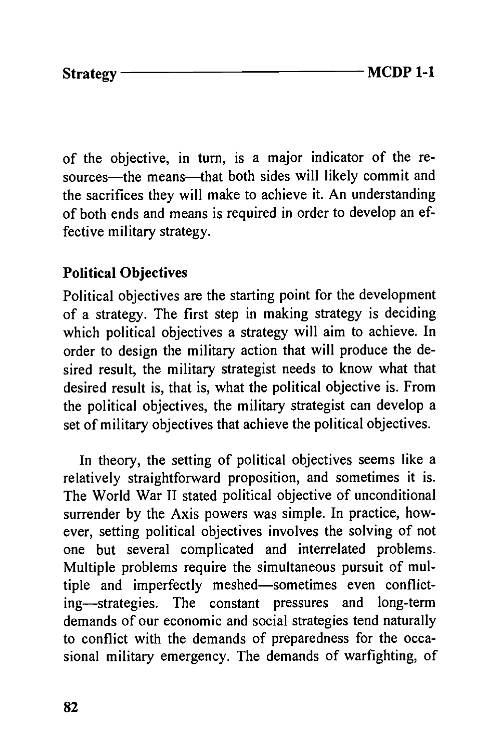of the objective, in turn, is a major indicator of the resources—the means—that both sides will likely commit and the sacrifices they will make to achieve it. An understanding of both ends and means is required in order to develop an effective military strategy.

### Political Objectives

Political objectives are the starting point for the development of a strategy. The first step in making strategy is deciding which political objectives a strategy will aim to achieve. In order to design the military action that will produce the desired result, the military strategist needs to know what that desired result is, that is, what the political objective is. From the political objectives, the military strategist can develop a set of military objectives that achieve the political objectives.

In theory, the setting of political objectives seems like a relatively straightforward proposition, and sometimes it is. The World War II stated political objective of unconditional surrender by the Axis powers was simple. In practice, however, setting political objectives involves the solving of not one but several complicated and interrelated problems. Multiple problems require the simultaneous pursuit of multiple and imperfectly meshed—sometimes even conflicting—strategies. The constant pressures and long-term demands of our economic and social strategies tend naturally to conflict with the demands of preparedness for the occasional military emergency. The demands of warfighting, of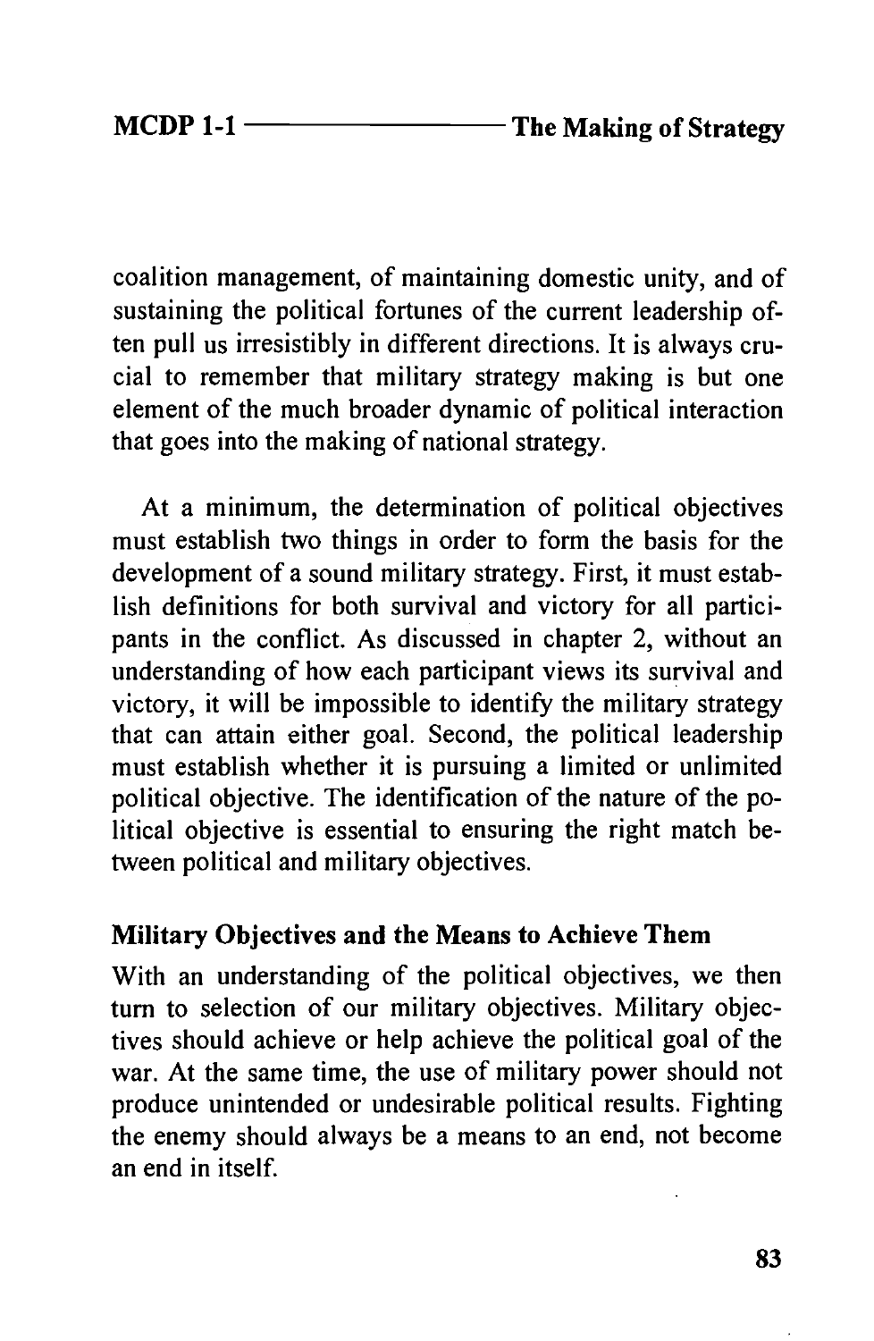coalition management, of maintaining domestic unity, and of sustaining the political fortunes of the current leadership often pull us irresistibly in different directions. It is always crucial to remember that military strategy making is but one element of the much broader dynamic of political interaction that goes into the making of national strategy.

At a minimum, the determination of political objectives must establish two things in order to form the basis for the development of a sound military strategy. First, it must establish definitions for both survival and victory for all participants in the conflict. As discussed in chapter 2, without an understanding of how each participant views its survival and victory, it will be impossible to identify the military strategy that can attain either goal. Second, the political leadership must establish whether it is pursuing a limited or unlimited political objective. The identification of the nature of the political objective is essential to ensuring the right match between political and military objectives.

### Military Objectives and the Means to Achieve Them

With an understanding of the political objectives, we then turn to selection of our military objectives. Military objectives should achieve or help achieve the political goal of the war. At the same time, the use of military power should not produce unintended or undesirable political results. Fighting the enemy should always be a means to an end, not become an end in itself.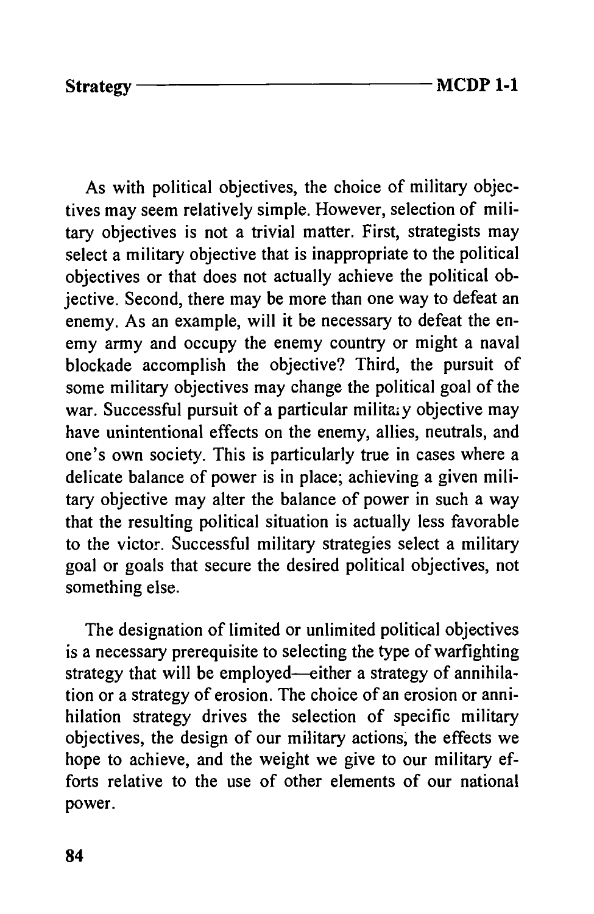As with political objectives, the choice of military objectives may seem relatively simple. However, selection of military objectives is not a trivial matter. First, strategists may select a military objective that is inappropriate to the political objectives or that does not actually achieve the political objective. Second, there may be more than one way to defeat an enemy. As an example, will it be necessary to defeat the enemy army and occupy the enemy country or might a naval blockade accomplish the objective? Third, the pursuit of some military objectives may change the political goal of the war. Successful pursuit of a particular military objective may have unintentional effects on the enemy, allies, neutrals, and one's own society. This is particularly true in cases where a delicate balance of power is in place; achieving a given military objective may alter the balance of power in such a way that the resulting political situation is actually less favorable to the victor. Successful military strategies select a military goal or goals that secure the desired political objectives, not something else.

The designation of limited or unlimited political objectives is a necessary prerequisite to selecting the type of warfighting strategy that will be employed—either a strategy of annihilation or a strategy of erosion. The choice of an erosion or annihilation strategy drives the selection of specific military objectives, the design of our military actions, the effects we hope to achieve, and the weight we give to our military efforts relative to the use of other elements of our national power.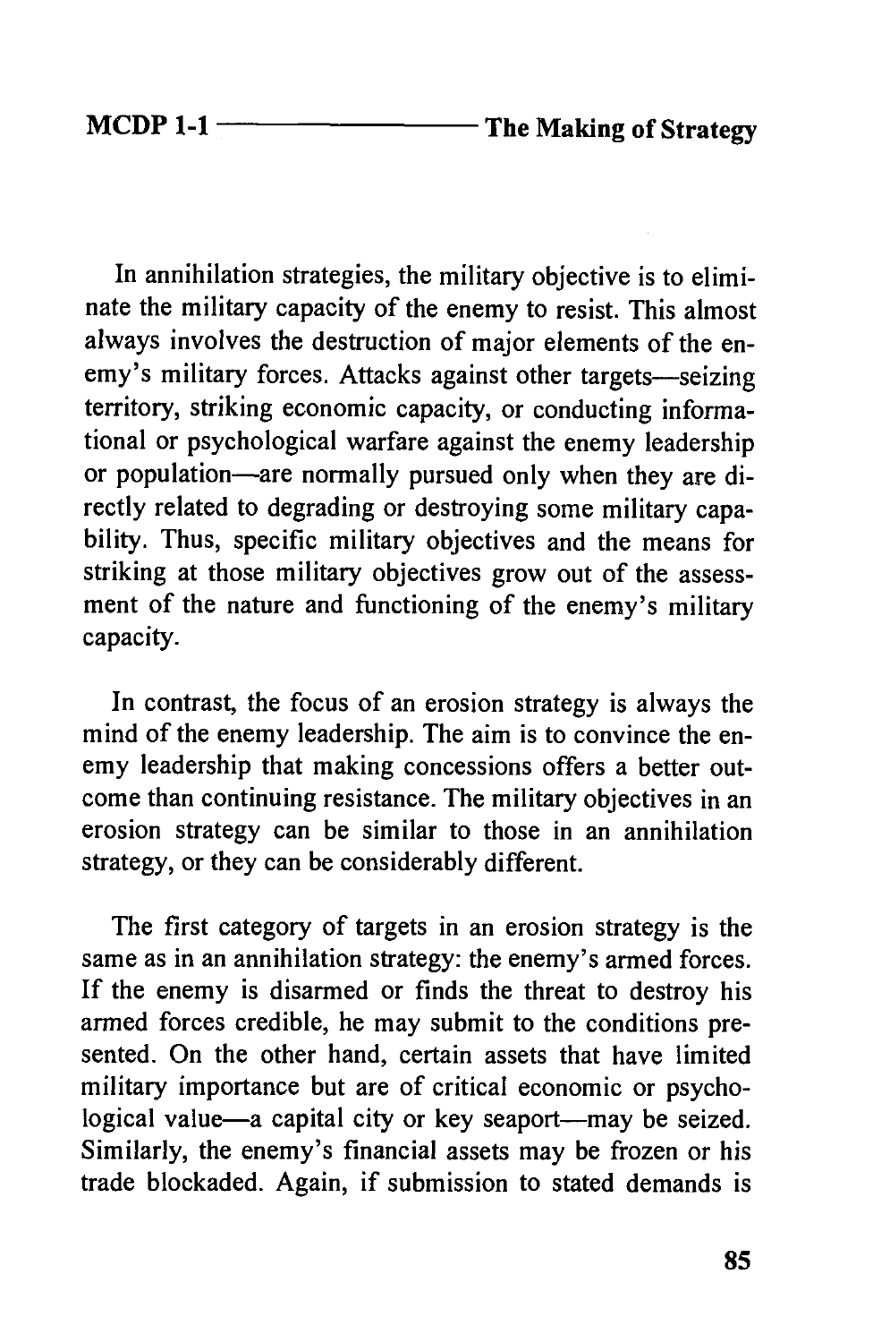In annihilation strategies, the military objective is to eliminate the military capacity of the enemy to resist. This almost always involves the destruction of major elements of the enemy's military forces. Attacks against other targets—seizing territory, striking economic capacity, or conducting informational or psychological warfare against the enemy leadership or population—are normally pursued only when they are directly related to degrading or destroying some military capability. Thus, specific military objectives and the means for striking at those military objectives grow out of the assessment of the nature and functioning of the enemy's military capacity.

In contrast, the focus of an erosion strategy is always the mind of the enemy leadership. The aim is to convince the enemy leadership that making concessions offers a better outcome than continuing resistance. The military objectives in an erosion strategy can be similar to those in an annihilation strategy, or they can be considerably different.

The first category of targets in an erosion strategy is the same as in an annihilation strategy: the enemy's armed forces. If the enemy is disarmed or finds the threat to destroy his armed forces credible, he may submit to the conditions presented. On the other hand, certain assets that have limited military importance but are of critical economic or psychological value—a capital city or key seaport—may be seized. Similarly, the enemy's financial assets may be frozen or his trade blockaded. Again, if submission to stated demands is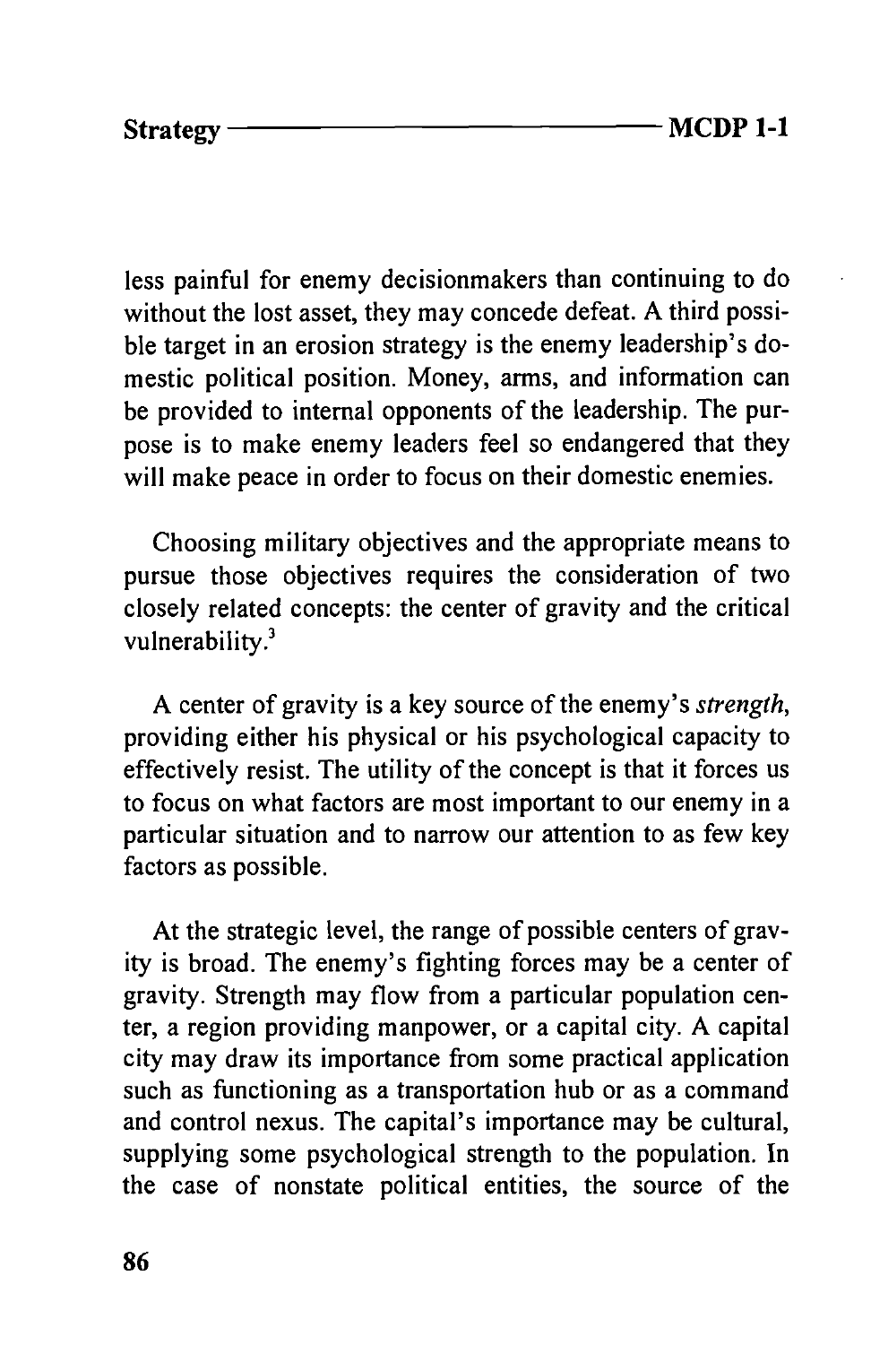less painful for enemy decisionmakers than continuing to do without the lost asset, they may concede defeat. A third possible target in an erosion strategy is the enemy leadership's domestic political position. Money, arms, and information can be provided to internal opponents of the leadership. The purpose is to make enemy leaders feel so endangered that they will make peace in order to focus on their domestic enemies.

Choosing military objectives and the appropriate means to pursue those objectives requires the consideration of two closely related concepts: the center of gravity and the critical vulnerability.[3]

A center of gravity is a key source of the enemy's *strength*, providing either his physical or his psychological capacity to effectively resist. The utility of the concept is that it forces us to focus on what factors are most important to our enemy in a particular situation and to narrow our attention to as few key factors as possible.

At the strategic level, the range of possible centers of gravity is broad. The enemy's fighting forces may be a center of gravity. Strength may flow from a particular population center, a region providing manpower, or a capital city. A capital city may draw its importance from some practical application such as functioning as a transportation hub or as a command and control nexus. The capital's importance may be cultural, supplying some psychological strength to the population. In the case of nonstate political entities, the source of the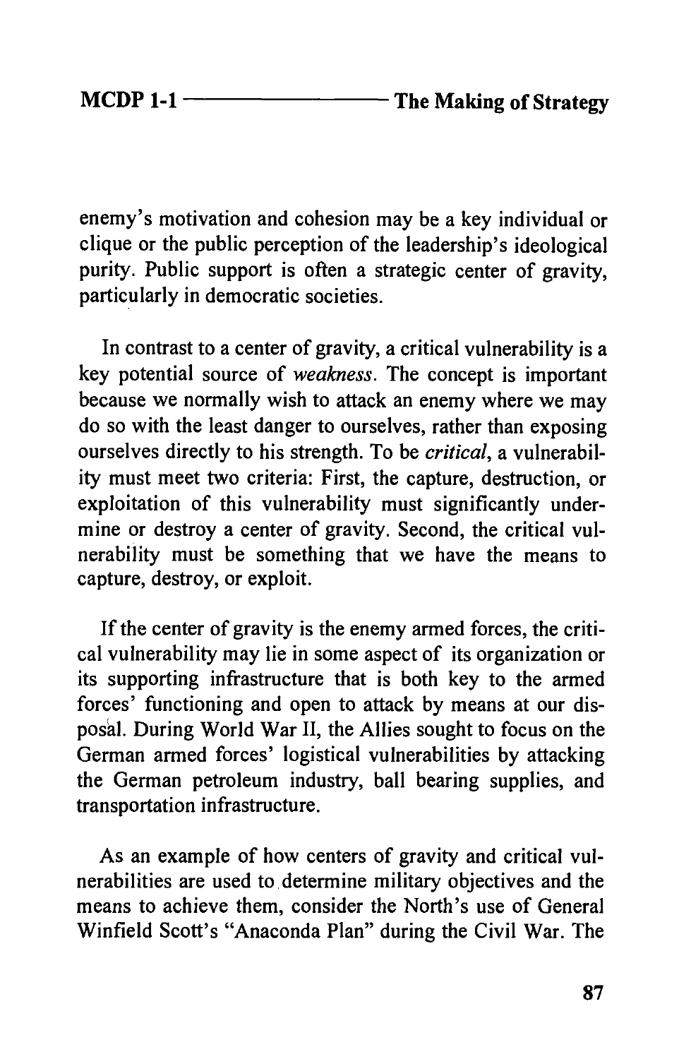enemy's motivation and cohesion may be a key individual or clique or the public perception of the leadership's ideological purity. Public support is often a strategic center of gravity, particularly in democratic societies.

In contrast to a center of gravity, a critical vulnerability is a key potential source of *weakness*. The concept is important because we normally wish to attack an enemy where we may do so with the least danger to ourselves, rather than exposing ourselves directly to his strength. To be *critical*, a vulnerability must meet two criteria: First, the capture, destruction, or exploitation of this vulnerability must significantly undermine or destroy a center of gravity. Second, the critical vulnerability must be something that we have the means to capture, destroy, or exploit.

If the center of gravity is the enemy armed forces, the critical vulnerability may lie in some aspect of its organization or its supporting infrastructure that is both key to the armed forces' functioning and open to attack by means at our disposal. During World War II, the Allies sought to focus on the German armed forces' logistical vulnerabilities by attacking the German petroleum industry, ball bearing supplies, and transportation infrastructure.

As an example of how centers of gravity and critical vulnerabilities are used to determine military objectives and the means to achieve them, consider the North's use of General Winfield Scott's "Anaconda Plan" during the Civil War. The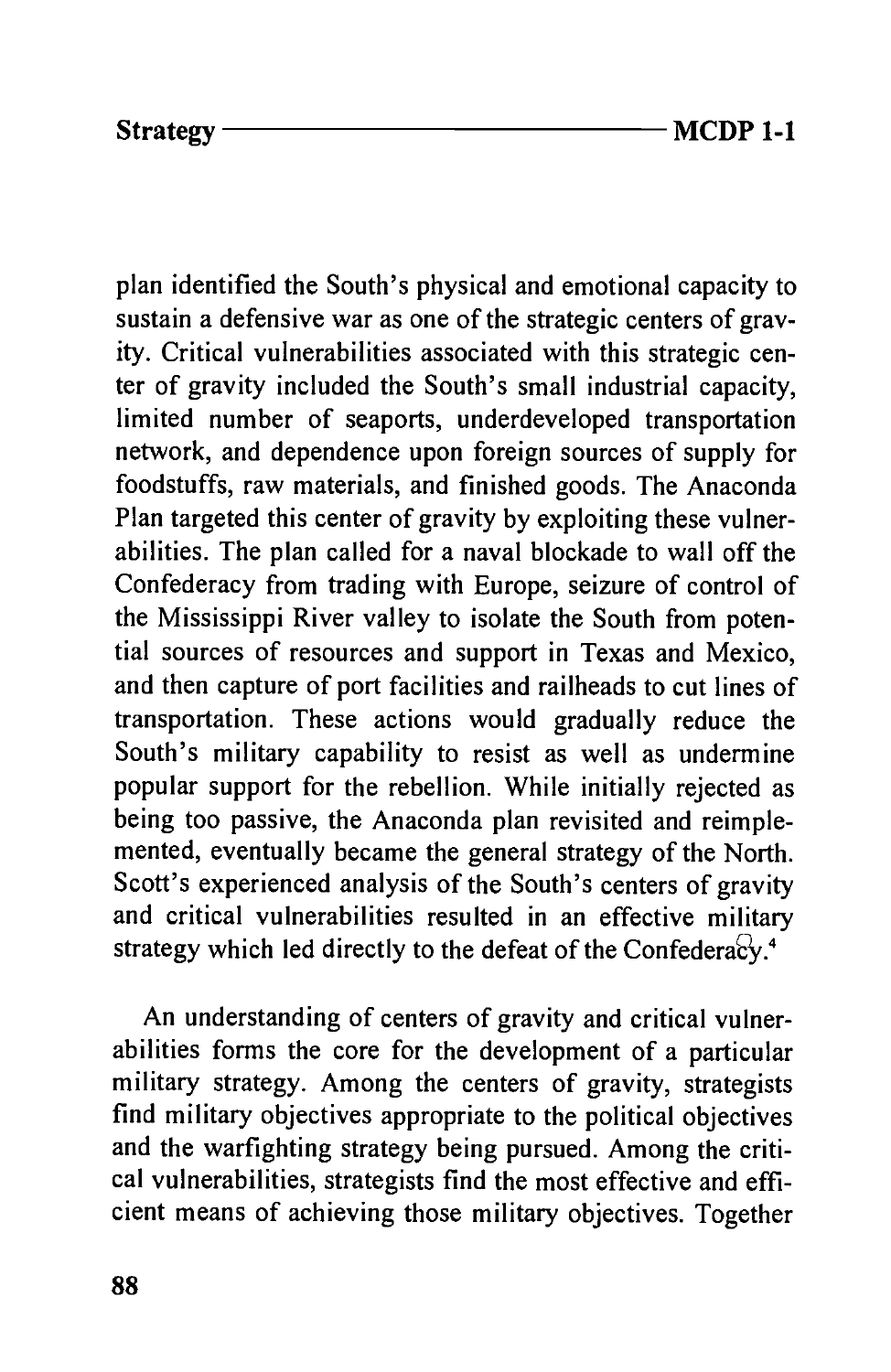plan identified the South's physical and emotional capacity to sustain a defensive war as one of the strategic centers of gravity. Critical vulnerabilities associated with this strategic center of gravity included the South's small industrial capacity, limited number of seaports, underdeveloped transportation network, and dependence upon foreign sources of supply for foodstuffs, raw materials, and finished goods. The Anaconda Plan targeted this center of gravity by exploiting these vulnerabilities. The plan called for a naval blockade to wall off the Confederacy from trading with Europe, seizure of control of the Mississippi River valley to isolate the South from potential sources of resources and support in Texas and Mexico, and then capture of port facilities and railheads to cut lines of transportation. These actions would gradually reduce the South's military capability to resist as well as undermine popular support for the rebellion. While initially rejected as being too passive, the Anaconda plan revisited and reimplemented, eventually became the general strategy of the North. Scott's experienced analysis of the South's centers of gravity and critical vulnerabilities resulted in an effective military strategy which led directly to the defeat of the Confederacy.[4]

An understanding of centers of gravity and critical vulnerabilities forms the core for the development of a particular military strategy. Among the centers of gravity, strategists find military objectives appropriate to the political objectives and the warfighting strategy being pursued. Among the critical vulnerabilities, strategists find the most effective and efficient means of achieving those military objectives. Together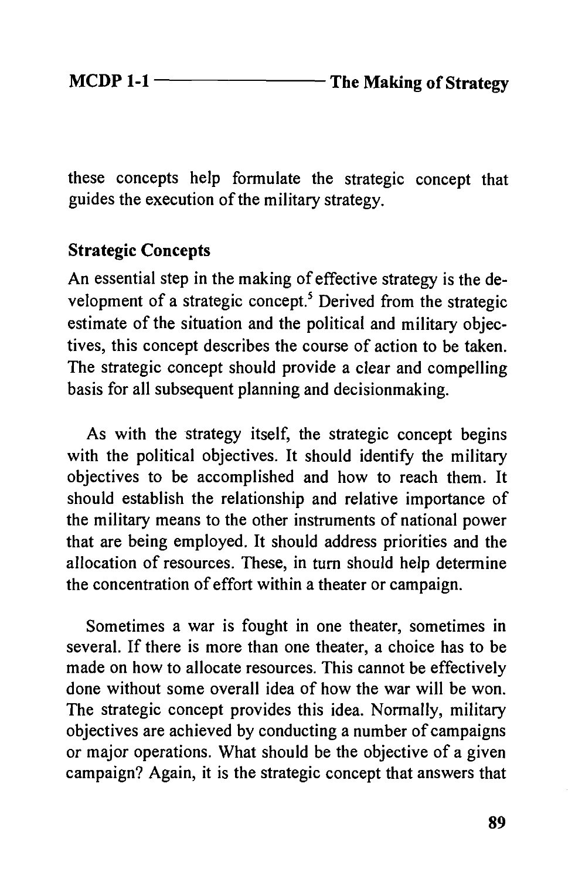these concepts help formulate the strategic concept that guides the execution of the military strategy.

### Strategic Concepts

An essential step in the making of effective strategy is the development of a strategic concept.[5] Derived from the strategic estimate of the situation and the political and military objectives, this concept describes the course of action to be taken. The strategic concept should provide a clear and compelling basis for all subsequent planning and decisionmaking.

As with the strategy itself, the strategic concept begins with the political objectives. It should identify the military objectives to be accomplished and how to reach them. It should establish the relationship and relative importance of the military means to the other instruments of national power that are being employed. It should address priorities and the allocation of resources. These, in turn should help determine the concentration of effort within a theater or campaign.

Sometimes a war is fought in one theater, sometimes in several. If there is more than one theater, a choice has to be made on how to allocate resources. This cannot be effectively done without some overall idea of how the war will be won. The strategic concept provides this idea. Normally, military objectives are achieved by conducting a number of campaigns or major operations. What should be the objective of a given campaign? Again, it is the strategic concept that answers that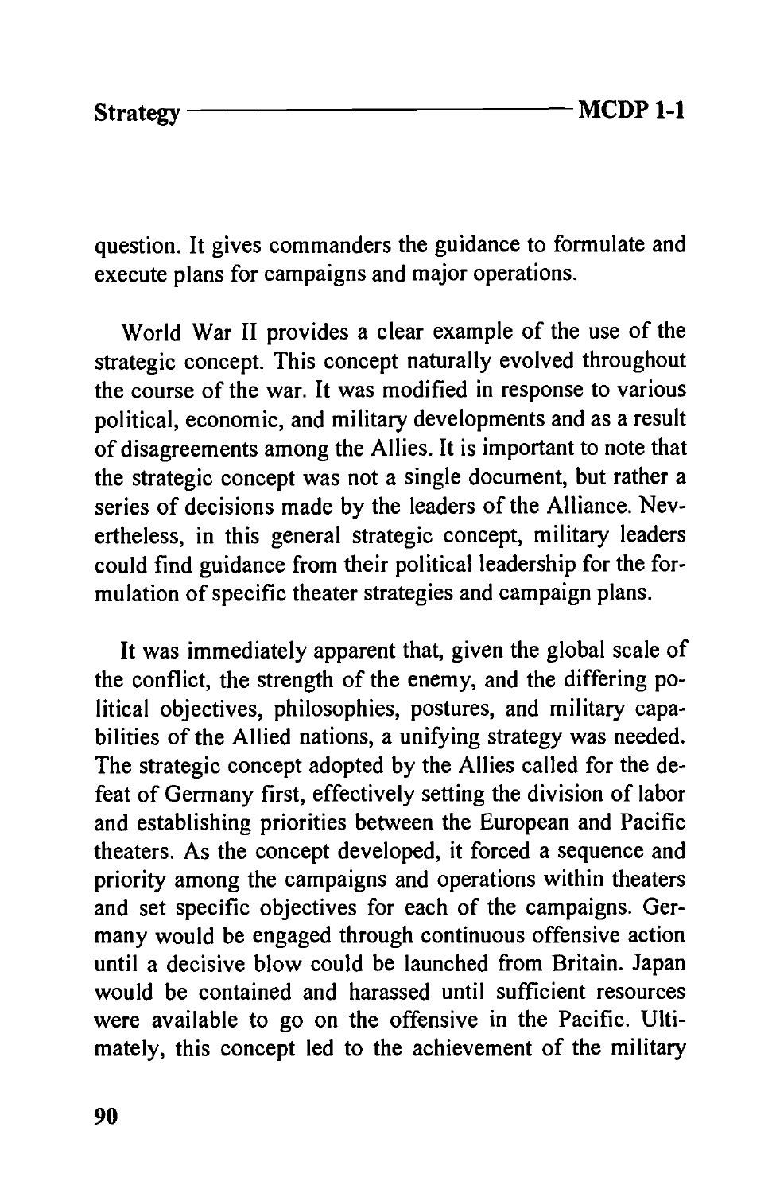question. It gives commanders the guidance to formulate and execute plans for campaigns and major operations.

World War II provides a clear example of the use of the strategic concept. This concept naturally evolved throughout the course of the war. It was modified in response to various political, economic, and military developments and as a result of disagreements among the Allies. It is important to note that the strategic concept was not a single document, but rather a series of decisions made by the leaders of the Alliance. Nevertheless, in this general strategic concept, military leaders could find guidance from their political leadership for the formulation of specific theater strategies and campaign plans.

It was immediately apparent that, given the global scale of the conflict, the strength of the enemy, and the differing political objectives, philosophies, postures, and military capabilities of the Allied nations, a unifying strategy was needed. The strategic concept adopted by the Allies called for the defeat of Germany first, effectively setting the division of labor and establishing priorities between the European and Pacific theaters. As the concept developed, it forced a sequence and priority among the campaigns and operations within theaters and set specific objectives for each of the campaigns. Germany would be engaged through continuous offensive action until a decisive blow could be launched from Britain. Japan would be contained and harassed until sufficient resources were available to go on the offensive in the Pacific. Ultimately, this concept led to the achievement of the military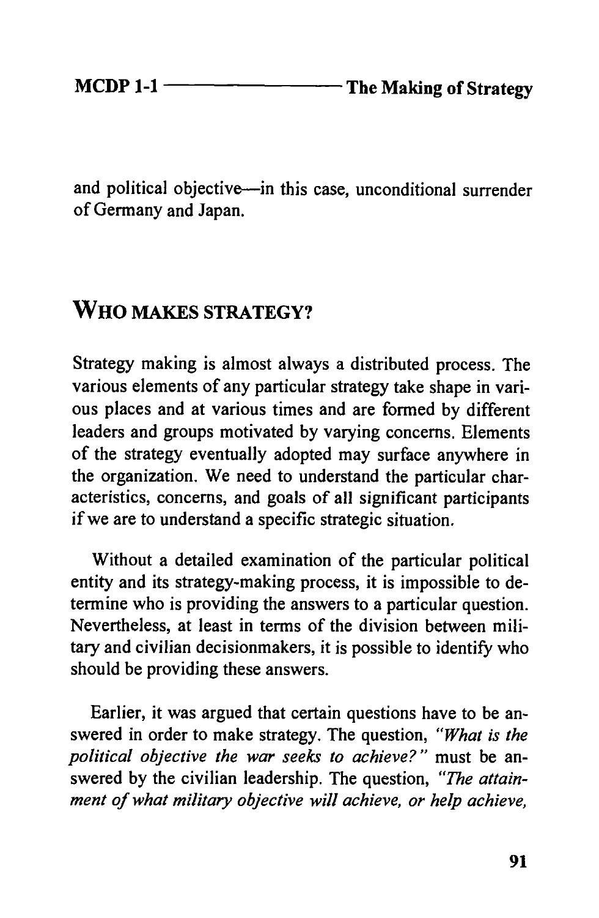and political objective—in this case, unconditional surrender of Germany and Japan.

## Who Makes Strategy?

Strategy making is almost always a distributed process. The various elements of any particular strategy take shape in various places and at various times and are formed by different leaders and groups motivated by varying concerns. Elements of the strategy eventually adopted may surface anywhere in the organization. We need to understand the particular characteristics, concerns, and goals of all significant participants if we are to understand a specific strategic situation.

Without a detailed examination of the particular political entity and its strategy-making process, it is impossible to determine who is providing the answers to a particular question. Nevertheless, at least in terms of the division between military and civilian decisionmakers, it is possible to identify who should be providing these answers.

Earlier, it was argued that certain questions have to be answered in order to make strategy. The question, *"What is the political objective the war seeks to achieve?"* must be answered by the civilian leadership. The question, *"The attainment of what military objective will achieve, or help achieve,*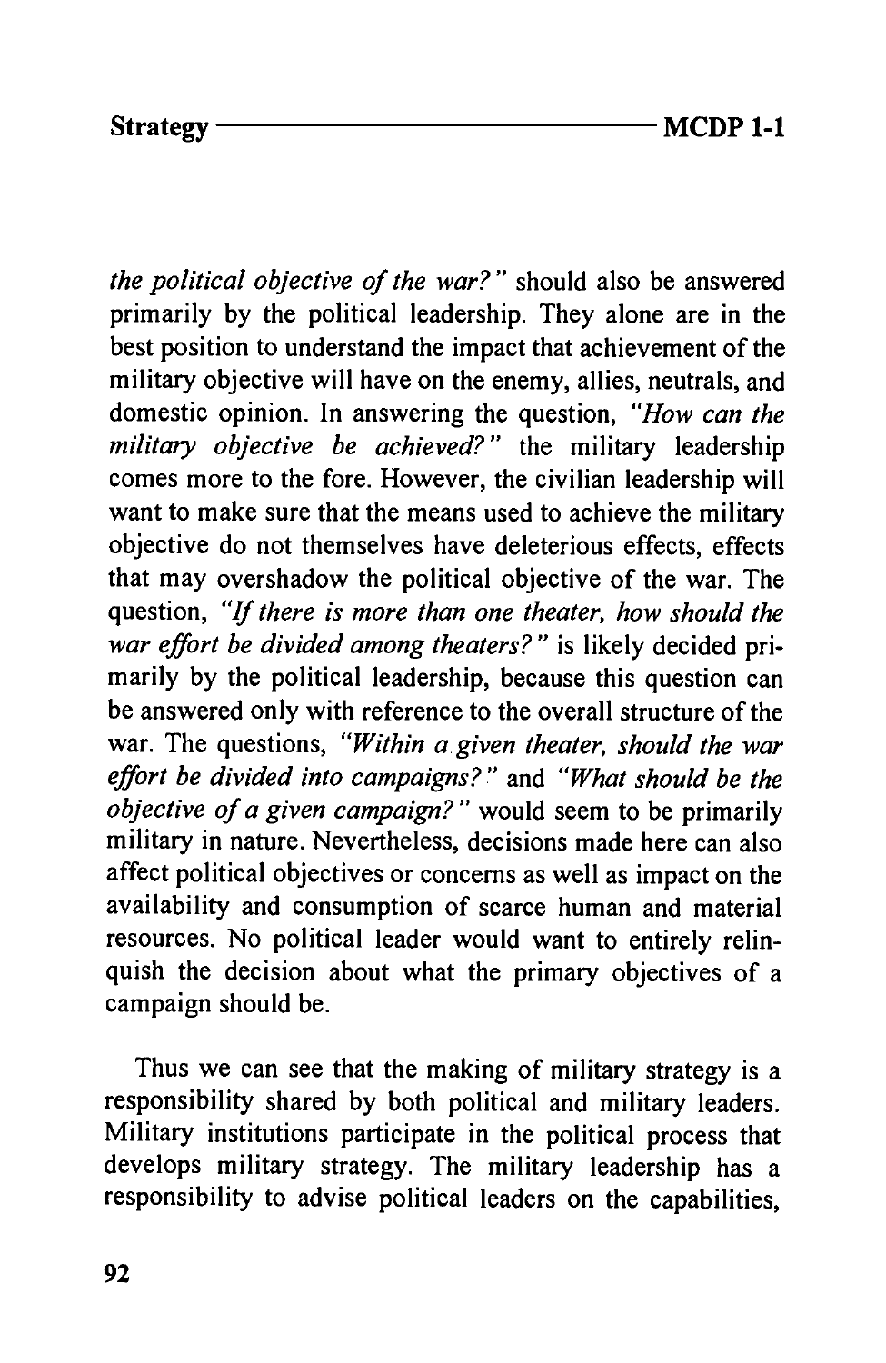*the political objective of the war?"* should also be answered primarily by the political leadership. They alone are in the best position to understand the impact that achievement of the military objective will have on the enemy, allies, neutrals, and domestic opinion. In answering the question, *"How can the military objective be achieved?"* the military leadership comes more to the fore. However, the civilian leadership will want to make sure that the means used to achieve the military objective do not themselves have deleterious effects, effects that may overshadow the political objective of the war. The question, *"If there is more than one theater, how should the war effort be divided among theaters?"* is likely decided primarily by the political leadership, because this question can be answered only with reference to the overall structure of the war. The questions, *"Within a given theater, should the war effort be divided into campaigns?"* and *"What should be the objective of a given campaign?"* would seem to be primarily military in nature. Nevertheless, decisions made here can also affect political objectives or concerns as well as impact on the availability and consumption of scarce human and material resources. No political leader would want to entirely relinquish the decision about what the primary objectives of a campaign should be.

Thus we can see that the making of military strategy is a responsibility shared by both political and military leaders. Military institutions participate in the political process that develops military strategy. The military leadership has a responsibility to advise political leaders on the capabilities,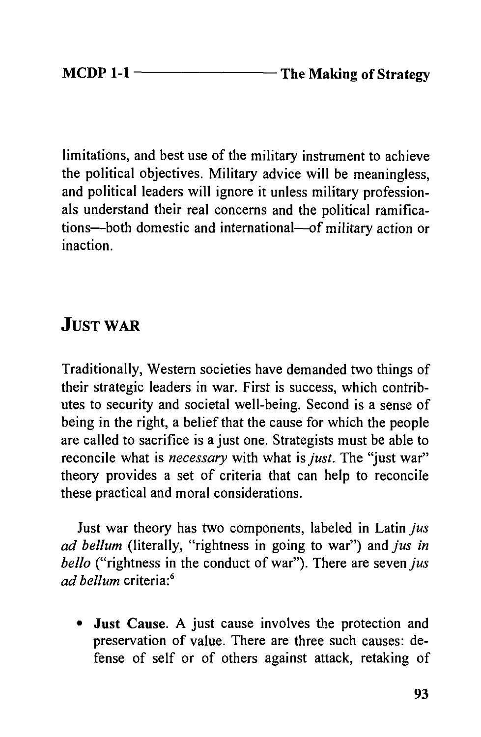limitations, and best use of the military instrument to achieve the political objectives. Military advice will be meaningless, and political leaders will ignore it unless military professionals understand their real concerns and the political ramifications—both domestic and international—of military action or inaction.

## Just War

Traditionally, Western societies have demanded two things of their strategic leaders in war. First is success, which contributes to security and societal well-being. Second is a sense of being in the right, a belief that the cause for which the people are called to sacrifice is a just one. Strategists must be able to reconcile what is *necessary* with what is *just*. The "just war" theory provides a set of criteria that can help to reconcile these practical and moral considerations.

Just war theory has two components, labeled in Latin *jus ad bellum* (literally, "rightness in going to war") and *jus in bello* ("rightness in the conduct of war"). There are seven *jus ad bellum* criteria:[6]

- **Just Cause**. A just cause involves the protection and preservation of value. There are three such causes: defense of self or of others against attack, retaking of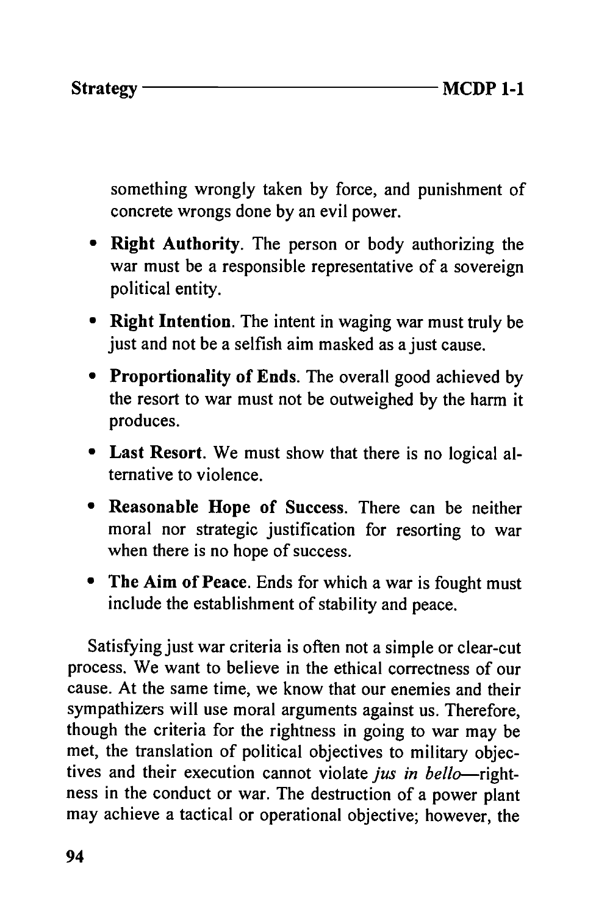something wrongly taken by force, and punishment of concrete wrongs done by an evil power.

- **Right Authority**. The person or body authorizing the war must be a responsible representative of a sovereign political entity.
- **Right Intention**. The intent in waging war must truly be just and not be a selfish aim masked as a just cause.
- **Proportionality of Ends**. The overall good achieved by the resort to war must not be outweighed by the harm it produces.
- **Last Resort**. We must show that there is no logical alternative to violence.
- **Reasonable Hope of Success**. There can be neither moral nor strategic justification for resorting to war when there is no hope of success.
- **The Aim of Peace**. Ends for which a war is fought must include the establishment of stability and peace.

Satisfying just war criteria is often not a simple or clear-cut process. We want to believe in the ethical correctness of our cause. At the same time, we know that our enemies and their sympathizers will use moral arguments against us. Therefore, though the criteria for the rightness in going to war may be met, the translation of political objectives to military objectives and their execution cannot violate *jus in bello*—rightness in the conduct or war. The destruction of a power plant may achieve a tactical or operational objective; however, the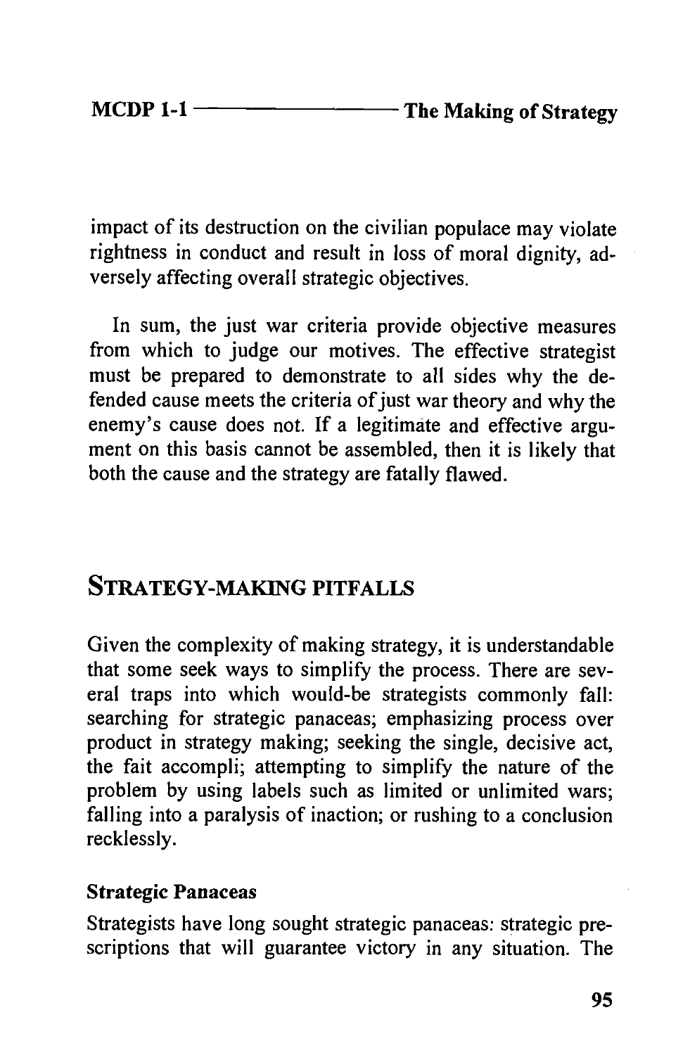impact of its destruction on the civilian populace may violate rightness in conduct and result in loss of moral dignity, adversely affecting overall strategic objectives.

In sum, the just war criteria provide objective measures from which to judge our motives. The effective strategist must be prepared to demonstrate to all sides why the defended cause meets the criteria of just war theory and why the enemy's cause does not. If a legitimate and effective argument on this basis cannot be assembled, then it is likely that both the cause and the strategy are fatally flawed.

## Strategy-Making Pitfalls

Given the complexity of making strategy, it is understandable that some seek ways to simplify the process. There are several traps into which would-be strategists commonly fall: searching for strategic panaceas; emphasizing process over product in strategy making; seeking the single, decisive act, the fait accompli; attempting to simplify the nature of the problem by using labels such as limited or unlimited wars; falling into a paralysis of inaction; or rushing to a conclusion recklessly.

### Strategic Panaceas

Strategists have long sought strategic panaceas: strategic prescriptions that will guarantee victory in any situation. The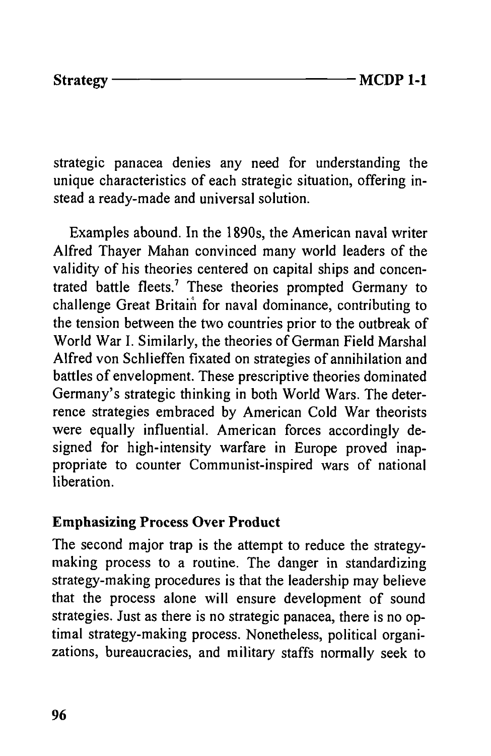strategic panacea denies any need for understanding the unique characteristics of each strategic situation, offering instead a ready-made and universal solution.

Examples abound. In the 1890s, the American naval writer Alfred Thayer Mahan convinced many world leaders of the validity of his theories centered on capital ships and concentrated battle fleets.[7] These theories prompted Germany to challenge Great Britain for naval dominance, contributing to the tension between the two countries prior to the outbreak of World War I. Similarly, the theories of German Field Marshal Alfred von Schlieffen fixated on strategies of annihilation and battles of envelopment. These prescriptive theories dominated Germany's strategic thinking in both World Wars. The deterrence strategies embraced by American Cold War theorists were equally influential. American forces accordingly designed for high-intensity warfare in Europe proved inappropriate to counter Communist-inspired wars of national liberation.

### Emphasizing Process Over Product

The second major trap is the attempt to reduce the strategy-making process to a routine. The danger in standardizing strategy-making procedures is that the leadership may believe that the process alone will ensure development of sound strategies. Just as there is no strategic panacea, there is no optimal strategy-making process. Nonetheless, political organizations, bureaucracies, and military staffs normally seek to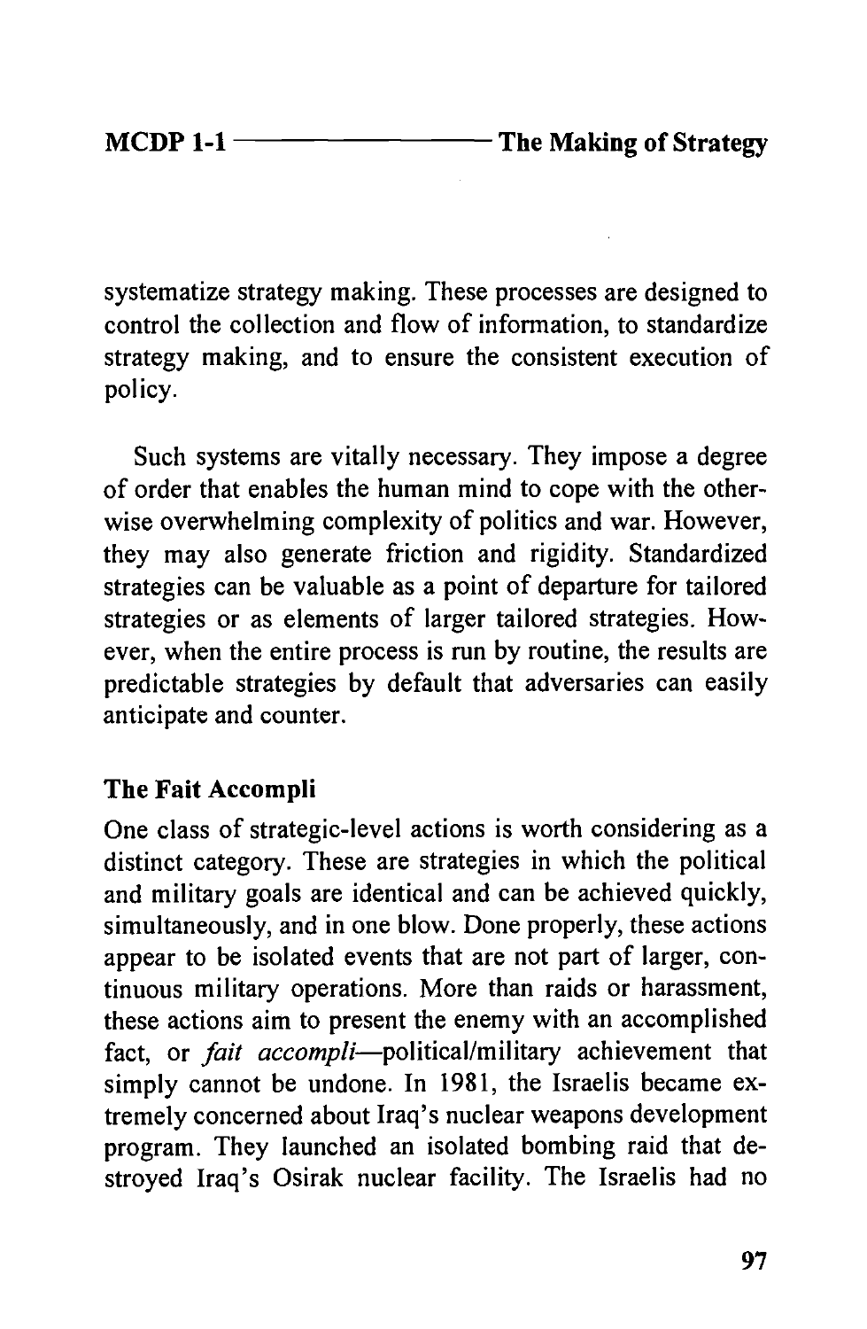systematize strategy making. These processes are designed to control the collection and flow of information, to standardize strategy making, and to ensure the consistent execution of policy.

Such systems are vitally necessary. They impose a degree of order that enables the human mind to cope with the otherwise overwhelming complexity of politics and war. However, they may also generate friction and rigidity. Standardized strategies can be valuable as a point of departure for tailored strategies or as elements of larger tailored strategies. However, when the entire process is run by routine, the results are predictable strategies by default that adversaries can easily anticipate and counter.

### The Fait Accompli

One class of strategic-level actions is worth considering as a distinct category. These are strategies in which the political and military goals are identical and can be achieved quickly, simultaneously, and in one blow. Done properly, these actions appear to be isolated events that are not part of larger, continuous military operations. More than raids or harassment, these actions aim to present the enemy with an accomplished fact, or *fait accompli*—political/military achievement that simply cannot be undone. In 1981, the Israelis became extremely concerned about Iraq's nuclear weapons development program. They launched an isolated bombing raid that destroyed Iraq's Osirak nuclear facility. The Israelis had no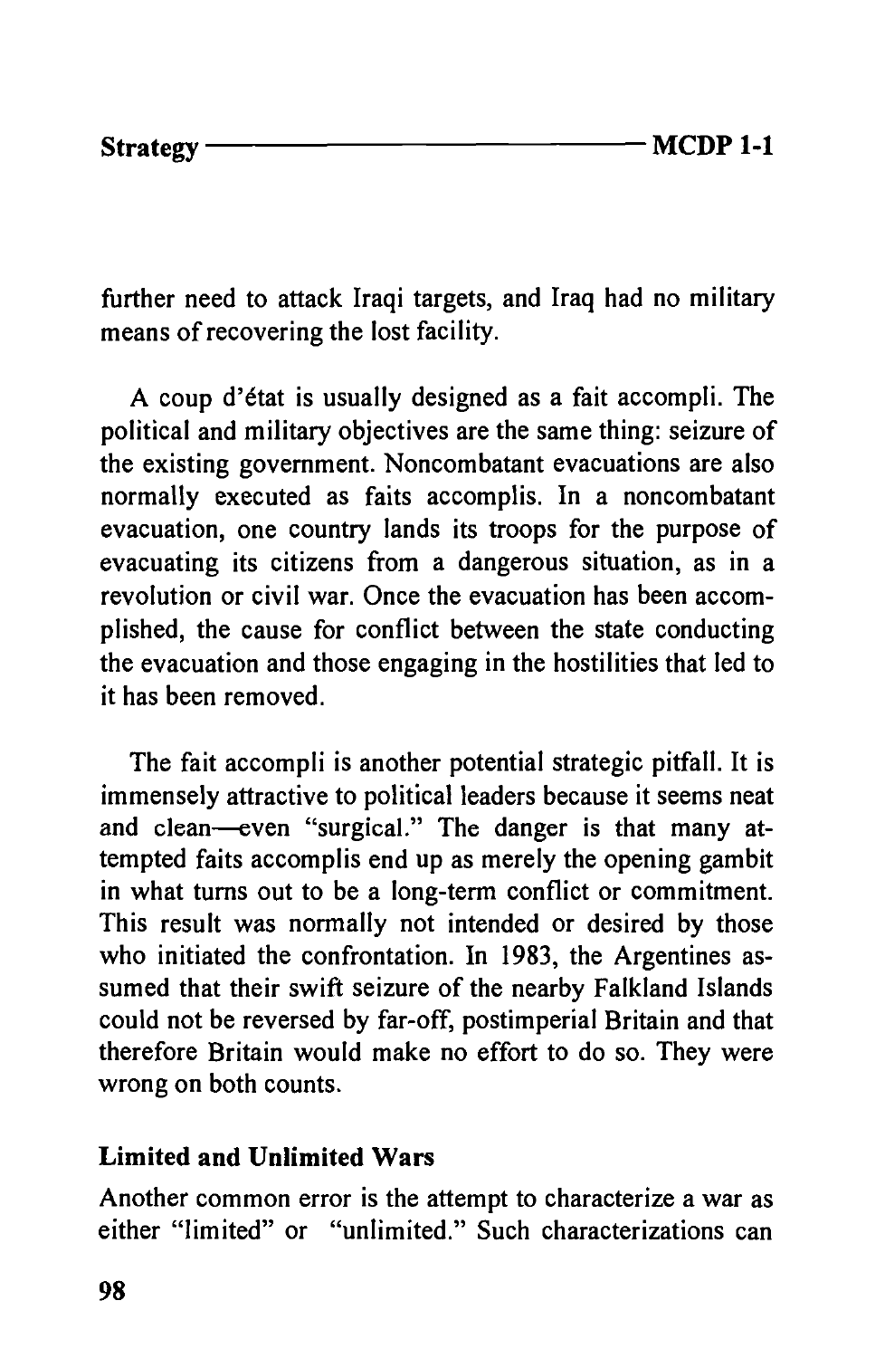further need to attack Iraqi targets, and Iraq had no military means of recovering the lost facility.

A coup d'état is usually designed as a fait accompli. The political and military objectives are the same thing: seizure of the existing government. Noncombatant evacuations are also normally executed as faits accomplis. In a noncombatant evacuation, one country lands its troops for the purpose of evacuating its citizens from a dangerous situation, as in a revolution or civil war. Once the evacuation has been accomplished, the cause for conflict between the state conducting the evacuation and those engaging in the hostilities that led to it has been removed.

The fait accompli is another potential strategic pitfall. It is immensely attractive to political leaders because it seems neat and clean—even "surgical." The danger is that many attempted faits accomplis end up as merely the opening gambit in what turns out to be a long-term conflict or commitment. This result was normally not intended or desired by those who initiated the confrontation. In 1983, the Argentines assumed that their swift seizure of the nearby Falkland Islands could not be reversed by far-off, postimperial Britain and that therefore Britain would make no effort to do so. They were wrong on both counts.

### Limited and Unlimited Wars

Another common error is the attempt to characterize a war as either "limited" or "unlimited." Such characterizations can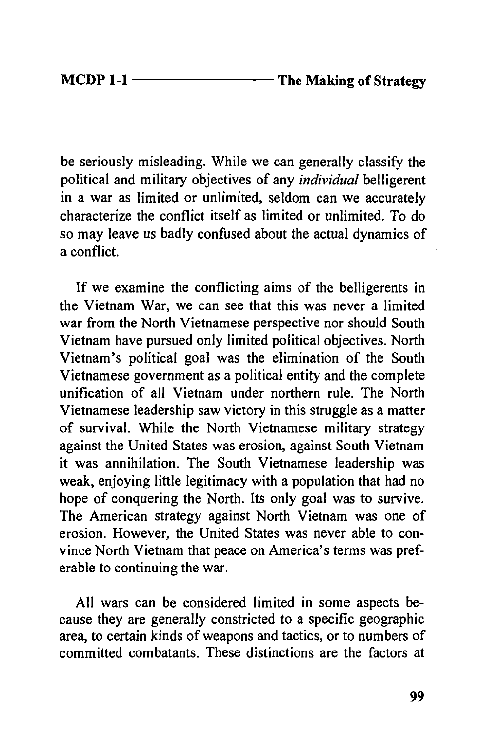be seriously misleading. While we can generally classify the political and military objectives of any *individual* belligerent in a war as limited or unlimited, seldom can we accurately characterize the conflict itself as limited or unlimited. To do so may leave us badly confused about the actual dynamics of a conflict.

If we examine the conflicting aims of the belligerents in the Vietnam War, we can see that this was never a limited war from the North Vietnamese perspective nor should South Vietnam have pursued only limited political objectives. North Vietnam's political goal was the elimination of the South Vietnamese government as a political entity and the complete unification of all Vietnam under northern rule. The North Vietnamese leadership saw victory in this struggle as a matter of survival. While the North Vietnamese military strategy against the United States was erosion, against South Vietnam it was annihilation. The South Vietnamese leadership was weak, enjoying little legitimacy with a population that had no hope of conquering the North. Its only goal was to survive. The American strategy against North Vietnam was one of erosion. However, the United States was never able to convince North Vietnam that peace on America's terms was preferable to continuing the war.

All wars can be considered limited in some aspects because they are generally constricted to a specific geographic area, to certain kinds of weapons and tactics, or to numbers of committed combatants. These distinctions are the factors at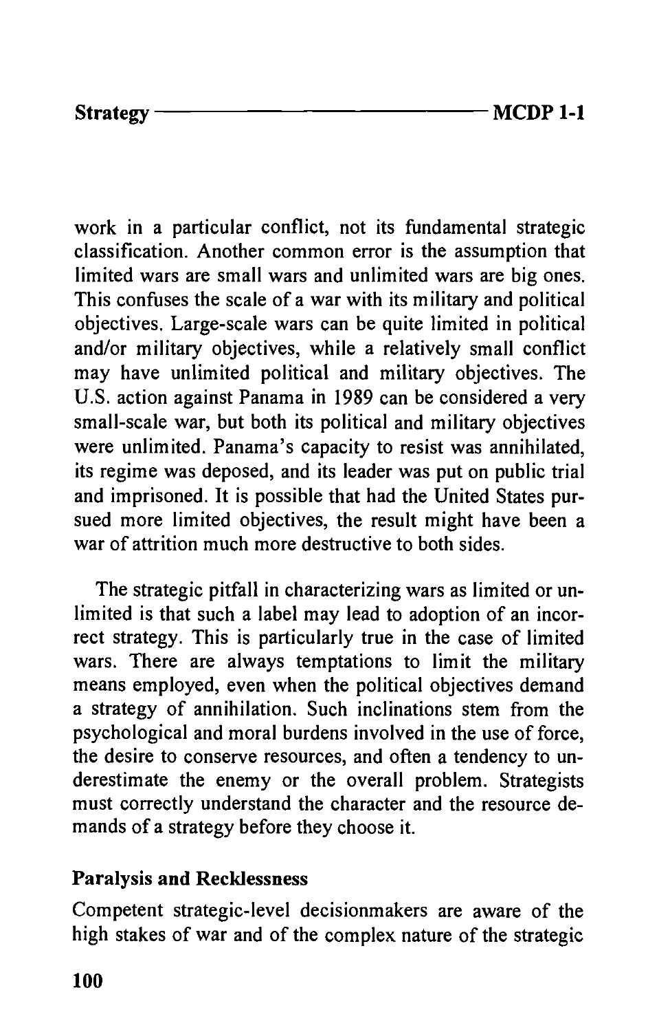work in a particular conflict, not its fundamental strategic classification. Another common error is the assumption that limited wars are small wars and unlimited wars are big ones. This confuses the scale of a war with its military and political objectives. Large-scale wars can be quite limited in political and/or military objectives, while a relatively small conflict may have unlimited political and military objectives. The U.S. action against Panama in 1989 can be considered a very small-scale war, but both its political and military objectives were unlimited. Panama's capacity to resist was annihilated, its regime was deposed, and its leader was put on public trial and imprisoned. It is possible that had the United States pursued more limited objectives, the result might have been a war of attrition much more destructive to both sides.

The strategic pitfall in characterizing wars as limited or unlimited is that such a label may lead to adoption of an incorrect strategy. This is particularly true in the case of limited wars. There are always temptations to limit the military means employed, even when the political objectives demand a strategy of annihilation. Such inclinations stem from the psychological and moral burdens involved in the use of force, the desire to conserve resources, and often a tendency to underestimate the enemy or the overall problem. Strategists must correctly understand the character and the resource demands of a strategy before they choose it.

### Paralysis and Recklessness

Competent strategic-level decisionmakers are aware of the high stakes of war and of the complex nature of the strategic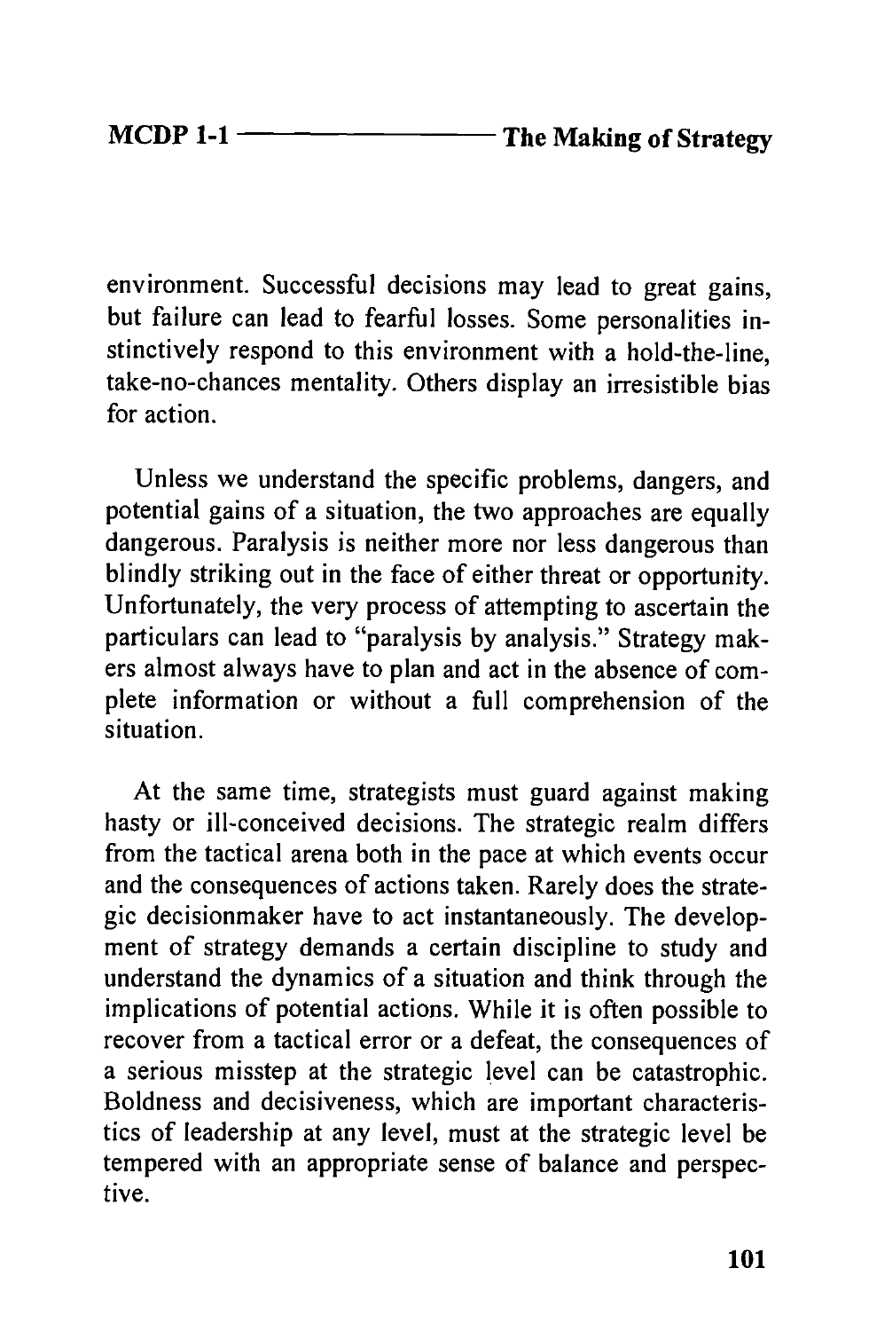environment. Successful decisions may lead to great gains, but failure can lead to fearful losses. Some personalities instinctively respond to this environment with a hold-the-line, take-no-chances mentality. Others display an irresistible bias for action.

Unless we understand the specific problems, dangers, and potential gains of a situation, the two approaches are equally dangerous. Paralysis is neither more nor less dangerous than blindly striking out in the face of either threat or opportunity. Unfortunately, the very process of attempting to ascertain the particulars can lead to "paralysis by analysis." Strategy makers almost always have to plan and act in the absence of complete information or without a full comprehension of the situation.

At the same time, strategists must guard against making hasty or ill-conceived decisions. The strategic realm differs from the tactical arena both in the pace at which events occur and the consequences of actions taken. Rarely does the strategic decisionmaker have to act instantaneously. The development of strategy demands a certain discipline to study and understand the dynamics of a situation and think through the implications of potential actions. While it is often possible to recover from a tactical error or a defeat, the consequences of a serious misstep at the strategic level can be catastrophic. Boldness and decisiveness, which are important characteristics of leadership at any level, must at the strategic level be tempered with an appropriate sense of balance and perspective.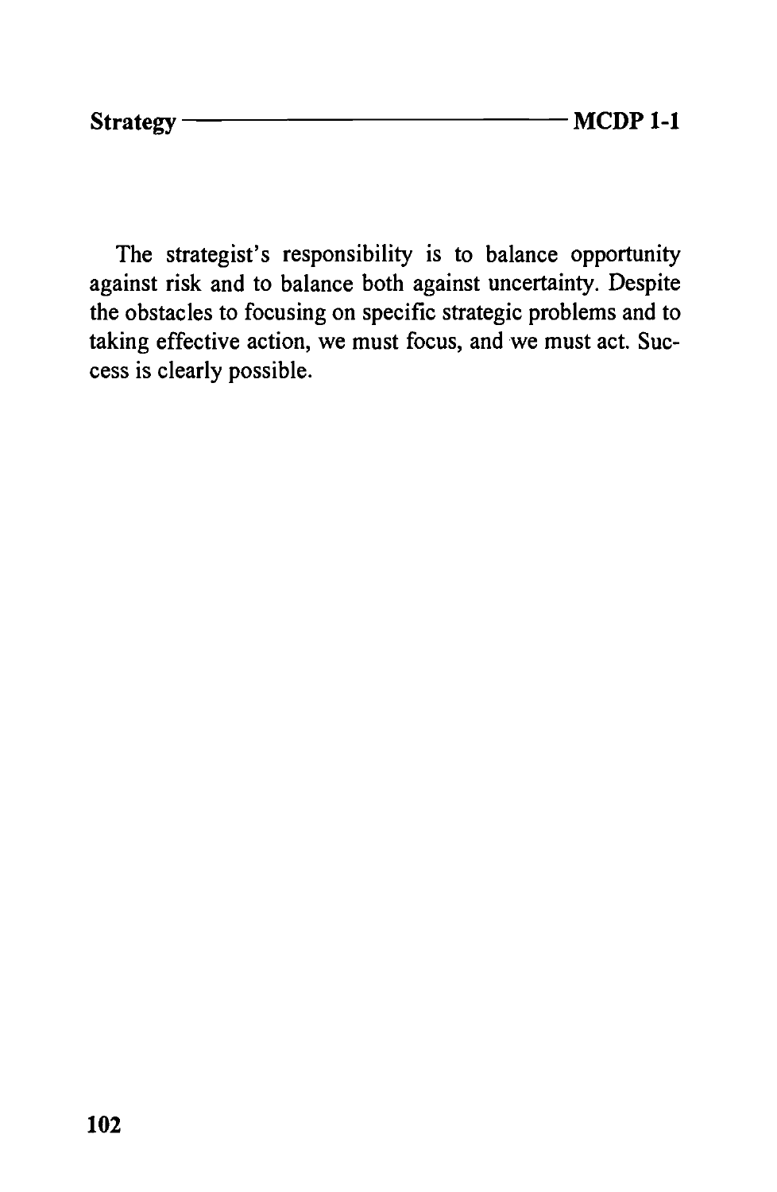The strategist's responsibility is to balance opportunity against risk and to balance both against uncertainty. Despite the obstacles to focusing on specific strategic problems and to taking effective action, we must focus, and we must act. Success is clearly possible.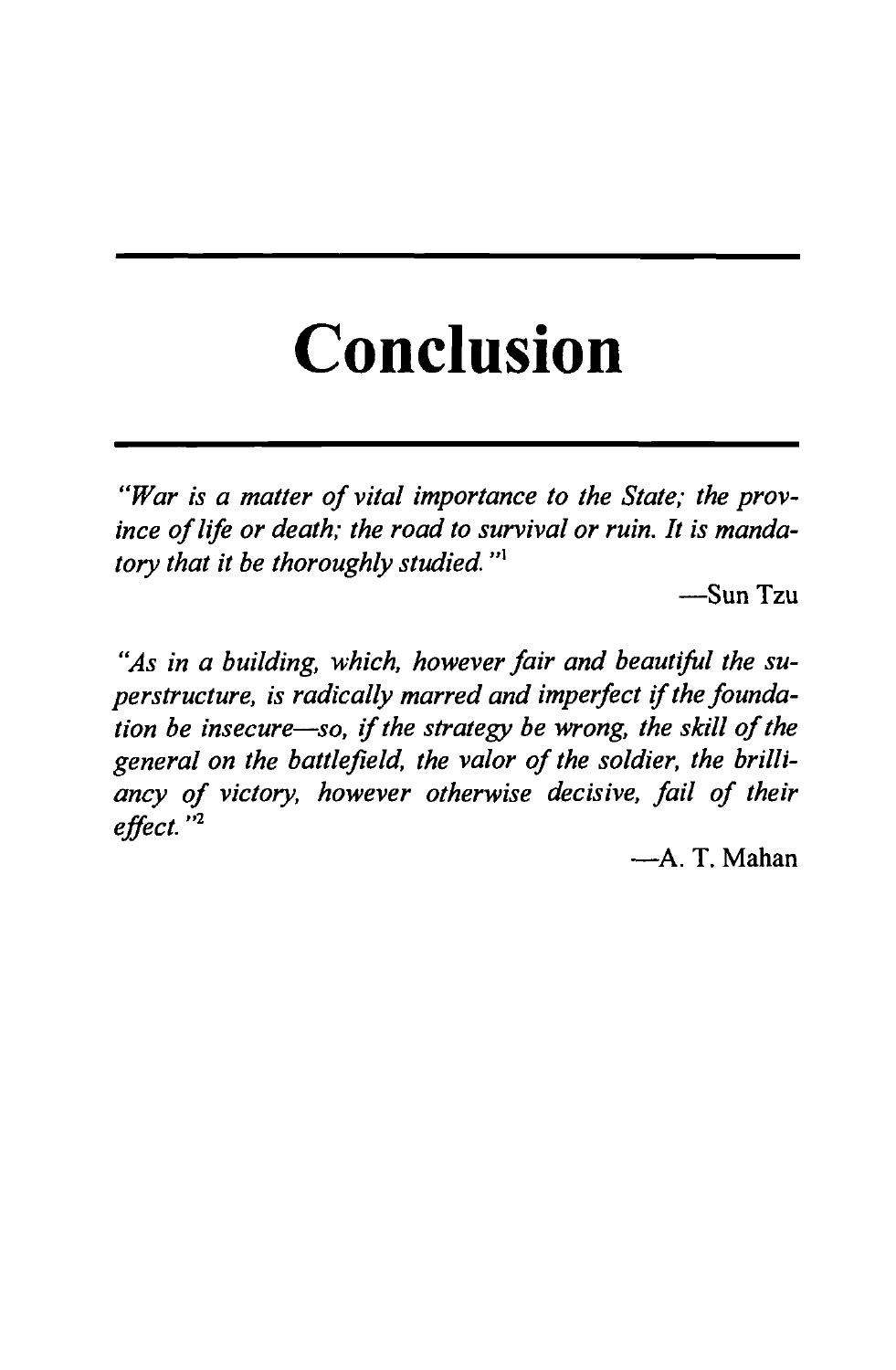# Conclusion

*"War is a matter of vital importance to the State; the province of life or death; the road to survival or ruin. It is mandatory that it be thoroughly studied."*[1]

—Sun Tzu

*"As in a building, which, however fair and beautiful the superstructure, is radically marred and imperfect if the foundation be insecure—so, if the strategy be wrong, the skill of the general on the battlefield, the valor of the soldier, the brilliancy of victory, however otherwise decisive, fail of their effect."*[2]

—A. T. Mahan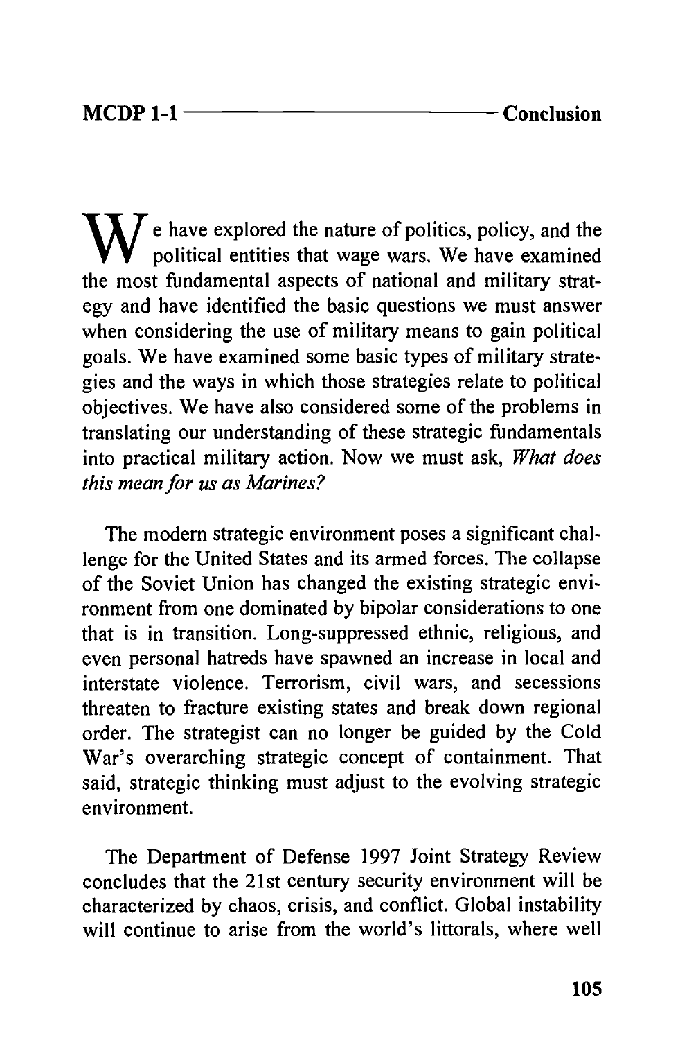We have explored the nature of politics, policy, and the political entities that wage wars. We have examined the most fundamental aspects of national and military strategy and have identified the basic questions we must answer when considering the use of military means to gain political goals. We have examined some basic types of military strategies and the ways in which those strategies relate to political objectives. We have also considered some of the problems in translating our understanding of these strategic fundamentals into practical military action. Now we must ask, *What does this mean for us as Marines?*

The modern strategic environment poses a significant challenge for the United States and its armed forces. The collapse of the Soviet Union has changed the existing strategic environment from one dominated by bipolar considerations to one that is in transition. Long-suppressed ethnic, religious, and even personal hatreds have spawned an increase in local and interstate violence. Terrorism, civil wars, and secessions threaten to fracture existing states and break down regional order. The strategist can no longer be guided by the Cold War's overarching strategic concept of containment. That said, strategic thinking must adjust to the evolving strategic environment.

The Department of Defense 1997 Joint Strategy Review concludes that the 21st century security environment will be characterized by chaos, crisis, and conflict. Global instability will continue to arise from the world's littorals, where well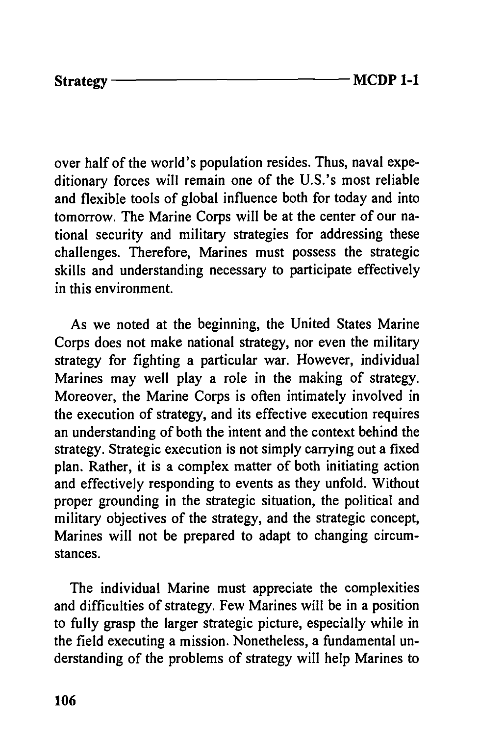over half of the world's population resides. Thus, naval expeditionary forces will remain one of the U.S.'s most reliable and flexible tools of global influence both for today and into tomorrow. The Marine Corps will be at the center of our national security and military strategies for addressing these challenges. Therefore, Marines must possess the strategic skills and understanding necessary to participate effectively in this environment.

As we noted at the beginning, the United States Marine Corps does not make national strategy, nor even the military strategy for fighting a particular war. However, individual Marines may well play a role in the making of strategy. Moreover, the Marine Corps is often intimately involved in the execution of strategy, and its effective execution requires an understanding of both the intent and the context behind the strategy. Strategic execution is not simply carrying out a fixed plan. Rather, it is a complex matter of both initiating action and effectively responding to events as they unfold. Without proper grounding in the strategic situation, the political and military objectives of the strategy, and the strategic concept, Marines will not be prepared to adapt to changing circumstances.

The individual Marine must appreciate the complexities and difficulties of strategy. Few Marines will be in a position to fully grasp the larger strategic picture, especially while in the field executing a mission. Nonetheless, a fundamental understanding of the problems of strategy will help Marines to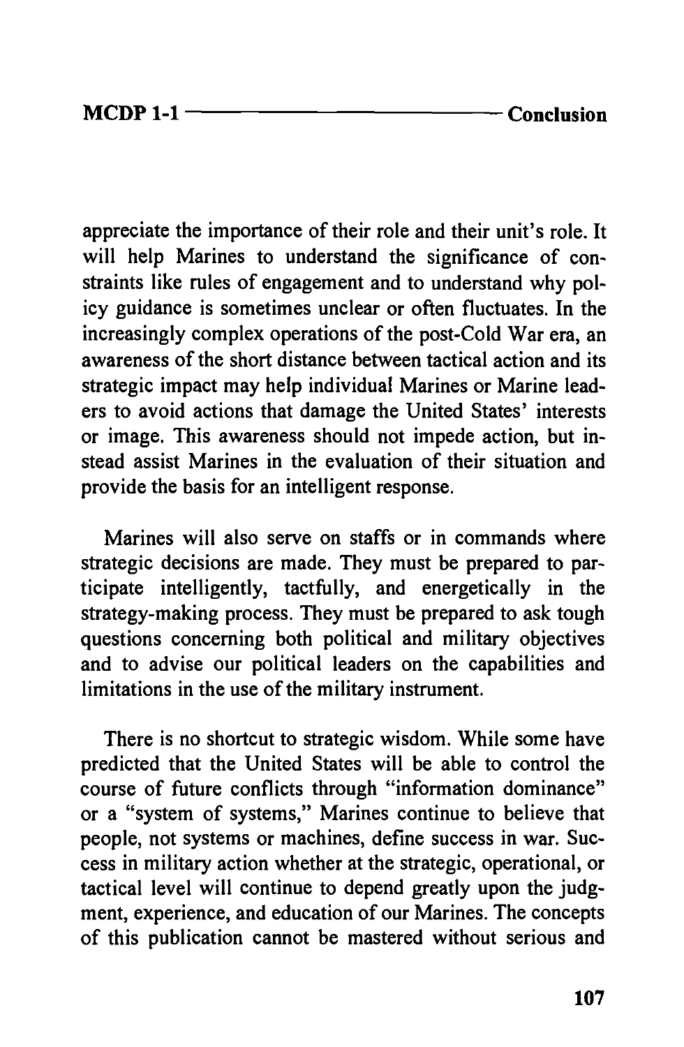appreciate the importance of their role and their unit's role. It will help Marines to understand the significance of constraints like rules of engagement and to understand why policy guidance is sometimes unclear or often fluctuates. In the increasingly complex operations of the post-Cold War era, an awareness of the short distance between tactical action and its strategic impact may help individual Marines or Marine leaders to avoid actions that damage the United States' interests or image. This awareness should not impede action, but instead assist Marines in the evaluation of their situation and provide the basis for an intelligent response.

Marines will also serve on staffs or in commands where strategic decisions are made. They must be prepared to participate intelligently, tactfully, and energetically in the strategy-making process. They must be prepared to ask tough questions concerning both political and military objectives and to advise our political leaders on the capabilities and limitations in the use of the military instrument.

There is no shortcut to strategic wisdom. While some have predicted that the United States will be able to control the course of future conflicts through "information dominance" or a "system of systems," Marines continue to believe that people, not systems or machines, define success in war. Success in military action whether at the strategic, operational, or tactical level will continue to depend greatly upon the judgment, experience, and education of our Marines. The concepts of this publication cannot be mastered without serious and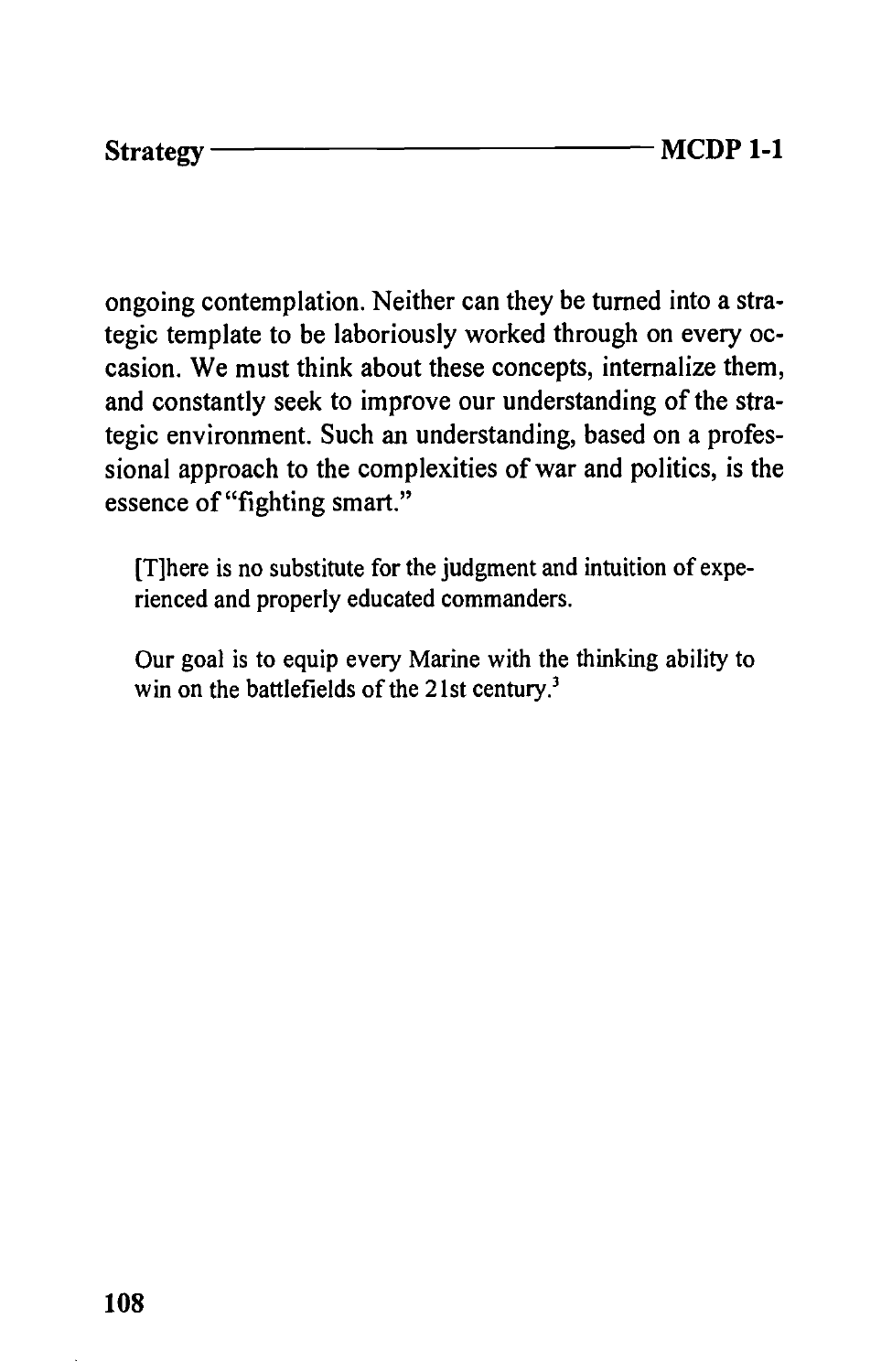ongoing contemplation. Neither can they be turned into a strategic template to be laboriously worked through on every occasion. We must think about these concepts, internalize them, and constantly seek to improve our understanding of the strategic environment. Such an understanding, based on a professional approach to the complexities of war and politics, is the essence of "fighting smart."

> [T]here is no substitute for the judgment and intuition of experienced and properly educated commanders.
>
> Our goal is to equip every Marine with the thinking ability to win on the battlefields of the 21st century.[3]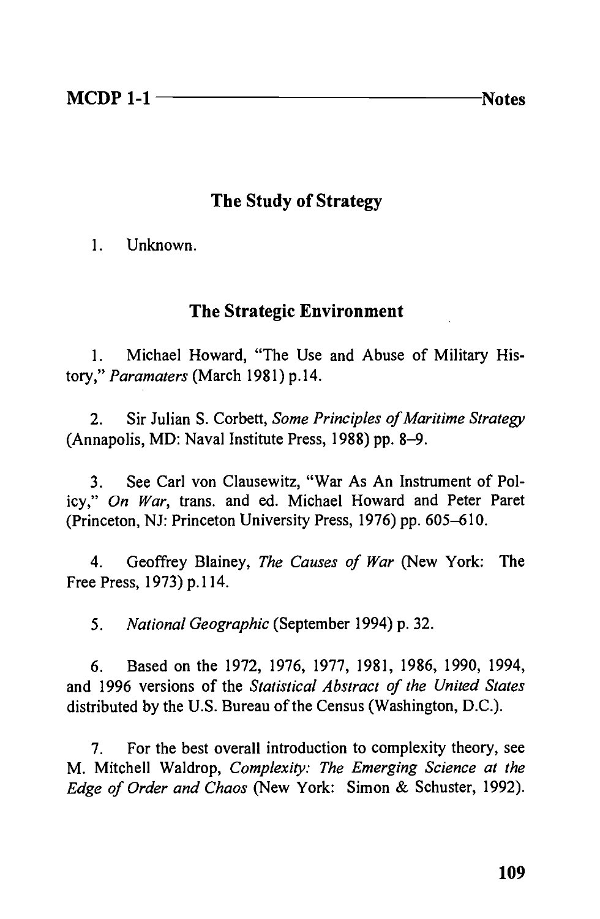## The Study of Strategy

1. Unknown.

## The Strategic Environment

1. Michael Howard, "The Use and Abuse of Military History," *Paramaters* (March 1981) p.14.

2. Sir Julian S. Corbett, *Some Principles of Maritime Strategy* (Annapolis, MD: Naval Institute Press, 1988) pp. 8–9.

3. See Carl von Clausewitz, "War As An Instrument of Policy," *On War*, trans. and ed. Michael Howard and Peter Paret (Princeton, NJ: Princeton University Press, 1976) pp. 605–610.

4. Geoffrey Blainey, *The Causes of War* (New York: The Free Press, 1973) p.114.

5. *National Geographic* (September 1994) p. 32.

6. Based on the 1972, 1976, 1977, 1981, 1986, 1990, 1994, and 1996 versions of the *Statistical Abstract of the United States* distributed by the U.S. Bureau of the Census (Washington, D.C.).

7. For the best overall introduction to complexity theory, see M. Mitchell Waldrop, *Complexity: The Emerging Science at the Edge of Order and Chaos* (New York: Simon & Schuster, 1992).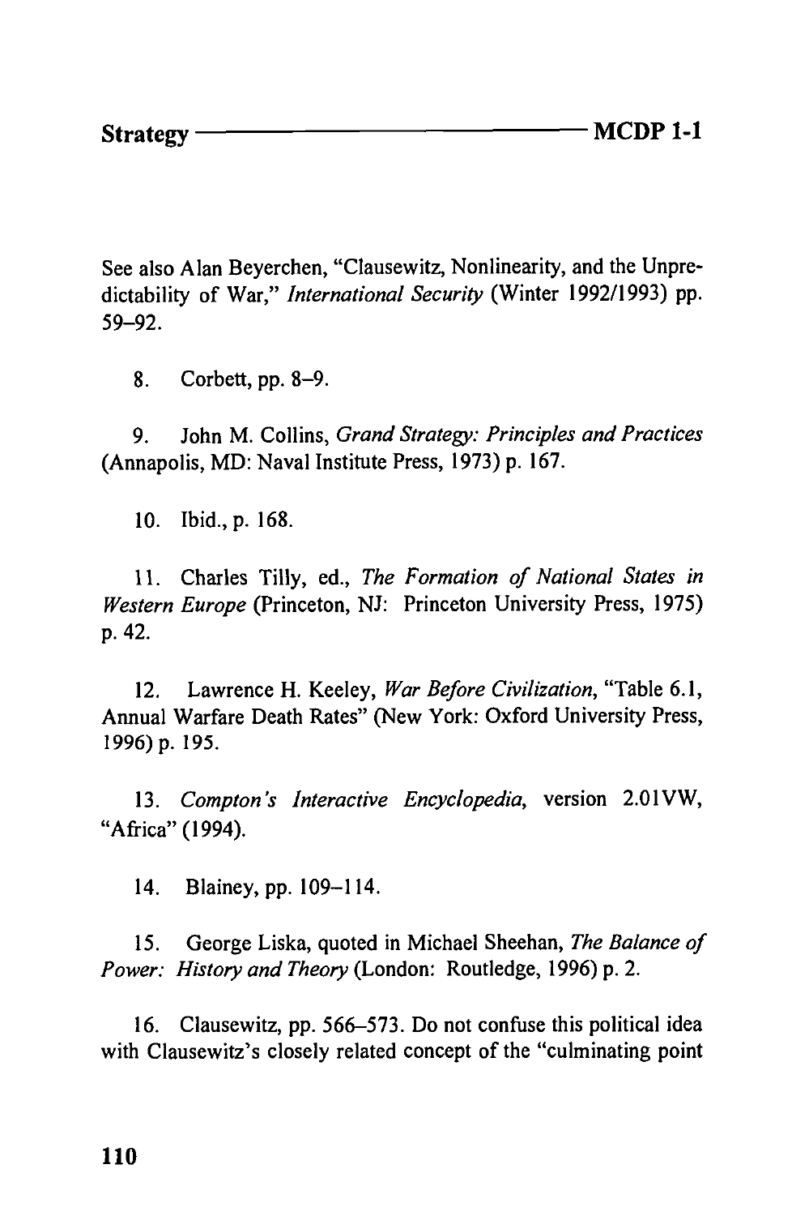See also Alan Beyerchen, "Clausewitz, Nonlinearity, and the Unpredictability of War," *International Security* (Winter 1992/1993) pp. 59–92.

8. Corbett, pp. 8–9.

9. John M. Collins, *Grand Strategy: Principles and Practices* (Annapolis, MD: Naval Institute Press, 1973) p. 167.

10. Ibid., p. 168.

11. Charles Tilly, ed., *The Formation of National States in Western Europe* (Princeton, NJ: Princeton University Press, 1975) p. 42.

12. Lawrence H. Keeley, *War Before Civilization*, "Table 6.1, Annual Warfare Death Rates" (New York: Oxford University Press, 1996) p. 195.

13. *Compton's Interactive Encyclopedia*, version 2.01VW, "Africa" (1994).

14. Blainey, pp. 109–114.

15. George Liska, quoted in Michael Sheehan, *The Balance of Power: History and Theory* (London: Routledge, 1996) p. 2.

16. Clausewitz, pp. 566–573. Do not confuse this political idea with Clausewitz's closely related concept of the "culminating point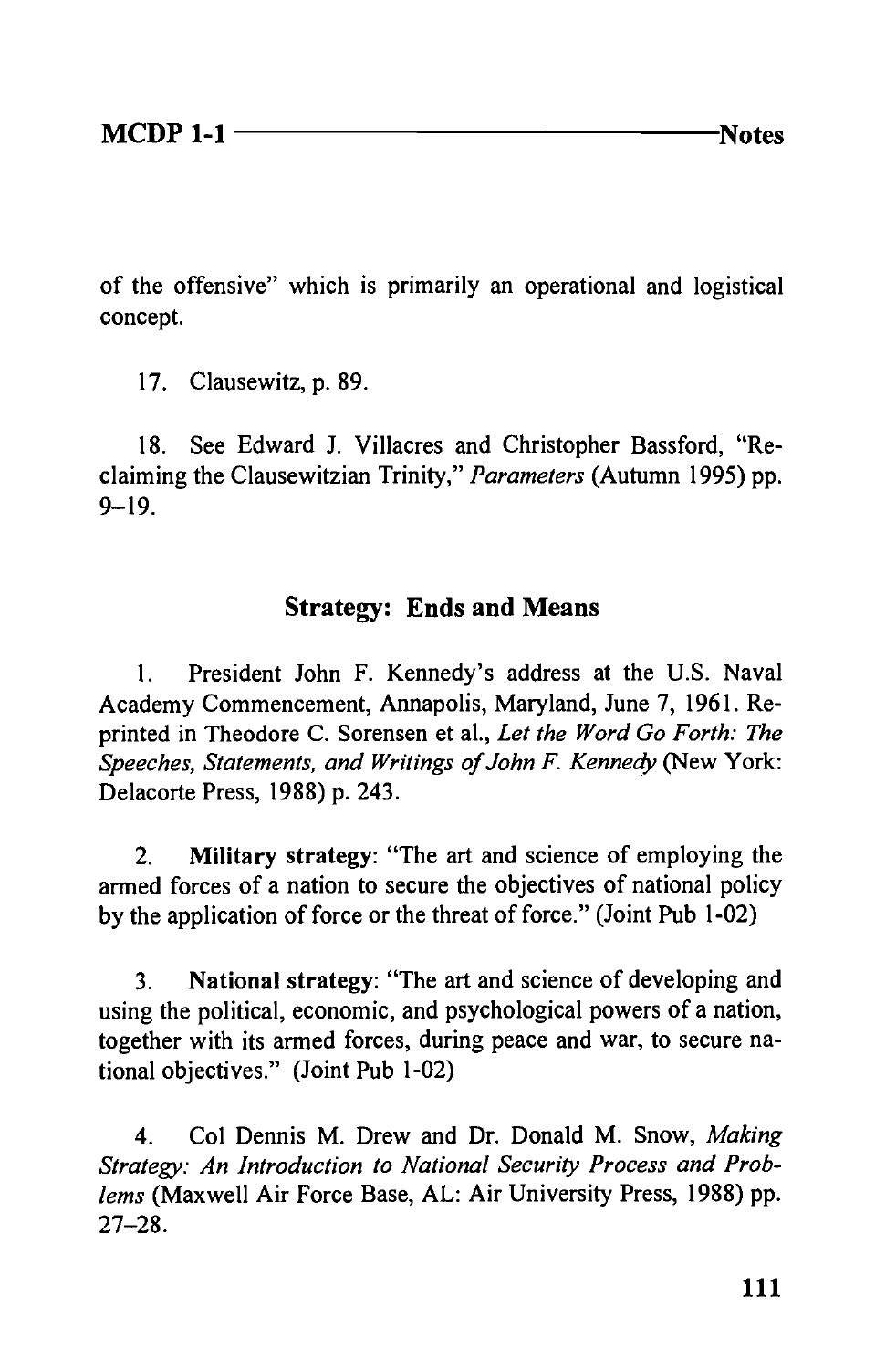of the offensive" which is primarily an operational and logistical concept.

17. Clausewitz, p. 89.

18. See Edward J. Villacres and Christopher Bassford, "Reclaiming the Clausewitzian Trinity," *Parameters* (Autumn 1995) pp. 9–19.

## Strategy: Ends and Means

1. President John F. Kennedy's address at the U.S. Naval Academy Commencement, Annapolis, Maryland, June 7, 1961. Reprinted in Theodore C. Sorensen et al., *Let the Word Go Forth: The Speeches, Statements, and Writings of John F. Kennedy* (New York: Delacorte Press, 1988) p. 243.

2. **Military strategy**: "The art and science of employing the armed forces of a nation to secure the objectives of national policy by the application of force or the threat of force." (Joint Pub 1-02)

3. **National strategy**: "The art and science of developing and using the political, economic, and psychological powers of a nation, together with its armed forces, during peace and war, to secure national objectives." (Joint Pub 1-02)

4. Col Dennis M. Drew and Dr. Donald M. Snow, *Making Strategy: An Introduction to National Security Process and Problems* (Maxwell Air Force Base, AL: Air University Press, 1988) pp. 27–28.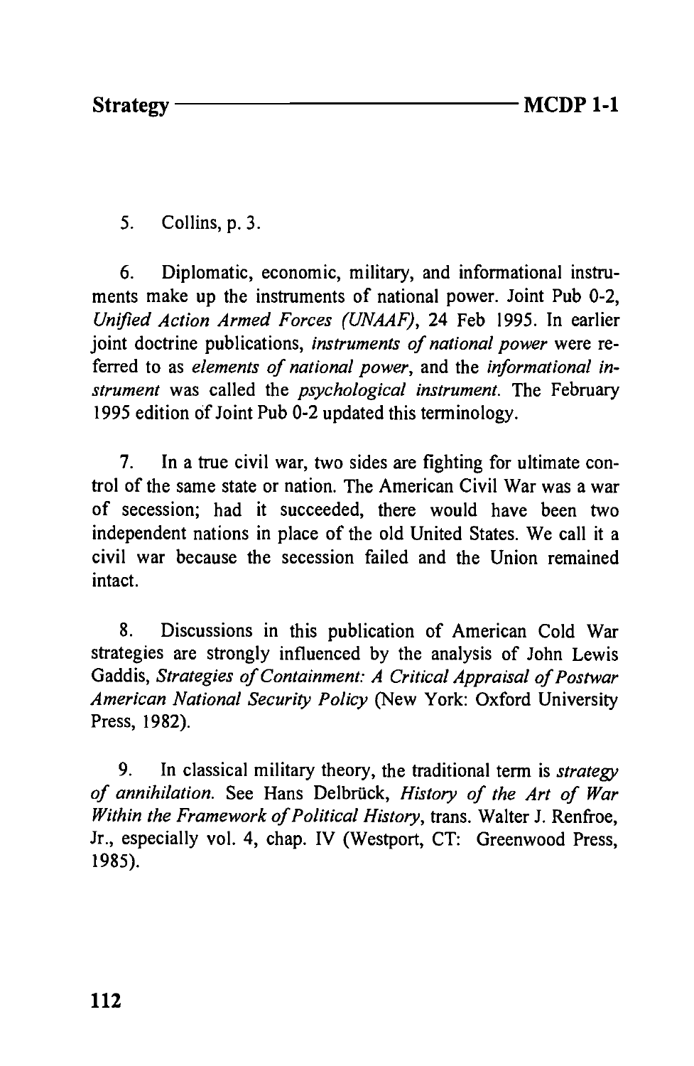5. Collins, p. 3.

6. Diplomatic, economic, military, and informational instruments make up the instruments of national power. Joint Pub 0-2, *Unified Action Armed Forces (UNAAF)*, 24 Feb 1995. In earlier joint doctrine publications, *instruments of national power* were referred to as *elements of national power*, and the *informational instrument* was called the *psychological instrument*. The February 1995 edition of Joint Pub 0-2 updated this terminology.

7. In a true civil war, two sides are fighting for ultimate control of the same state or nation. The American Civil War was a war of secession; had it succeeded, there would have been two independent nations in place of the old United States. We call it a civil war because the secession failed and the Union remained intact.

8. Discussions in this publication of American Cold War strategies are strongly influenced by the analysis of John Lewis Gaddis, *Strategies of Containment: A Critical Appraisal of Postwar American National Security Policy* (New York: Oxford University Press, 1982).

9. In classical military theory, the traditional term is *strategy of annihilation.* See Hans Delbrück, *History of the Art of War Within the Framework of Political History*, trans. Walter J. Renfroe, Jr., especially vol. 4, chap. IV (Westport, CT: Greenwood Press, 1985).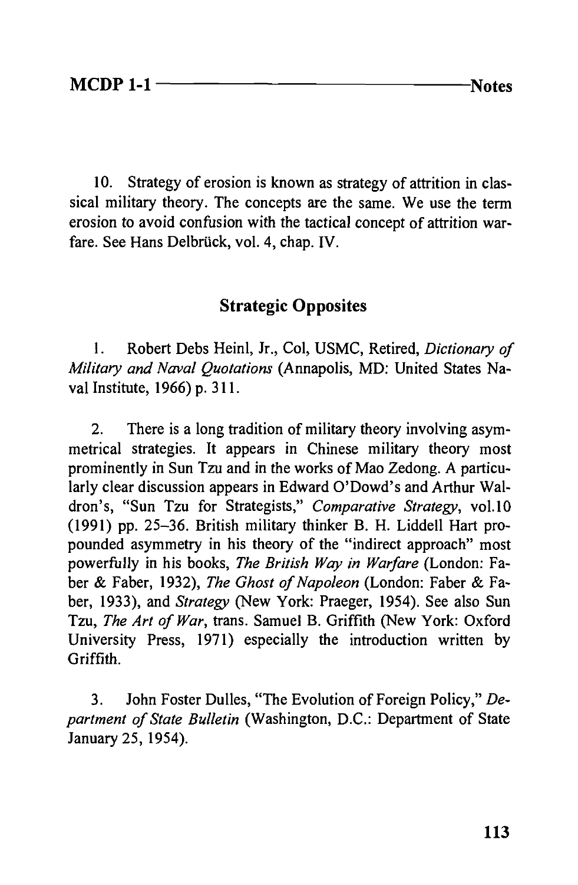10. Strategy of erosion is known as strategy of attrition in classical military theory. The concepts are the same. We use the term erosion to avoid confusion with the tactical concept of attrition warfare. See Hans Delbrück, vol. 4, chap. IV.

## Strategic Opposites

1. Robert Debs Heinl, Jr., Col, USMC, Retired, *Dictionary of Military and Naval Quotations* (Annapolis, MD: United States Naval Institute, 1966) p. 311.

2. There is a long tradition of military theory involving asymmetrical strategies. It appears in Chinese military theory most prominently in Sun Tzu and in the works of Mao Zedong. A particularly clear discussion appears in Edward O'Dowd's and Arthur Waldron's, "Sun Tzu for Strategists," *Comparative Strategy*, vol.10 (1991) pp. 25–36. British military thinker B. H. Liddell Hart propounded asymmetry in his theory of the "indirect approach" most powerfully in his books, *The British Way in Warfare* (London: Faber & Faber, 1932), *The Ghost of Napoleon* (London: Faber & Faber, 1933), and *Strategy* (New York: Praeger, 1954). See also Sun Tzu, *The Art of War*, trans. Samuel B. Griffith (New York: Oxford University Press, 1971) especially the introduction written by Griffith.

3. John Foster Dulles, "The Evolution of Foreign Policy," *Department of State Bulletin* (Washington, D.C.: Department of State January 25, 1954).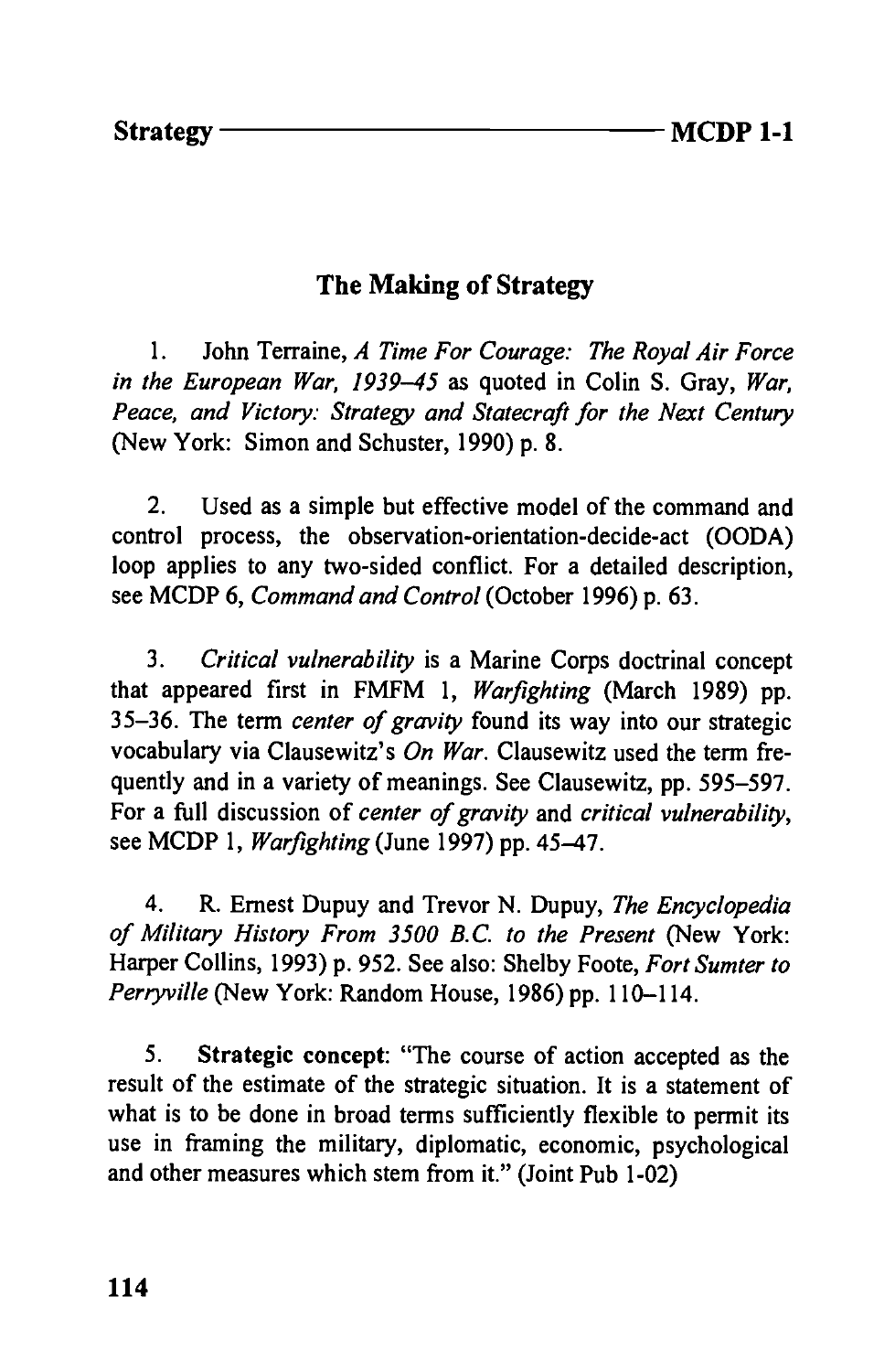## The Making of Strategy

1. John Terraine, *A Time For Courage: The Royal Air Force in the European War, 1939–45* as quoted in Colin S. Gray, *War, Peace, and Victory: Strategy and Statecraft for the Next Century* (New York: Simon and Schuster, 1990) p. 8.

2. Used as a simple but effective model of the command and control process, the observation-orientation-decide-act (OODA) loop applies to any two-sided conflict. For a detailed description, see MCDP 6, *Command and Control* (October 1996) p. 63.

3. *Critical vulnerability* is a Marine Corps doctrinal concept that appeared first in FMFM 1, *Warfighting* (March 1989) pp. 35–36. The term *center of gravity* found its way into our strategic vocabulary via Clausewitz's *On War*. Clausewitz used the term frequently and in a variety of meanings. See Clausewitz, pp. 595–597. For a full discussion of *center of gravity* and *critical vulnerability*, see MCDP 1, *Warfighting* (June 1997) pp. 45–47.

4. R. Ernest Dupuy and Trevor N. Dupuy, *The Encyclopedia of Military History From 3500 B.C. to the Present* (New York: Harper Collins, 1993) p. 952. See also: Shelby Foote, *Fort Sumter to Perryville* (New York: Random House, 1986) pp. 110–114.

5. **Strategic concept**: "The course of action accepted as the result of the estimate of the strategic situation. It is a statement of what is to be done in broad terms sufficiently flexible to permit its use in framing the military, diplomatic, economic, psychological and other measures which stem from it." (Joint Pub 1-02)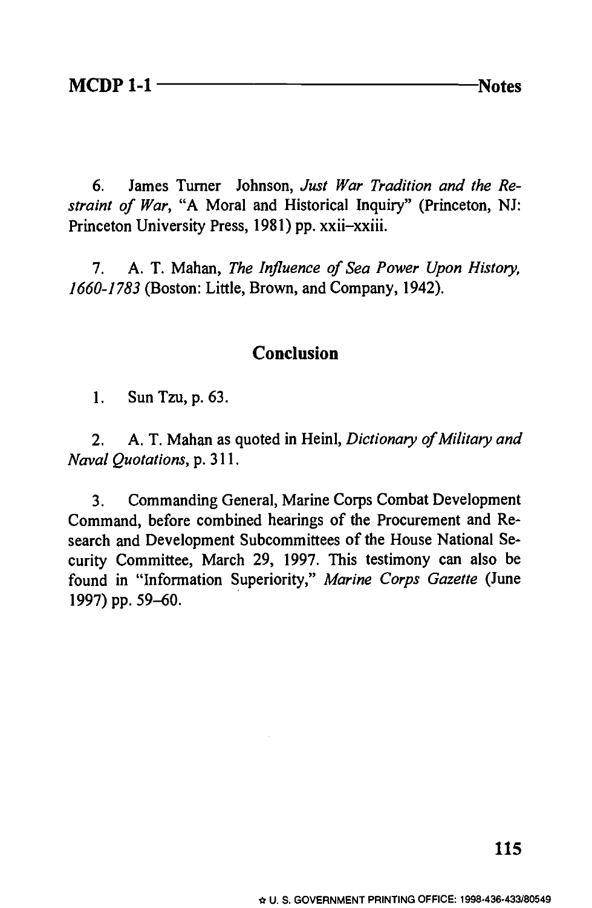6. James Turner Johnson, *Just War Tradition and the Restraint of War*, "A Moral and Historical Inquiry" (Princeton, NJ: Princeton University Press, 1981) pp. xxii–xxiii.

7. A. T. Mahan, *The Influence of Sea Power Upon History, 1660-1783* (Boston: Little, Brown, and Company, 1942).

## Conclusion

1. Sun Tzu, p. 63.

2. A. T. Mahan as quoted in Heinl, *Dictionary of Military and Naval Quotations*, p. 311.

3. Commanding General, Marine Corps Combat Development Command, before combined hearings of the Procurement and Research and Development Subcommittees of the House National Security Committee, March 29, 1997. This testimony can also be found in "Information Superiority," *Marine Corps Gazette* (June 1997) pp. 59–60.

☆ U. S. GOVERNMENT PRINTING OFFICE: 1998-436-433/80549